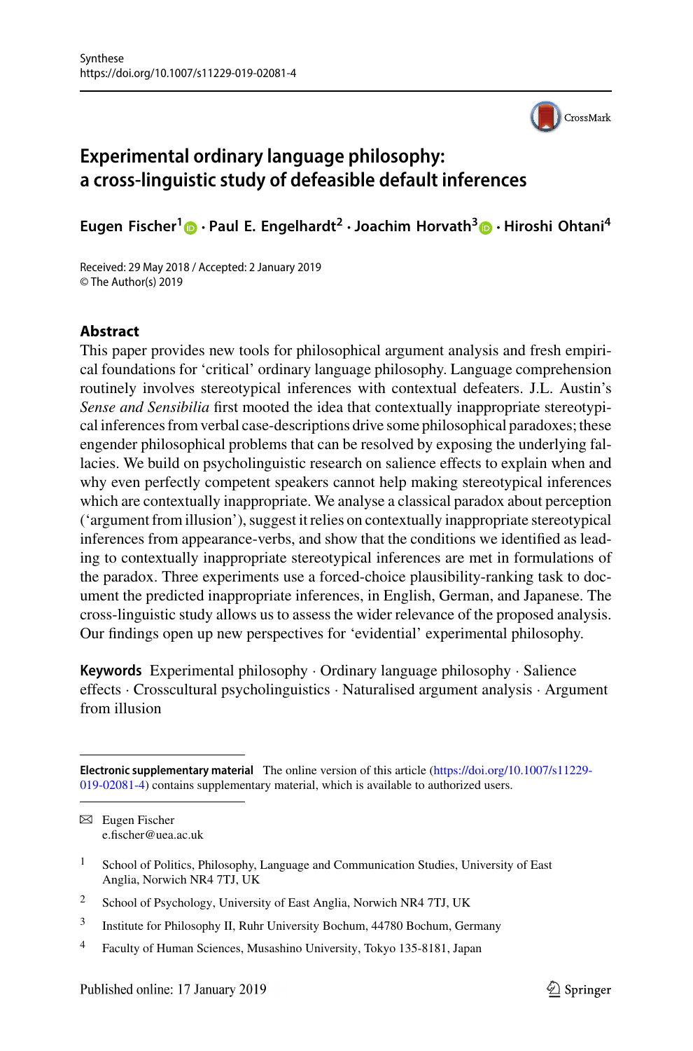Synthese
https://doi.org/10.1007/s11229-019-02081-4

# Experimental ordinary language philosophy: a cross-linguistic study of defeasible default inferences

**Eugen Fischer[1] · Paul E. Engelhardt[2] · Joachim Horvath[3] · Hiroshi Ohtani[4]**

Received: 29 May 2018 / Accepted: 2 January 2019
© The Author(s) 2019

## Abstract

This paper provides new tools for philosophical argument analysis and fresh empirical foundations for 'critical' ordinary language philosophy. Language comprehension routinely involves stereotypical inferences with contextual defeaters. J.L. Austin's *Sense and Sensibilia* first mooted the idea that contextually inappropriate stereotypical inferences from verbal case-descriptions drive some philosophical paradoxes; these engender philosophical problems that can be resolved by exposing the underlying fallacies. We build on psycholinguistic research on salience effects to explain when and why even perfectly competent speakers cannot help making stereotypical inferences which are contextually inappropriate. We analyse a classical paradox about perception ('argument from illusion'), suggest it relies on contextually inappropriate stereotypical inferences from appearance-verbs, and show that the conditions we identified as leading to contextually inappropriate stereotypical inferences are met in formulations of the paradox. Three experiments use a forced-choice plausibility-ranking task to document the predicted inappropriate inferences, in English, German, and Japanese. The cross-linguistic study allows us to assess the wider relevance of the proposed analysis. Our findings open up new perspectives for 'evidential' experimental philosophy.

**Keywords** Experimental philosophy · Ordinary language philosophy · Salience effects · Crosscultural psycholinguistics · Naturalised argument analysis · Argument from illusion

---

**Electronic supplementary material** The online version of this article (https://doi.org/10.1007/s11229-019-02081-4) contains supplementary material, which is available to authorized users.

---

✉ Eugen Fischer
e.fischer@uea.ac.uk

1 School of Politics, Philosophy, Language and Communication Studies, University of East Anglia, Norwich NR4 7TJ, UK

2 School of Psychology, University of East Anglia, Norwich NR4 7TJ, UK

3 Institute for Philosophy II, Ruhr University Bochum, 44780 Bochum, Germany

4 Faculty of Human Sciences, Musashino University, Tokyo 135-8181, Japan

Published online: 17 January 2019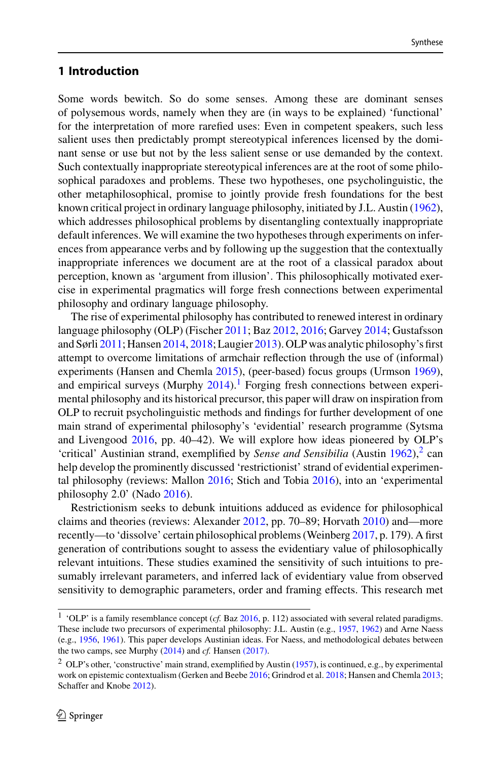## 1 Introduction

Some words bewitch. So do some senses. Among these are dominant senses of polysemous words, namely when they are (in ways to be explained) 'functional' for the interpretation of more rarefied uses: Even in competent speakers, such less salient uses then predictably prompt stereotypical inferences licensed by the dominant sense or use but not by the less salient sense or use demanded by the context. Such contextually inappropriate stereotypical inferences are at the root of some philosophical paradoxes and problems. These two hypotheses, one psycholinguistic, the other metaphilosophical, promise to jointly provide fresh foundations for the best known critical project in ordinary language philosophy, initiated by J.L. Austin (1962), which addresses philosophical problems by disentangling contextually inappropriate default inferences. We will examine the two hypotheses through experiments on inferences from appearance verbs and by following up the suggestion that the contextually inappropriate inferences we document are at the root of a classical paradox about perception, known as 'argument from illusion'. This philosophically motivated exercise in experimental pragmatics will forge fresh connections between experimental philosophy and ordinary language philosophy.

The rise of experimental philosophy has contributed to renewed interest in ordinary language philosophy (OLP) (Fischer 2011; Baz 2012, 2016; Garvey 2014; Gustafsson and Sørli 2011; Hansen 2014, 2018; Laugier 2013). OLP was analytic philosophy's first attempt to overcome limitations of armchair reflection through the use of (informal) experiments (Hansen and Chemla 2015), (peer-based) focus groups (Urmson 1969), and empirical surveys (Murphy 2014).[1] Forging fresh connections between experimental philosophy and its historical precursor, this paper will draw on inspiration from OLP to recruit psycholinguistic methods and findings for further development of one main strand of experimental philosophy's 'evidential' research programme (Sytsma and Livengood 2016, pp. 40–42). We will explore how ideas pioneered by OLP's 'critical' Austinian strand, exemplified by *Sense and Sensibilia* (Austin 1962),[2] can help develop the prominently discussed 'restrictionist' strand of evidential experimental philosophy (reviews: Mallon 2016; Stich and Tobia 2016), into an 'experimental philosophy 2.0' (Nado 2016).

Restrictionism seeks to debunk intuitions adduced as evidence for philosophical claims and theories (reviews: Alexander 2012, pp. 70–89; Horvath 2010) and—more recently—to 'dissolve' certain philosophical problems (Weinberg 2017, p. 179). A first generation of contributions sought to assess the evidentiary value of philosophically relevant intuitions. These studies examined the sensitivity of such intuitions to presumably irrelevant parameters, and inferred lack of evidentiary value from observed sensitivity to demographic parameters, order and framing effects. This research met

---

[1] 'OLP' is a family resemblance concept (*cf.* Baz 2016, p. 112) associated with several related paradigms. These include two precursors of experimental philosophy: J.L. Austin (e.g., 1957, 1962) and Arne Naess (e.g., 1956, 1961). This paper develops Austinian ideas. For Naess, and methodological debates between the two camps, see Murphy (2014) and *cf.* Hansen (2017).

[2] OLP's other, 'constructive' main strand, exemplified by Austin (1957), is continued, e.g., by experimental work on epistemic contextualism (Gerken and Beebe 2016; Grindrod et al. 2018; Hansen and Chemla 2013; Schaffer and Knobe 2012).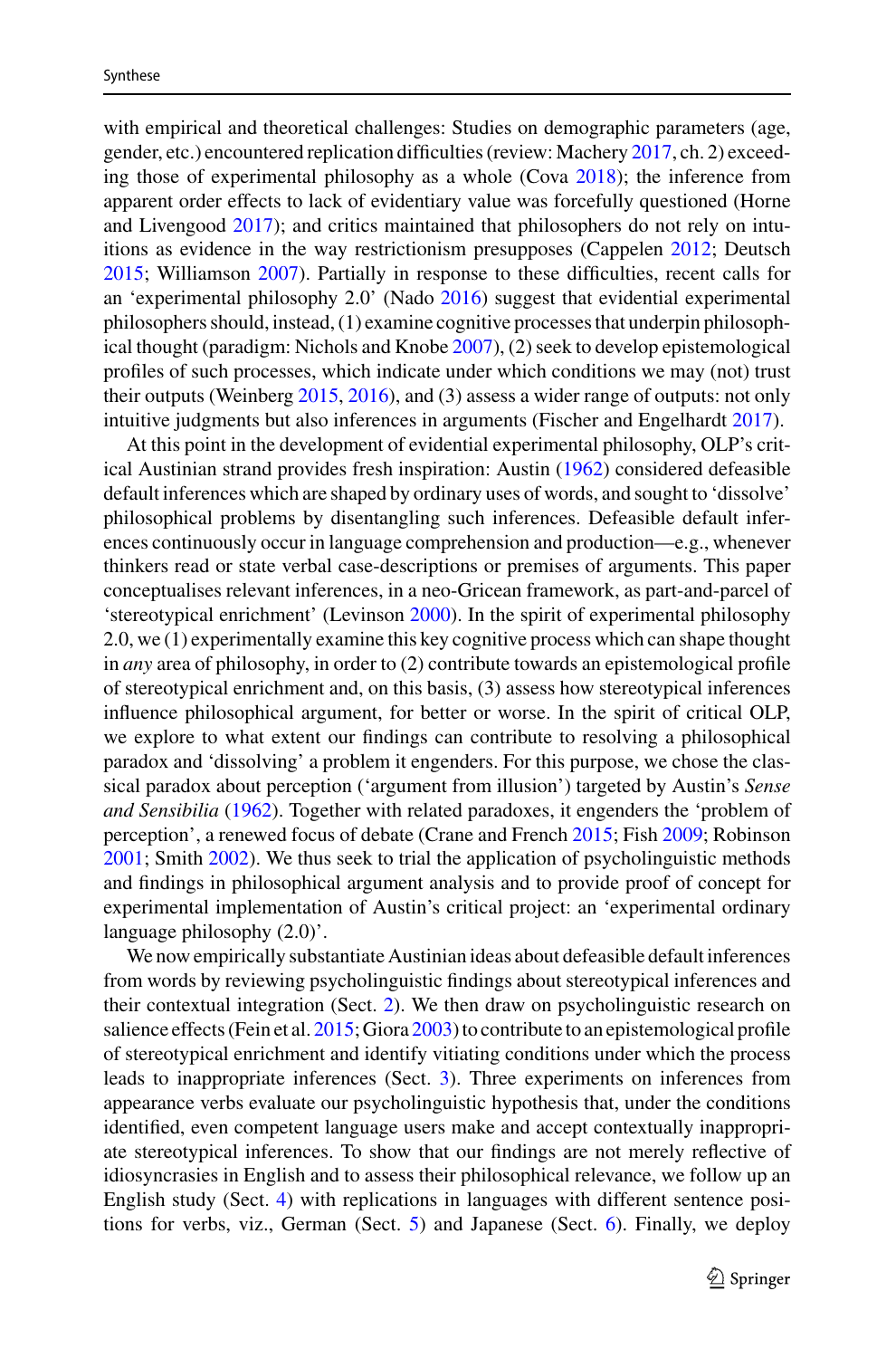with empirical and theoretical challenges: Studies on demographic parameters (age, gender, etc.) encountered replication difficulties (review: Machery 2017, ch. 2) exceeding those of experimental philosophy as a whole (Cova 2018); the inference from apparent order effects to lack of evidentiary value was forcefully questioned (Horne and Livengood 2017); and critics maintained that philosophers do not rely on intuitions as evidence in the way restrictionism presupposes (Cappelen 2012; Deutsch 2015; Williamson 2007). Partially in response to these difficulties, recent calls for an 'experimental philosophy 2.0' (Nado 2016) suggest that evidential experimental philosophers should, instead, (1) examine cognitive processes that underpin philosophical thought (paradigm: Nichols and Knobe 2007), (2) seek to develop epistemological profiles of such processes, which indicate under which conditions we may (not) trust their outputs (Weinberg 2015, 2016), and (3) assess a wider range of outputs: not only intuitive judgments but also inferences in arguments (Fischer and Engelhardt 2017).

At this point in the development of evidential experimental philosophy, OLP's critical Austinian strand provides fresh inspiration: Austin (1962) considered defeasible default inferences which are shaped by ordinary uses of words, and sought to 'dissolve' philosophical problems by disentangling such inferences. Defeasible default inferences continuously occur in language comprehension and production—e.g., whenever thinkers read or state verbal case-descriptions or premises of arguments. This paper conceptualises relevant inferences, in a neo-Gricean framework, as part-and-parcel of 'stereotypical enrichment' (Levinson 2000). In the spirit of experimental philosophy 2.0, we (1) experimentally examine this key cognitive process which can shape thought in *any* area of philosophy, in order to (2) contribute towards an epistemological profile of stereotypical enrichment and, on this basis, (3) assess how stereotypical inferences influence philosophical argument, for better or worse. In the spirit of critical OLP, we explore to what extent our findings can contribute to resolving a philosophical paradox and 'dissolving' a problem it engenders. For this purpose, we chose the classical paradox about perception ('argument from illusion') targeted by Austin's *Sense and Sensibilia* (1962). Together with related paradoxes, it engenders the 'problem of perception', a renewed focus of debate (Crane and French 2015; Fish 2009; Robinson 2001; Smith 2002). We thus seek to trial the application of psycholinguistic methods and findings in philosophical argument analysis and to provide proof of concept for experimental implementation of Austin's critical project: an 'experimental ordinary language philosophy (2.0)'.

We now empirically substantiate Austinian ideas about defeasible default inferences from words by reviewing psycholinguistic findings about stereotypical inferences and their contextual integration (Sect. 2). We then draw on psycholinguistic research on salience effects (Fein et al. 2015; Giora 2003) to contribute to an epistemological profile of stereotypical enrichment and identify vitiating conditions under which the process leads to inappropriate inferences (Sect. 3). Three experiments on inferences from appearance verbs evaluate our psycholinguistic hypothesis that, under the conditions identified, even competent language users make and accept contextually inappropriate stereotypical inferences. To show that our findings are not merely reflective of idiosyncrasies in English and to assess their philosophical relevance, we follow up an English study (Sect. 4) with replications in languages with different sentence positions for verbs, viz., German (Sect. 5) and Japanese (Sect. 6). Finally, we deploy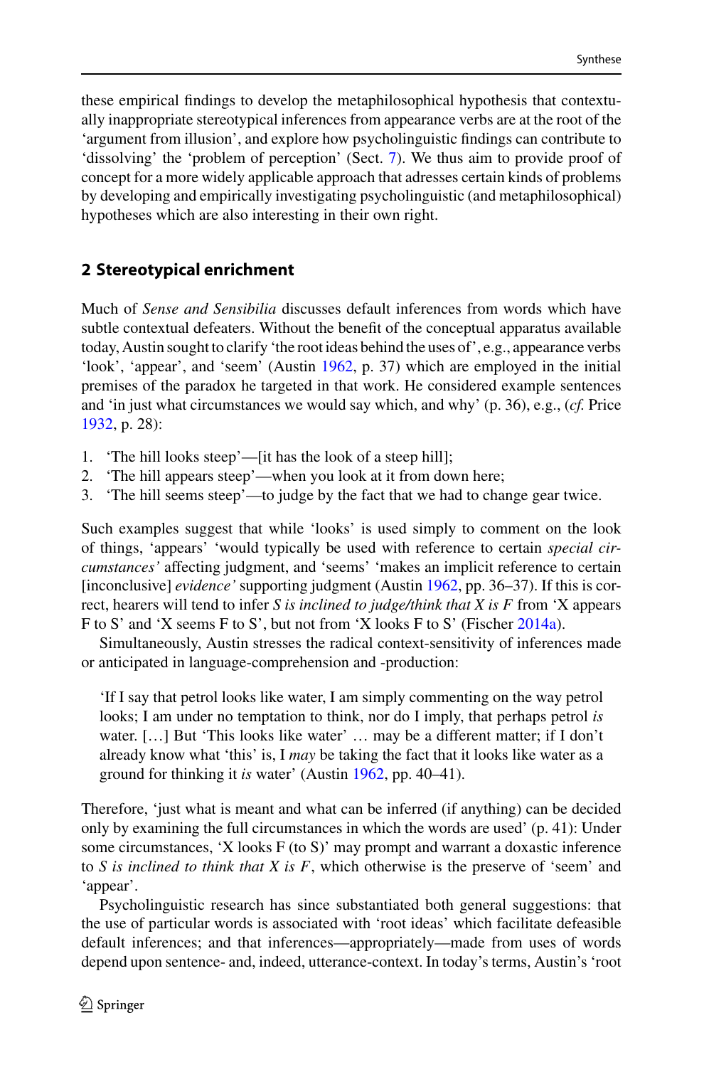these empirical findings to develop the metaphilosophical hypothesis that contextually inappropriate stereotypical inferences from appearance verbs are at the root of the 'argument from illusion', and explore how psycholinguistic findings can contribute to 'dissolving' the 'problem of perception' (Sect. 7). We thus aim to provide proof of concept for a more widely applicable approach that adresses certain kinds of problems by developing and empirically investigating psycholinguistic (and metaphilosophical) hypotheses which are also interesting in their own right.

## 2 Stereotypical enrichment

Much of *Sense and Sensibilia* discusses default inferences from words which have subtle contextual defeaters. Without the benefit of the conceptual apparatus available today, Austin sought to clarify 'the root ideas behind the uses of', e.g., appearance verbs 'look', 'appear', and 'seem' (Austin 1962, p. 37) which are employed in the initial premises of the paradox he targeted in that work. He considered example sentences and 'in just what circumstances we would say which, and why' (p. 36), e.g., (*cf.* Price 1932, p. 28):

1. 'The hill looks steep'—[it has the look of a steep hill];
2. 'The hill appears steep'—when you look at it from down here;
3. 'The hill seems steep'—to judge by the fact that we had to change gear twice.

Such examples suggest that while 'looks' is used simply to comment on the look of things, 'appears' 'would typically be used with reference to certain *special circumstances'* affecting judgment, and 'seems' 'makes an implicit reference to certain [inconclusive] *evidence'* supporting judgment (Austin 1962, pp. 36–37). If this is correct, hearers will tend to infer *S is inclined to judge/think that X is F* from 'X appears F to S' and 'X seems F to S', but not from 'X looks F to S' (Fischer 2014a).

Simultaneously, Austin stresses the radical context-sensitivity of inferences made or anticipated in language-comprehension and -production:

> 'If I say that petrol looks like water, I am simply commenting on the way petrol looks; I am under no temptation to think, nor do I imply, that perhaps petrol *is* water. […] But 'This looks like water' … may be a different matter; if I don't already know what 'this' is, I *may* be taking the fact that it looks like water as a ground for thinking it *is* water' (Austin 1962, pp. 40–41).

Therefore, 'just what is meant and what can be inferred (if anything) can be decided only by examining the full circumstances in which the words are used' (p. 41): Under some circumstances, 'X looks F (to S)' may prompt and warrant a doxastic inference to *S is inclined to think that X is F*, which otherwise is the preserve of 'seem' and 'appear'.

Psycholinguistic research has since substantiated both general suggestions: that the use of particular words is associated with 'root ideas' which facilitate defeasible default inferences; and that inferences—appropriately—made from uses of words depend upon sentence- and, indeed, utterance-context. In today's terms, Austin's 'root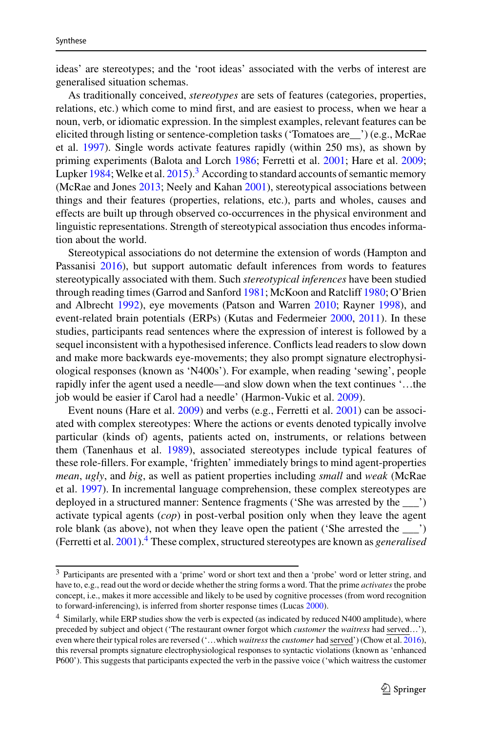ideas' are stereotypes; and the 'root ideas' associated with the verbs of interest are generalised situation schemas.

As traditionally conceived, *stereotypes* are sets of features (categories, properties, relations, etc.) which come to mind first, and are easiest to process, when we hear a noun, verb, or idiomatic expression. In the simplest examples, relevant features can be elicited through listing or sentence-completion tasks ('Tomatoes are__') (e.g., McRae et al. 1997). Single words activate features rapidly (within 250 ms), as shown by priming experiments (Balota and Lorch 1986; Ferretti et al. 2001; Hare et al. 2009; Lupker 1984; Welke et al. 2015).[3] According to standard accounts of semantic memory (McRae and Jones 2013; Neely and Kahan 2001), stereotypical associations between things and their features (properties, relations, etc.), parts and wholes, causes and effects are built up through observed co-occurrences in the physical environment and linguistic representations. Strength of stereotypical association thus encodes information about the world.

Stereotypical associations do not determine the extension of words (Hampton and Passanisi 2016), but support automatic default inferences from words to features stereotypically associated with them. Such *stereotypical inferences* have been studied through reading times (Garrod and Sanford 1981; McKoon and Ratcliff 1980; O'Brien and Albrecht 1992), eye movements (Patson and Warren 2010; Rayner 1998), and event-related brain potentials (ERPs) (Kutas and Federmeier 2000, 2011). In these studies, participants read sentences where the expression of interest is followed by a sequel inconsistent with a hypothesised inference. Conflicts lead readers to slow down and make more backwards eye-movements; they also prompt signature electrophysiological responses (known as 'N400s'). For example, when reading 'sewing', people rapidly infer the agent used a needle—and slow down when the text continues '…the job would be easier if Carol had a needle' (Harmon-Vukic et al. 2009).

Event nouns (Hare et al. 2009) and verbs (e.g., Ferretti et al. 2001) can be associated with complex stereotypes: Where the actions or events denoted typically involve particular (kinds of) agents, patients acted on, instruments, or relations between them (Tanenhaus et al. 1989), associated stereotypes include typical features of these role-fillers. For example, 'frighten' immediately brings to mind agent-properties *mean*, *ugly*, and *big*, as well as patient properties including *small* and *weak* (McRae et al. 1997). In incremental language comprehension, these complex stereotypes are deployed in a structured manner: Sentence fragments ('She was arrested by the ___') activate typical agents (*cop*) in post-verbal position only when they leave the agent role blank (as above), not when they leave open the patient ('She arrested the ___') (Ferretti et al. 2001).[4] These complex, structured stereotypes are known as *generalised*

[3] Participants are presented with a 'prime' word or short text and then a 'probe' word or letter string, and have to, e.g., read out the word or decide whether the string forms a word. That the prime *activates* the probe concept, i.e., makes it more accessible and likely to be used by cognitive processes (from word recognition to forward-inferencing), is inferred from shorter response times (Lucas 2000).

[4] Similarly, while ERP studies show the verb is expected (as indicated by reduced N400 amplitude), where preceded by subject and object ('The restaurant owner forgot which *customer* the *waitress* had served…'), even where their typical roles are reversed ('…which *waitress* the *customer* had served') (Chow et al. 2016), this reversal prompts signature electrophysiological responses to syntactic violations (known as 'enhanced P600'). This suggests that participants expected the verb in the passive voice ('which waitress the customer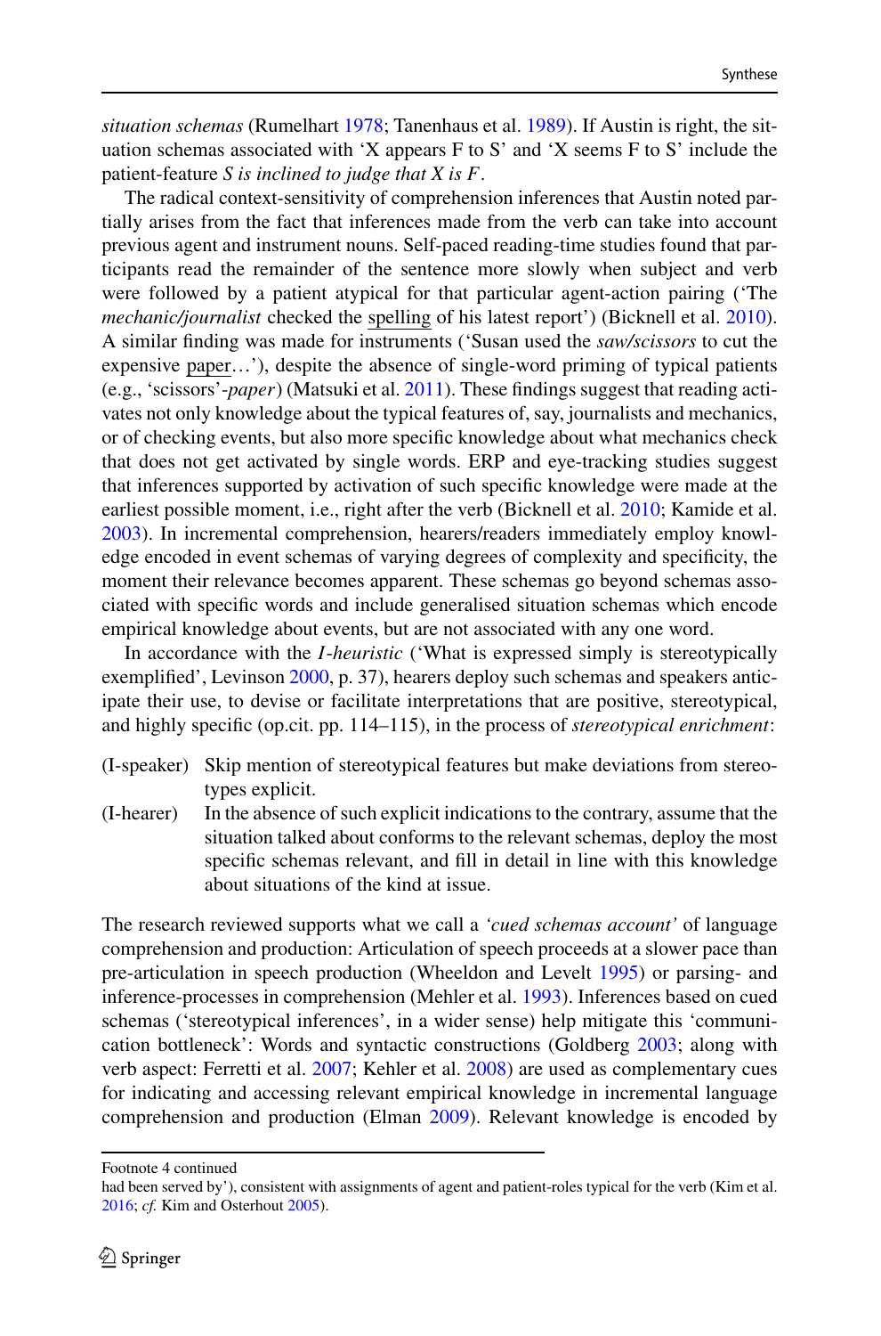*situation schemas* (Rumelhart 1978; Tanenhaus et al. 1989). If Austin is right, the situation schemas associated with 'X appears F to S' and 'X seems F to S' include the patient-feature *S is inclined to judge that X is F*.

The radical context-sensitivity of comprehension inferences that Austin noted partially arises from the fact that inferences made from the verb can take into account previous agent and instrument nouns. Self-paced reading-time studies found that participants read the remainder of the sentence more slowly when subject and verb were followed by a patient atypical for that particular agent-action pairing ('The *mechanic/journalist* checked the spelling of his latest report') (Bicknell et al. 2010). A similar finding was made for instruments ('Susan used the *saw/scissors* to cut the expensive paper…'), despite the absence of single-word priming of typical patients (e.g., 'scissors'-*paper*) (Matsuki et al. 2011). These findings suggest that reading activates not only knowledge about the typical features of, say, journalists and mechanics, or of checking events, but also more specific knowledge about what mechanics check that does not get activated by single words. ERP and eye-tracking studies suggest that inferences supported by activation of such specific knowledge were made at the earliest possible moment, i.e., right after the verb (Bicknell et al. 2010; Kamide et al. 2003). In incremental comprehension, hearers/readers immediately employ knowledge encoded in event schemas of varying degrees of complexity and specificity, the moment their relevance becomes apparent. These schemas go beyond schemas associated with specific words and include generalised situation schemas which encode empirical knowledge about events, but are not associated with any one word.

In accordance with the *I-heuristic* ('What is expressed simply is stereotypically exemplified', Levinson 2000, p. 37), hearers deploy such schemas and speakers anticipate their use, to devise or facilitate interpretations that are positive, stereotypical, and highly specific (op.cit. pp. 114–115), in the process of *stereotypical enrichment*:

(I-speaker) Skip mention of stereotypical features but make deviations from stereotypes explicit.

(I-hearer) In the absence of such explicit indications to the contrary, assume that the situation talked about conforms to the relevant schemas, deploy the most specific schemas relevant, and fill in detail in line with this knowledge about situations of the kind at issue.

The research reviewed supports what we call a *'cued schemas account'* of language comprehension and production: Articulation of speech proceeds at a slower pace than pre-articulation in speech production (Wheeldon and Levelt 1995) or parsing- and inference-processes in comprehension (Mehler et al. 1993). Inferences based on cued schemas ('stereotypical inferences', in a wider sense) help mitigate this 'communication bottleneck': Words and syntactic constructions (Goldberg 2003; along with verb aspect: Ferretti et al. 2007; Kehler et al. 2008) are used as complementary cues for indicating and accessing relevant empirical knowledge in incremental language comprehension and production (Elman 2009). Relevant knowledge is encoded by

---

Footnote 4 continued

had been served by'), consistent with assignments of agent and patient-roles typical for the verb (Kim et al. 2016; *cf.* Kim and Osterhout 2005).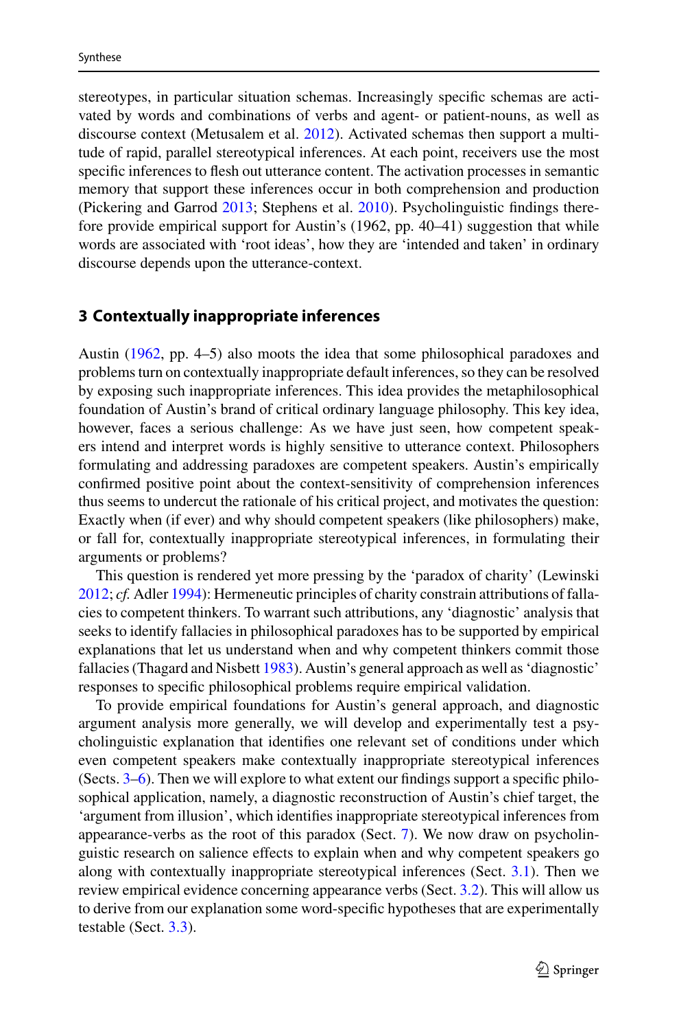stereotypes, in particular situation schemas. Increasingly specific schemas are activated by words and combinations of verbs and agent- or patient-nouns, as well as discourse context (Metusalem et al. 2012). Activated schemas then support a multitude of rapid, parallel stereotypical inferences. At each point, receivers use the most specific inferences to flesh out utterance content. The activation processes in semantic memory that support these inferences occur in both comprehension and production (Pickering and Garrod 2013; Stephens et al. 2010). Psycholinguistic findings therefore provide empirical support for Austin's (1962, pp. 40–41) suggestion that while words are associated with 'root ideas', how they are 'intended and taken' in ordinary discourse depends upon the utterance-context.

## 3 Contextually inappropriate inferences

Austin (1962, pp. 4–5) also moots the idea that some philosophical paradoxes and problems turn on contextually inappropriate default inferences, so they can be resolved by exposing such inappropriate inferences. This idea provides the metaphilosophical foundation of Austin's brand of critical ordinary language philosophy. This key idea, however, faces a serious challenge: As we have just seen, how competent speakers intend and interpret words is highly sensitive to utterance context. Philosophers formulating and addressing paradoxes are competent speakers. Austin's empirically confirmed positive point about the context-sensitivity of comprehension inferences thus seems to undercut the rationale of his critical project, and motivates the question: Exactly when (if ever) and why should competent speakers (like philosophers) make, or fall for, contextually inappropriate stereotypical inferences, in formulating their arguments or problems?

This question is rendered yet more pressing by the 'paradox of charity' (Lewinski 2012; *cf.* Adler 1994): Hermeneutic principles of charity constrain attributions of fallacies to competent thinkers. To warrant such attributions, any 'diagnostic' analysis that seeks to identify fallacies in philosophical paradoxes has to be supported by empirical explanations that let us understand when and why competent thinkers commit those fallacies (Thagard and Nisbett 1983). Austin's general approach as well as 'diagnostic' responses to specific philosophical problems require empirical validation.

To provide empirical foundations for Austin's general approach, and diagnostic argument analysis more generally, we will develop and experimentally test a psycholinguistic explanation that identifies one relevant set of conditions under which even competent speakers make contextually inappropriate stereotypical inferences (Sects. 3–6). Then we will explore to what extent our findings support a specific philosophical application, namely, a diagnostic reconstruction of Austin's chief target, the 'argument from illusion', which identifies inappropriate stereotypical inferences from appearance-verbs as the root of this paradox (Sect. 7). We now draw on psycholinguistic research on salience effects to explain when and why competent speakers go along with contextually inappropriate stereotypical inferences (Sect. 3.1). Then we review empirical evidence concerning appearance verbs (Sect. 3.2). This will allow us to derive from our explanation some word-specific hypotheses that are experimentally testable (Sect. 3.3).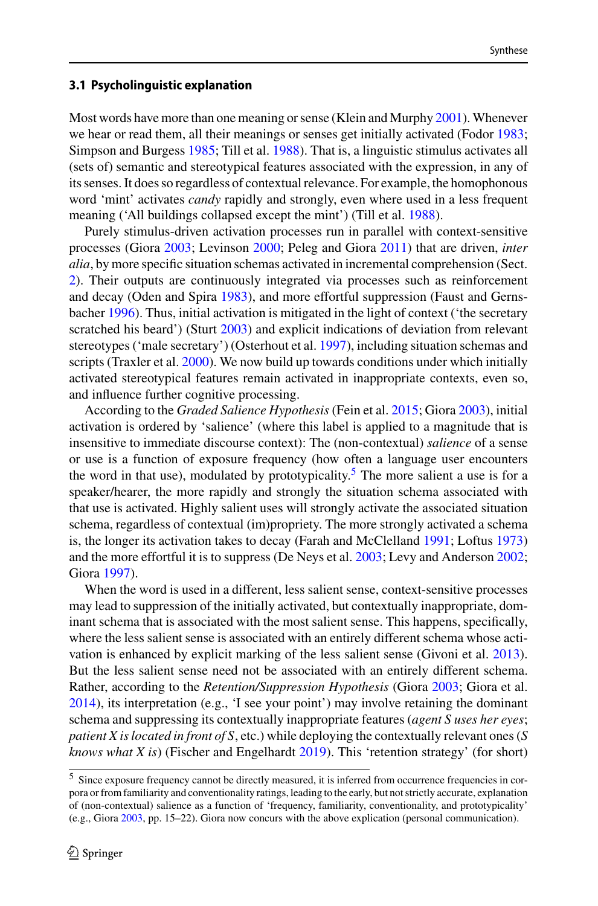### 3.1 Psycholinguistic explanation

Most words have more than one meaning or sense (Klein and Murphy 2001). Whenever we hear or read them, all their meanings or senses get initially activated (Fodor 1983; Simpson and Burgess 1985; Till et al. 1988). That is, a linguistic stimulus activates all (sets of) semantic and stereotypical features associated with the expression, in any of its senses. It does so regardless of contextual relevance. For example, the homophonous word 'mint' activates *candy* rapidly and strongly, even where used in a less frequent meaning ('All buildings collapsed except the mint') (Till et al. 1988).

Purely stimulus-driven activation processes run in parallel with context-sensitive processes (Giora 2003; Levinson 2000; Peleg and Giora 2011) that are driven, *inter alia*, by more specific situation schemas activated in incremental comprehension (Sect. 2). Their outputs are continuously integrated via processes such as reinforcement and decay (Oden and Spira 1983), and more effortful suppression (Faust and Gernsbacher 1996). Thus, initial activation is mitigated in the light of context ('the secretary scratched his beard') (Sturt 2003) and explicit indications of deviation from relevant stereotypes ('male secretary') (Osterhout et al. 1997), including situation schemas and scripts (Traxler et al. 2000). We now build up towards conditions under which initially activated stereotypical features remain activated in inappropriate contexts, even so, and influence further cognitive processing.

According to the *Graded Salience Hypothesis* (Fein et al. 2015; Giora 2003), initial activation is ordered by 'salience' (where this label is applied to a magnitude that is insensitive to immediate discourse context): The (non-contextual) *salience* of a sense or use is a function of exposure frequency (how often a language user encounters the word in that use), modulated by prototypicality.[5] The more salient a use is for a speaker/hearer, the more rapidly and strongly the situation schema associated with that use is activated. Highly salient uses will strongly activate the associated situation schema, regardless of contextual (im)propriety. The more strongly activated a schema is, the longer its activation takes to decay (Farah and McClelland 1991; Loftus 1973) and the more effortful it is to suppress (De Neys et al. 2003; Levy and Anderson 2002; Giora 1997).

When the word is used in a different, less salient sense, context-sensitive processes may lead to suppression of the initially activated, but contextually inappropriate, dominant schema that is associated with the most salient sense. This happens, specifically, where the less salient sense is associated with an entirely different schema whose activation is enhanced by explicit marking of the less salient sense (Givoni et al. 2013). But the less salient sense need not be associated with an entirely different schema. Rather, according to the *Retention/Suppression Hypothesis* (Giora 2003; Giora et al. 2014), its interpretation (e.g., 'I see your point') may involve retaining the dominant schema and suppressing its contextually inappropriate features (*agent S uses her eyes*; *patient X is located in front of S*, etc.) while deploying the contextually relevant ones (*S knows what X is*) (Fischer and Engelhardt 2019). This 'retention strategy' (for short)

---

[5] Since exposure frequency cannot be directly measured, it is inferred from occurrence frequencies in corpora or from familiarity and conventionality ratings, leading to the early, but not strictly accurate, explanation of (non-contextual) salience as a function of 'frequency, familiarity, conventionality, and prototypicality' (e.g., Giora 2003, pp. 15–22). Giora now concurs with the above explication (personal communication).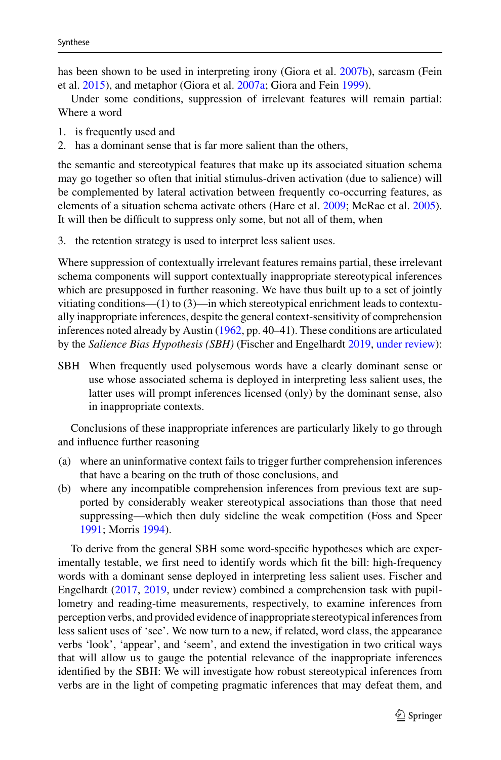has been shown to be used in interpreting irony (Giora et al. 2007b), sarcasm (Fein et al. 2015), and metaphor (Giora et al. 2007a; Giora and Fein 1999).

Under some conditions, suppression of irrelevant features will remain partial: Where a word

1. is frequently used and
2. has a dominant sense that is far more salient than the others,

the semantic and stereotypical features that make up its associated situation schema may go together so often that initial stimulus-driven activation (due to salience) will be complemented by lateral activation between frequently co-occurring features, as elements of a situation schema activate others (Hare et al. 2009; McRae et al. 2005). It will then be difficult to suppress only some, but not all of them, when

3. the retention strategy is used to interpret less salient uses.

Where suppression of contextually irrelevant features remains partial, these irrelevant schema components will support contextually inappropriate stereotypical inferences which are presupposed in further reasoning. We have thus built up to a set of jointly vitiating conditions—(1) to (3)—in which stereotypical enrichment leads to contextually inappropriate inferences, despite the general context-sensitivity of comprehension inferences noted already by Austin (1962, pp. 40–41). These conditions are articulated by the *Salience Bias Hypothesis (SBH)* (Fischer and Engelhardt 2019, under review):

SBH When frequently used polysemous words have a clearly dominant sense or use whose associated schema is deployed in interpreting less salient uses, the latter uses will prompt inferences licensed (only) by the dominant sense, also in inappropriate contexts.

Conclusions of these inappropriate inferences are particularly likely to go through and influence further reasoning

(a) where an uninformative context fails to trigger further comprehension inferences that have a bearing on the truth of those conclusions, and
(b) where any incompatible comprehension inferences from previous text are supported by considerably weaker stereotypical associations than those that need suppressing—which then duly sideline the weak competition (Foss and Speer 1991; Morris 1994).

To derive from the general SBH some word-specific hypotheses which are experimentally testable, we first need to identify words which fit the bill: high-frequency words with a dominant sense deployed in interpreting less salient uses. Fischer and Engelhardt (2017, 2019, under review) combined a comprehension task with pupillometry and reading-time measurements, respectively, to examine inferences from perception verbs, and provided evidence of inappropriate stereotypical inferences from less salient uses of 'see'. We now turn to a new, if related, word class, the appearance verbs 'look', 'appear', and 'seem', and extend the investigation in two critical ways that will allow us to gauge the potential relevance of the inappropriate inferences identified by the SBH: We will investigate how robust stereotypical inferences from verbs are in the light of competing pragmatic inferences that may defeat them, and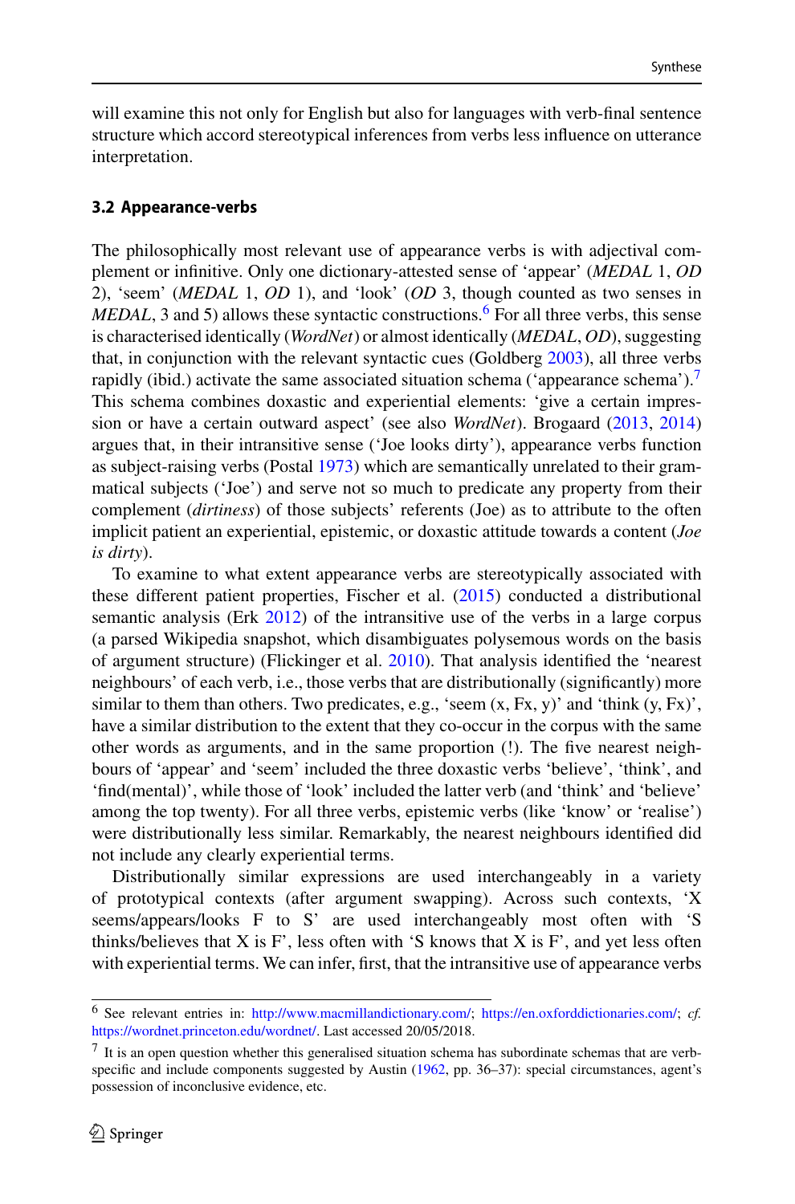will examine this not only for English but also for languages with verb-final sentence structure which accord stereotypical inferences from verbs less influence on utterance interpretation.

### 3.2 Appearance-verbs

The philosophically most relevant use of appearance verbs is with adjectival complement or infinitive. Only one dictionary-attested sense of 'appear' (*MEDAL* 1, *OD* 2), 'seem' (*MEDAL* 1, *OD* 1), and 'look' (*OD* 3, though counted as two senses in *MEDAL*, 3 and 5) allows these syntactic constructions.[6] For all three verbs, this sense is characterised identically (*WordNet*) or almost identically (*MEDAL*, *OD*), suggesting that, in conjunction with the relevant syntactic cues (Goldberg 2003), all three verbs rapidly (ibid.) activate the same associated situation schema ('appearance schema').[7] This schema combines doxastic and experiential elements: 'give a certain impression or have a certain outward aspect' (see also *WordNet*). Brogaard (2013, 2014) argues that, in their intransitive sense ('Joe looks dirty'), appearance verbs function as subject-raising verbs (Postal 1973) which are semantically unrelated to their grammatical subjects ('Joe') and serve not so much to predicate any property from their complement (*dirtiness*) of those subjects' referents (Joe) as to attribute to the often implicit patient an experiential, epistemic, or doxastic attitude towards a content (*Joe is dirty*).

To examine to what extent appearance verbs are stereotypically associated with these different patient properties, Fischer et al. (2015) conducted a distributional semantic analysis (Erk 2012) of the intransitive use of the verbs in a large corpus (a parsed Wikipedia snapshot, which disambiguates polysemous words on the basis of argument structure) (Flickinger et al. 2010). That analysis identified the 'nearest neighbours' of each verb, i.e., those verbs that are distributionally (significantly) more similar to them than others. Two predicates, e.g., 'seem (x, Fx, y)' and 'think (y, Fx)', have a similar distribution to the extent that they co-occur in the corpus with the same other words as arguments, and in the same proportion (!). The five nearest neighbours of 'appear' and 'seem' included the three doxastic verbs 'believe', 'think', and 'find(mental)', while those of 'look' included the latter verb (and 'think' and 'believe' among the top twenty). For all three verbs, epistemic verbs (like 'know' or 'realise') were distributionally less similar. Remarkably, the nearest neighbours identified did not include any clearly experiential terms.

Distributionally similar expressions are used interchangeably in a variety of prototypical contexts (after argument swapping). Across such contexts, 'X seems/appears/looks F to S' are used interchangeably most often with 'S thinks/believes that X is F', less often with 'S knows that X is F', and yet less often with experiential terms. We can infer, first, that the intransitive use of appearance verbs

---

[6] See relevant entries in: http://www.macmillandictionary.com/; https://en.oxforddictionaries.com/; *cf.* https://wordnet.princeton.edu/wordnet/. Last accessed 20/05/2018.

[7] It is an open question whether this generalised situation schema has subordinate schemas that are verb-specific and include components suggested by Austin (1962, pp. 36–37): special circumstances, agent's possession of inconclusive evidence, etc.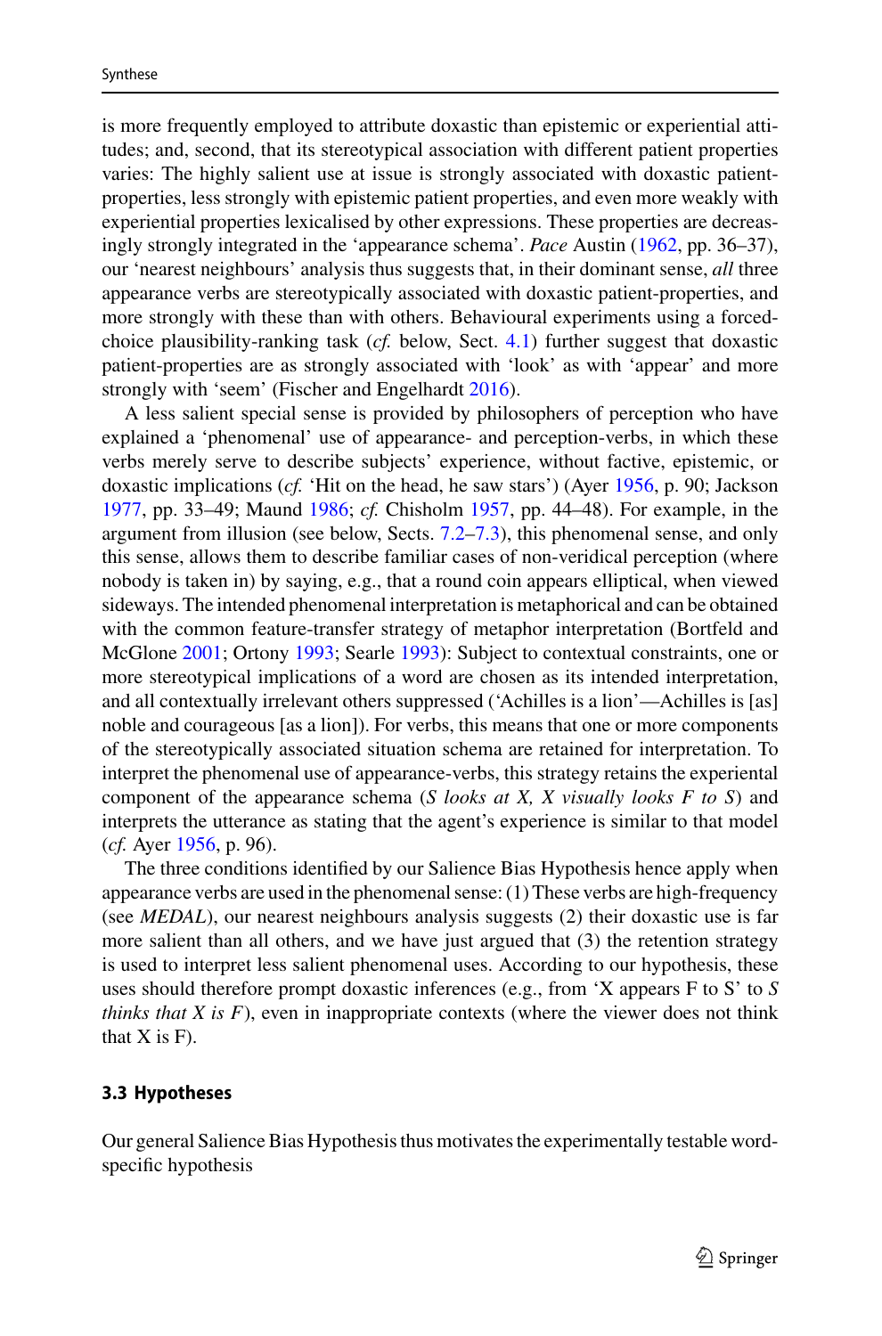is more frequently employed to attribute doxastic than epistemic or experiential attitudes; and, second, that its stereotypical association with different patient properties varies: The highly salient use at issue is strongly associated with doxastic patient-properties, less strongly with epistemic patient properties, and even more weakly with experiential properties lexicalised by other expressions. These properties are decreasingly strongly integrated in the 'appearance schema'. *Pace* Austin (1962, pp. 36–37), our 'nearest neighbours' analysis thus suggests that, in their dominant sense, *all* three appearance verbs are stereotypically associated with doxastic patient-properties, and more strongly with these than with others. Behavioural experiments using a forced-choice plausibility-ranking task (*cf.* below, Sect. 4.1) further suggest that doxastic patient-properties are as strongly associated with 'look' as with 'appear' and more strongly with 'seem' (Fischer and Engelhardt 2016).

A less salient special sense is provided by philosophers of perception who have explained a 'phenomenal' use of appearance- and perception-verbs, in which these verbs merely serve to describe subjects' experience, without factive, epistemic, or doxastic implications (*cf.* 'Hit on the head, he saw stars') (Ayer 1956, p. 90; Jackson 1977, pp. 33–49; Maund 1986; *cf.* Chisholm 1957, pp. 44–48). For example, in the argument from illusion (see below, Sects. 7.2–7.3), this phenomenal sense, and only this sense, allows them to describe familiar cases of non-veridical perception (where nobody is taken in) by saying, e.g., that a round coin appears elliptical, when viewed sideways. The intended phenomenal interpretation is metaphorical and can be obtained with the common feature-transfer strategy of metaphor interpretation (Bortfeld and McGlone 2001; Ortony 1993; Searle 1993): Subject to contextual constraints, one or more stereotypical implications of a word are chosen as its intended interpretation, and all contextually irrelevant others suppressed ('Achilles is a lion'—Achilles is [as] noble and courageous [as a lion]). For verbs, this means that one or more components of the stereotypically associated situation schema are retained for interpretation. To interpret the phenomenal use of appearance-verbs, this strategy retains the experiential component of the appearance schema (*S looks at X, X visually looks F to S*) and interprets the utterance as stating that the agent's experience is similar to that model (*cf.* Ayer 1956, p. 96).

The three conditions identified by our Salience Bias Hypothesis hence apply when appearance verbs are used in the phenomenal sense: (1) These verbs are high-frequency (see *MEDAL*), our nearest neighbours analysis suggests (2) their doxastic use is far more salient than all others, and we have just argued that (3) the retention strategy is used to interpret less salient phenomenal uses. According to our hypothesis, these uses should therefore prompt doxastic inferences (e.g., from 'X appears F to S' to *S thinks that X is F*), even in inappropriate contexts (where the viewer does not think that X is F).

### 3.3 Hypotheses

Our general Salience Bias Hypothesis thus motivates the experimentally testable word-specific hypothesis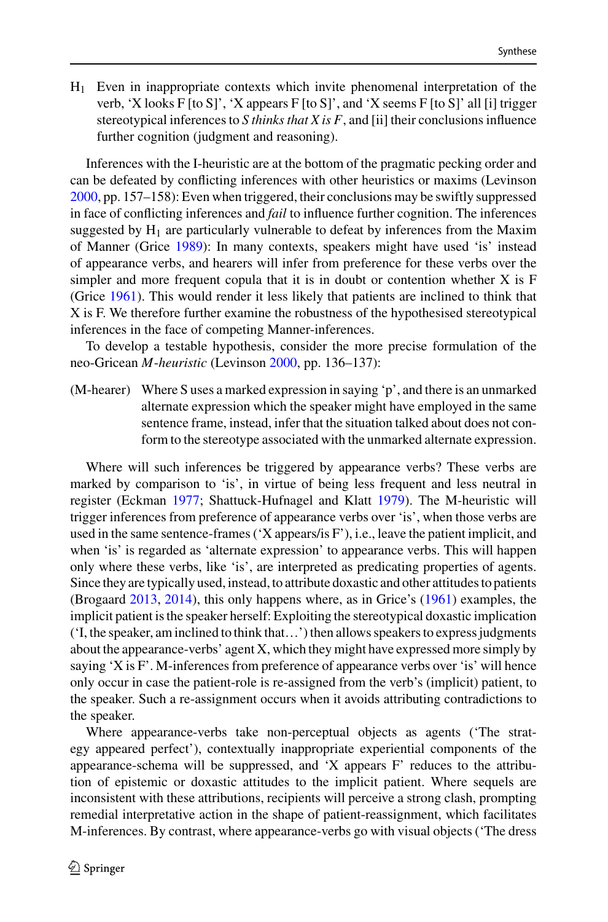$H_1$ Even in inappropriate contexts which invite phenomenal interpretation of the verb, 'X looks F [to S]', 'X appears F [to S]', and 'X seems F [to S]' all [i] trigger stereotypical inferences to *S thinks that X is F*, and [ii] their conclusions influence further cognition (judgment and reasoning).

Inferences with the I-heuristic are at the bottom of the pragmatic pecking order and can be defeated by conflicting inferences with other heuristics or maxims (Levinson 2000, pp. 157–158): Even when triggered, their conclusions may be swiftly suppressed in face of conflicting inferences and *fail* to influence further cognition. The inferences suggested by $H_1$ are particularly vulnerable to defeat by inferences from the Maxim of Manner (Grice 1989): In many contexts, speakers might have used 'is' instead of appearance verbs, and hearers will infer from preference for these verbs over the simpler and more frequent copula that it is in doubt or contention whether X is F (Grice 1961). This would render it less likely that patients are inclined to think that X is F. We therefore further examine the robustness of the hypothesised stereotypical inferences in the face of competing Manner-inferences.

To develop a testable hypothesis, consider the more precise formulation of the neo-Gricean *M-heuristic* (Levinson 2000, pp. 136–137):

(M-hearer) Where S uses a marked expression in saying 'p', and there is an unmarked alternate expression which the speaker might have employed in the same sentence frame, instead, infer that the situation talked about does not conform to the stereotype associated with the unmarked alternate expression.

Where will such inferences be triggered by appearance verbs? These verbs are marked by comparison to 'is', in virtue of being less frequent and less neutral in register (Eckman 1977; Shattuck-Hufnagel and Klatt 1979). The M-heuristic will trigger inferences from preference of appearance verbs over 'is', when those verbs are used in the same sentence-frames ('X appears/is F'), i.e., leave the patient implicit, and when 'is' is regarded as 'alternate expression' to appearance verbs. This will happen only where these verbs, like 'is', are interpreted as predicating properties of agents. Since they are typically used, instead, to attribute doxastic and other attitudes to patients (Brogaard 2013, 2014), this only happens where, as in Grice's (1961) examples, the implicit patient is the speaker herself: Exploiting the stereotypical doxastic implication ('I, the speaker, am inclined to think that…') then allows speakers to express judgments about the appearance-verbs' agent X, which they might have expressed more simply by saying 'X is F'. M-inferences from preference of appearance verbs over 'is' will hence only occur in case the patient-role is re-assigned from the verb's (implicit) patient, to the speaker. Such a re-assignment occurs when it avoids attributing contradictions to the speaker.

Where appearance-verbs take non-perceptual objects as agents ('The strategy appeared perfect'), contextually inappropriate experiential components of the appearance-schema will be suppressed, and 'X appears F' reduces to the attribution of epistemic or doxastic attitudes to the implicit patient. Where sequels are inconsistent with these attributions, recipients will perceive a strong clash, prompting remedial interpretative action in the shape of patient-reassignment, which facilitates M-inferences. By contrast, where appearance-verbs go with visual objects ('The dress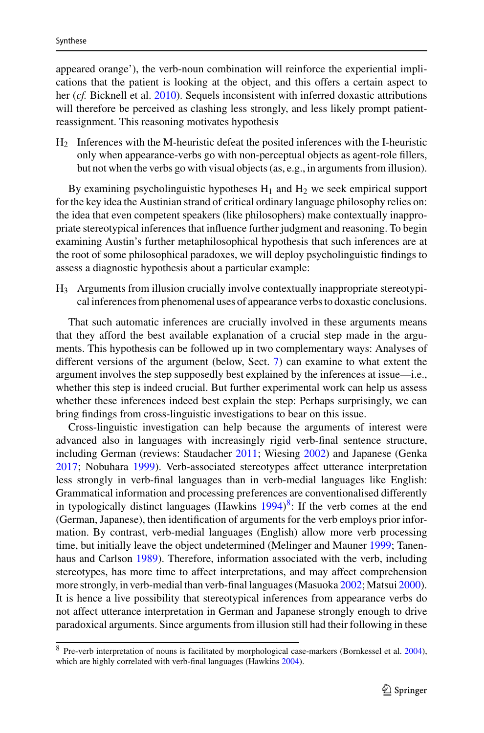appeared orange'), the verb-noun combination will reinforce the experiential implications that the patient is looking at the object, and this offers a certain aspect to her (*cf.* Bicknell et al. 2010). Sequels inconsistent with inferred doxastic attributions will therefore be perceived as clashing less strongly, and less likely prompt patient-reassignment. This reasoning motivates hypothesis

$H_2$ Inferences with the M-heuristic defeat the posited inferences with the I-heuristic only when appearance-verbs go with non-perceptual objects as agent-role fillers, but not when the verbs go with visual objects (as, e.g., in arguments from illusion).

By examining psycholinguistic hypotheses $H_1$ and $H_2$ we seek empirical support for the key idea the Austinian strand of critical ordinary language philosophy relies on: the idea that even competent speakers (like philosophers) make contextually inappropriate stereotypical inferences that influence further judgment and reasoning. To begin examining Austin's further metaphilosophical hypothesis that such inferences are at the root of some philosophical paradoxes, we will deploy psycholinguistic findings to assess a diagnostic hypothesis about a particular example:

$H_3$ Arguments from illusion crucially involve contextually inappropriate stereotypical inferences from phenomenal uses of appearance verbs to doxastic conclusions.

That such automatic inferences are crucially involved in these arguments means that they afford the best available explanation of a crucial step made in the arguments. This hypothesis can be followed up in two complementary ways: Analyses of different versions of the argument (below, Sect. 7) can examine to what extent the argument involves the step supposedly best explained by the inferences at issue—i.e., whether this step is indeed crucial. But further experimental work can help us assess whether these inferences indeed best explain the step: Perhaps surprisingly, we can bring findings from cross-linguistic investigations to bear on this issue.

Cross-linguistic investigation can help because the arguments of interest were advanced also in languages with increasingly rigid verb-final sentence structure, including German (reviews: Staudacher 2011; Wiesing 2002) and Japanese (Genka 2017; Nobuhara 1999). Verb-associated stereotypes affect utterance interpretation less strongly in verb-final languages than in verb-medial languages like English: Grammatical information and processing preferences are conventionalised differently in typologically distinct languages (Hawkins 1994)[8]: If the verb comes at the end (German, Japanese), then identification of arguments for the verb employs prior information. By contrast, verb-medial languages (English) allow more verb processing time, but initially leave the object undetermined (Melinger and Mauner 1999; Tanenhaus and Carlson 1989). Therefore, information associated with the verb, including stereotypes, has more time to affect interpretations, and may affect comprehension more strongly, in verb-medial than verb-final languages (Masuoka 2002; Matsui 2000). It is hence a live possibility that stereotypical inferences from appearance verbs do not affect utterance interpretation in German and Japanese strongly enough to drive paradoxical arguments. Since arguments from illusion still had their following in these

[8] Pre-verb interpretation of nouns is facilitated by morphological case-markers (Bornkessel et al. 2004), which are highly correlated with verb-final languages (Hawkins 2004).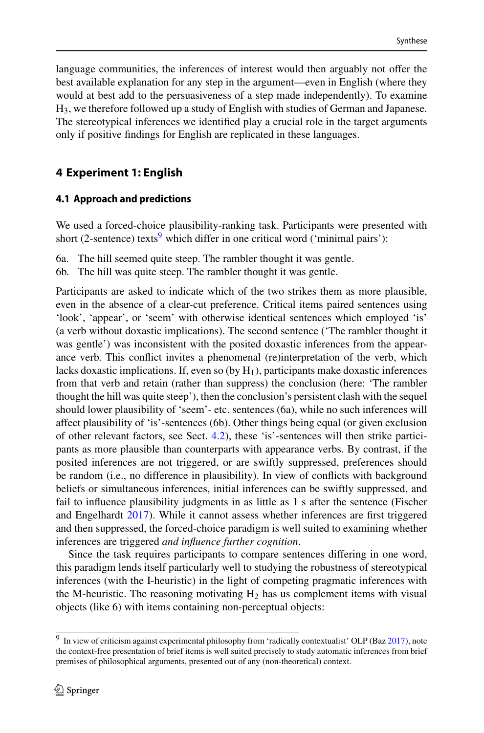language communities, the inferences of interest would then arguably not offer the best available explanation for any step in the argument—even in English (where they would at best add to the persuasiveness of a step made independently). To examine $H_3$, we therefore followed up a study of English with studies of German and Japanese. The stereotypical inferences we identified play a crucial role in the target arguments only if positive findings for English are replicated in these languages.

## 4 Experiment 1: English

### 4.1 Approach and predictions

We used a forced-choice plausibility-ranking task. Participants were presented with short (2-sentence) texts[9] which differ in one critical word ('minimal pairs'):

6a. The hill seemed quite steep. The rambler thought it was gentle.
6b. The hill was quite steep. The rambler thought it was gentle.

Participants are asked to indicate which of the two strikes them as more plausible, even in the absence of a clear-cut preference. Critical items paired sentences using 'look', 'appear', or 'seem' with otherwise identical sentences which employed 'is' (a verb without doxastic implications). The second sentence ('The rambler thought it was gentle') was inconsistent with the posited doxastic inferences from the appearance verb. This conflict invites a phenomenal (re)interpretation of the verb, which lacks doxastic implications. If, even so (by $H_1$), participants make doxastic inferences from that verb and retain (rather than suppress) the conclusion (here: 'The rambler thought the hill was quite steep'), then the conclusion's persistent clash with the sequel should lower plausibility of 'seem'- etc. sentences (6a), while no such inferences will affect plausibility of 'is'-sentences (6b). Other things being equal (or given exclusion of other relevant factors, see Sect. 4.2), these 'is'-sentences will then strike participants as more plausible than counterparts with appearance verbs. By contrast, if the posited inferences are not triggered, or are swiftly suppressed, preferences should be random (i.e., no difference in plausibility). In view of conflicts with background beliefs or simultaneous inferences, initial inferences can be swiftly suppressed, and fail to influence plausibility judgments in as little as 1 s after the sentence (Fischer and Engelhardt 2017). While it cannot assess whether inferences are first triggered and then suppressed, the forced-choice paradigm is well suited to examining whether inferences are triggered *and influence further cognition*.

Since the task requires participants to compare sentences differing in one word, this paradigm lends itself particularly well to studying the robustness of stereotypical inferences (with the I-heuristic) in the light of competing pragmatic inferences with the M-heuristic. The reasoning motivating $H_2$ has us complement items with visual objects (like 6) with items containing non-perceptual objects:

[9] In view of criticism against experimental philosophy from 'radically contextualist' OLP (Baz 2017), note the context-free presentation of brief items is well suited precisely to study automatic inferences from brief premises of philosophical arguments, presented out of any (non-theoretical) context.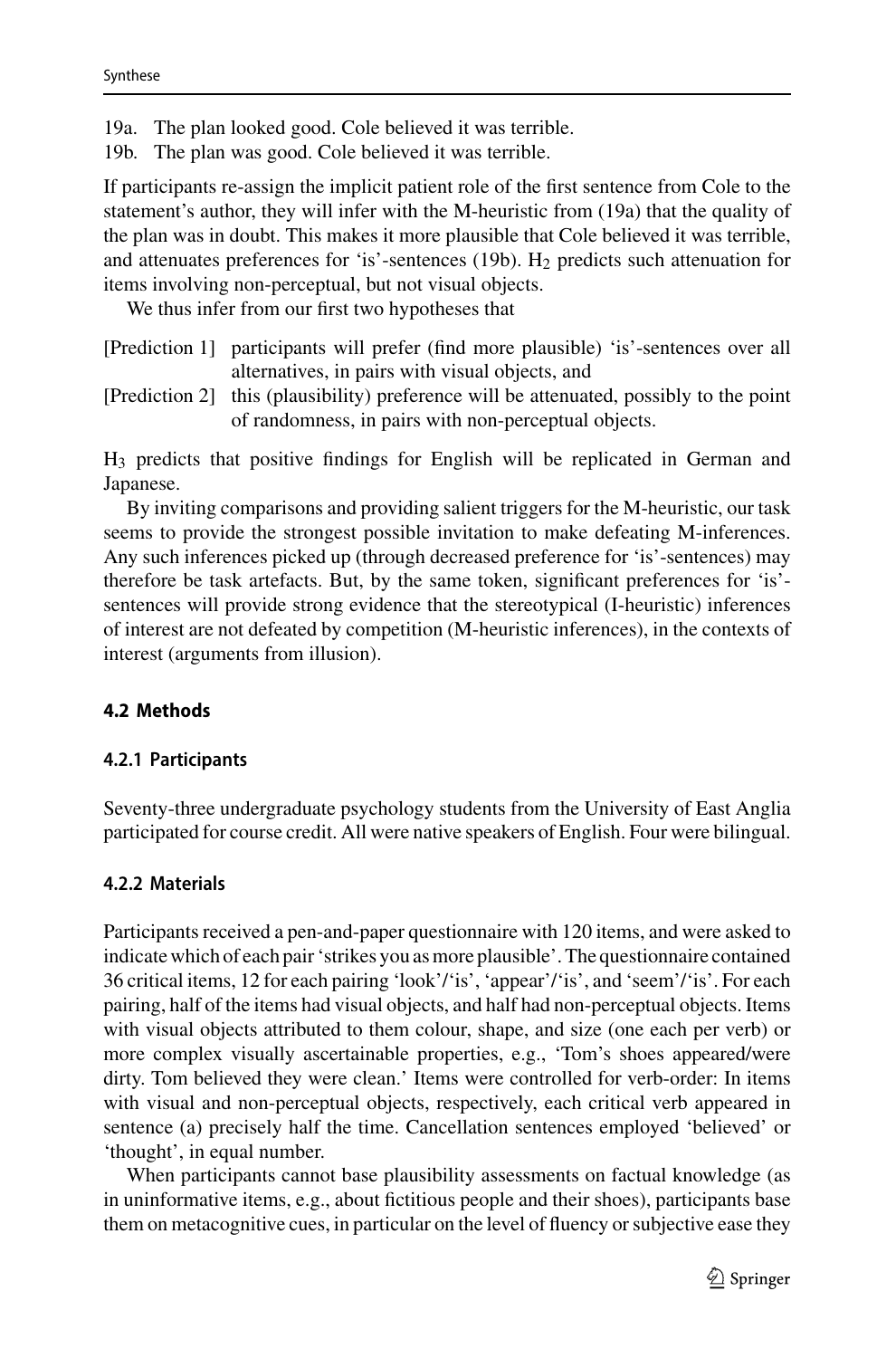19a. The plan looked good. Cole believed it was terrible.
19b. The plan was good. Cole believed it was terrible.

If participants re-assign the implicit patient role of the first sentence from Cole to the statement's author, they will infer with the M-heuristic from (19a) that the quality of the plan was in doubt. This makes it more plausible that Cole believed it was terrible, and attenuates preferences for 'is'-sentences (19b). $H_2$ predicts such attenuation for items involving non-perceptual, but not visual objects.

We thus infer from our first two hypotheses that

[Prediction 1] participants will prefer (find more plausible) 'is'-sentences over all alternatives, in pairs with visual objects, and

[Prediction 2] this (plausibility) preference will be attenuated, possibly to the point of randomness, in pairs with non-perceptual objects.

$H_3$ predicts that positive findings for English will be replicated in German and Japanese.

By inviting comparisons and providing salient triggers for the M-heuristic, our task seems to provide the strongest possible invitation to make defeating M-inferences. Any such inferences picked up (through decreased preference for 'is'-sentences) may therefore be task artefacts. But, by the same token, significant preferences for 'is'-sentences will provide strong evidence that the stereotypical (I-heuristic) inferences of interest are not defeated by competition (M-heuristic inferences), in the contexts of interest (arguments from illusion).

## 4.2 Methods

### 4.2.1 Participants

Seventy-three undergraduate psychology students from the University of East Anglia participated for course credit. All were native speakers of English. Four were bilingual.

### 4.2.2 Materials

Participants received a pen-and-paper questionnaire with 120 items, and were asked to indicate which of each pair 'strikes you as more plausible'. The questionnaire contained 36 critical items, 12 for each pairing 'look'/'is', 'appear'/'is', and 'seem'/'is'. For each pairing, half of the items had visual objects, and half had non-perceptual objects. Items with visual objects attributed to them colour, shape, and size (one each per verb) or more complex visually ascertainable properties, e.g., 'Tom's shoes appeared/were dirty. Tom believed they were clean.' Items were controlled for verb-order: In items with visual and non-perceptual objects, respectively, each critical verb appeared in sentence (a) precisely half the time. Cancellation sentences employed 'believed' or 'thought', in equal number.

When participants cannot base plausibility assessments on factual knowledge (as in uninformative items, e.g., about fictitious people and their shoes), participants base them on metacognitive cues, in particular on the level of fluency or subjective ease they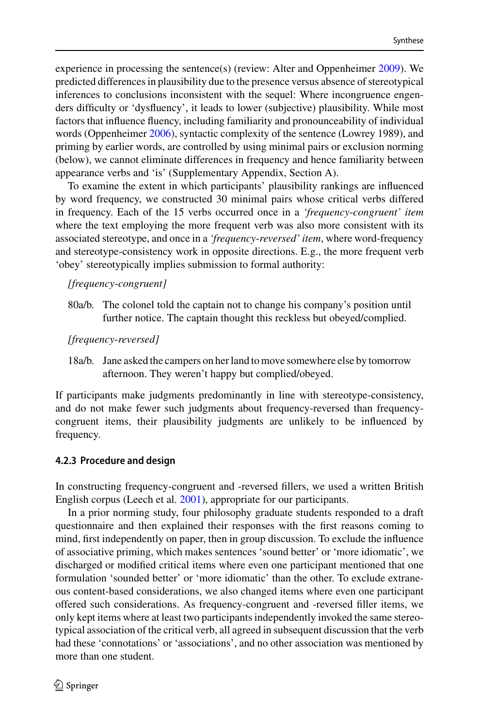experience in processing the sentence(s) (review: Alter and Oppenheimer 2009). We predicted differences in plausibility due to the presence versus absence of stereotypical inferences to conclusions inconsistent with the sequel: Where incongruence engenders difficulty or 'dysfluency', it leads to lower (subjective) plausibility. While most factors that influence fluency, including familiarity and pronounceability of individual words (Oppenheimer 2006), syntactic complexity of the sentence (Lowrey 1989), and priming by earlier words, are controlled by using minimal pairs or exclusion norming (below), we cannot eliminate differences in frequency and hence familiarity between appearance verbs and 'is' (Supplementary Appendix, Section A).

To examine the extent in which participants' plausibility rankings are influenced by word frequency, we constructed 30 minimal pairs whose critical verbs differed in frequency. Each of the 15 verbs occurred once in a *'frequency-congruent' item* where the text employing the more frequent verb was also more consistent with its associated stereotype, and once in a *'frequency-reversed' item*, where word-frequency and stereotype-consistency work in opposite directions. E.g., the more frequent verb 'obey' stereotypically implies submission to formal authority:

*[frequency-congruent]*

80a/b. The colonel told the captain not to change his company's position until further notice. The captain thought this reckless but obeyed/complied.

*[frequency-reversed]*

18a/b. Jane asked the campers on her land to move somewhere else by tomorrow afternoon. They weren't happy but complied/obeyed.

If participants make judgments predominantly in line with stereotype-consistency, and do not make fewer such judgments about frequency-reversed than frequency-congruent items, their plausibility judgments are unlikely to be influenced by frequency.

#### 4.2.3 Procedure and design

In constructing frequency-congruent and -reversed fillers, we used a written British English corpus (Leech et al. 2001), appropriate for our participants.

In a prior norming study, four philosophy graduate students responded to a draft questionnaire and then explained their responses with the first reasons coming to mind, first independently on paper, then in group discussion. To exclude the influence of associative priming, which makes sentences 'sound better' or 'more idiomatic', we discharged or modified critical items where even one participant mentioned that one formulation 'sounded better' or 'more idiomatic' than the other. To exclude extraneous content-based considerations, we also changed items where even one participant offered such considerations. As frequency-congruent and -reversed filler items, we only kept items where at least two participants independently invoked the same stereotypical association of the critical verb, all agreed in subsequent discussion that the verb had these 'connotations' or 'associations', and no other association was mentioned by more than one student.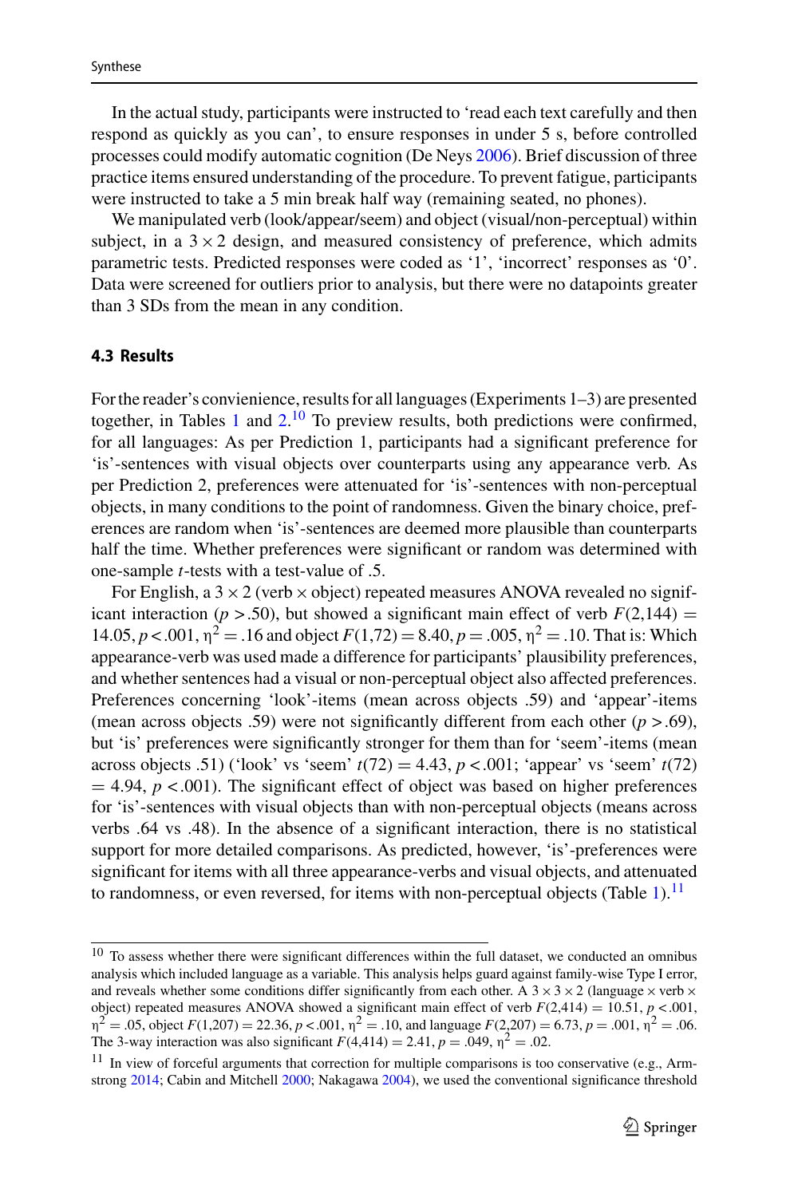In the actual study, participants were instructed to 'read each text carefully and then respond as quickly as you can', to ensure responses in under 5 s, before controlled processes could modify automatic cognition (De Neys 2006). Brief discussion of three practice items ensured understanding of the procedure. To prevent fatigue, participants were instructed to take a 5 min break half way (remaining seated, no phones).

We manipulated verb (look/appear/seem) and object (visual/non-perceptual) within subject, in a $3 \times 2$ design, and measured consistency of preference, which admits parametric tests. Predicted responses were coded as '1', 'incorrect' responses as '0'. Data were screened for outliers prior to analysis, but there were no datapoints greater than 3 SDs from the mean in any condition.

### 4.3 Results

For the reader's convienience, results for all languages (Experiments 1–3) are presented together, in Tables 1 and 2.[10] To preview results, both predictions were confirmed, for all languages: As per Prediction 1, participants had a significant preference for 'is'-sentences with visual objects over counterparts using any appearance verb. As per Prediction 2, preferences were attenuated for 'is'-sentences with non-perceptual objects, in many conditions to the point of randomness. Given the binary choice, preferences are random when 'is'-sentences are deemed more plausible than counterparts half the time. Whether preferences were significant or random was determined with one-sample *t*-tests with a test-value of .5.

For English, a $3 \times 2$ (verb $\times$ object) repeated measures ANOVA revealed no significant interaction ($p > .50$), but showed a significant main effect of verb $F(2,144) = 14.05$, $p < .001$, $\eta^2 = .16$ and object $F(1,72) = 8.40$, $p = .005$, $\eta^2 = .10$. That is: Which appearance-verb was used made a difference for participants' plausibility preferences, and whether sentences had a visual or non-perceptual object also affected preferences. Preferences concerning 'look'-items (mean across objects .59) and 'appear'-items (mean across objects .59) were not significantly different from each other ($p > .69$), but 'is' preferences were significantly stronger for them than for 'seem'-items (mean across objects .51) ('look' vs 'seem' $t(72) = 4.43$, $p < .001$; 'appear' vs 'seem' $t(72) = 4.94$, $p < .001$). The significant effect of object was based on higher preferences for 'is'-sentences with visual objects than with non-perceptual objects (means across verbs .64 vs .48). In the absence of a significant interaction, there is no statistical support for more detailed comparisons. As predicted, however, 'is'-preferences were significant for items with all three appearance-verbs and visual objects, and attenuated to randomness, or even reversed, for items with non-perceptual objects (Table 1).[11]

[10] To assess whether there were significant differences within the full dataset, we conducted an omnibus analysis which included language as a variable. This analysis helps guard against family-wise Type I error, and reveals whether some conditions differ significantly from each other. A $3 \times 3 \times 2$ (language $\times$ verb $\times$ object) repeated measures ANOVA showed a significant main effect of verb $F(2,414) = 10.51$, $p < .001$, $\eta^2 = .05$, object $F(1,207) = 22.36$, $p < .001$, $\eta^2 = .10$, and language $F(2,207) = 6.73$, $p = .001$, $\eta^2 = .06$. The 3-way interaction was also significant $F(4,414) = 2.41$, $p = .049$, $\eta^2 = .02$.

[11] In view of forceful arguments that correction for multiple comparisons is too conservative (e.g., Armstrong 2014; Cabin and Mitchell 2000; Nakagawa 2004), we used the conventional significance threshold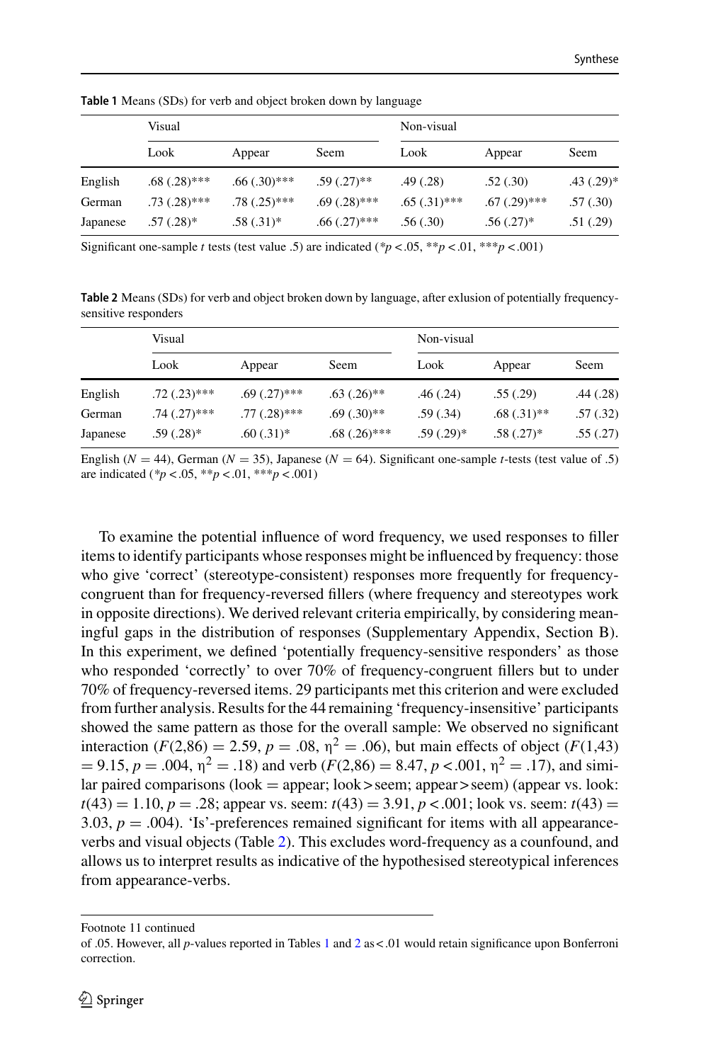**Table 1** Means (SDs) for verb and object broken down by language

| | Visual | | | Non-visual | | |
|---|---|---|---|---|---|---|
| | Look | Appear | Seem | Look | Appear | Seem |
| English | .68 (.28)*** | .66 (.30)*** | .59 (.27)** | .49 (.28) | .52 (.30) | .43 (.29)* |
| German | .73 (.28)*** | .78 (.25)*** | .69 (.28)*** | .65 (.31)*** | .67 (.29)*** | .57 (.30) |
| Japanese | .57 (.28)* | .58 (.31)* | .66 (.27)*** | .56 (.30) | .56 (.27)* | .51 (.29) |

Significant one-sample *t* tests (test value .5) are indicated (*$p<.05$, **$p<.01$, ***$p<.001$)

**Table 2** Means (SDs) for verb and object broken down by language, after exlusion of potentially frequency-sensitive responders

| | Visual | | | Non-visual | | |
|---|---|---|---|---|---|---|
| | Look | Appear | Seem | Look | Appear | Seem |
| English | .72 (.23)*** | .69 (.27)*** | .63 (.26)** | .46 (.24) | .55 (.29) | .44 (.28) |
| German | .74 (.27)*** | .77 (.28)*** | .69 (.30)** | .59 (.34) | .68 (.31)** | .57 (.32) |
| Japanese | .59 (.28)* | .60 (.31)* | .68 (.26)*** | .59 (.29)* | .58 (.27)* | .55 (.27) |

English ($N = 44$), German ($N = 35$), Japanese ($N = 64$). Significant one-sample *t*-tests (test value of .5) are indicated (*$p<.05$, **$p<.01$, ***$p<.001$)

To examine the potential influence of word frequency, we used responses to filler items to identify participants whose responses might be influenced by frequency: those who give 'correct' (stereotype-consistent) responses more frequently for frequency-congruent than for frequency-reversed fillers (where frequency and stereotypes work in opposite directions). We derived relevant criteria empirically, by considering meaningful gaps in the distribution of responses (Supplementary Appendix, Section B). In this experiment, we defined 'potentially frequency-sensitive responders' as those who responded 'correctly' to over 70% of frequency-congruent fillers but to under 70% of frequency-reversed items. 29 participants met this criterion and were excluded from further analysis. Results for the 44 remaining 'frequency-insensitive' participants showed the same pattern as those for the overall sample: We observed no significant interaction ($F(2,86) = 2.59$, $p = .08$, $\eta^2 = .06$), but main effects of object ($F(1,43) = 9.15$, $p = .004$, $\eta^2 = .18$) and verb ($F(2,86) = 8.47$, $p < .001$, $\eta^2 = .17$), and similar paired comparisons (look = appear; look > seem; appear > seem) (appear vs. look: $t(43) = 1.10$, $p = .28$; appear vs. seem: $t(43) = 3.91$, $p < .001$; look vs. seem: $t(43) = 3.03$, $p = .004$). 'Is'-preferences remained significant for items with all appearance-verbs and visual objects (Table 2). This excludes word-frequency as a counfound, and allows us to interpret results as indicative of the hypothesised stereotypical inferences from appearance-verbs.

---

Footnote 11 continued

of .05. However, all *p*-values reported in Tables 1 and 2 as $< .01$ would retain significance upon Bonferroni correction.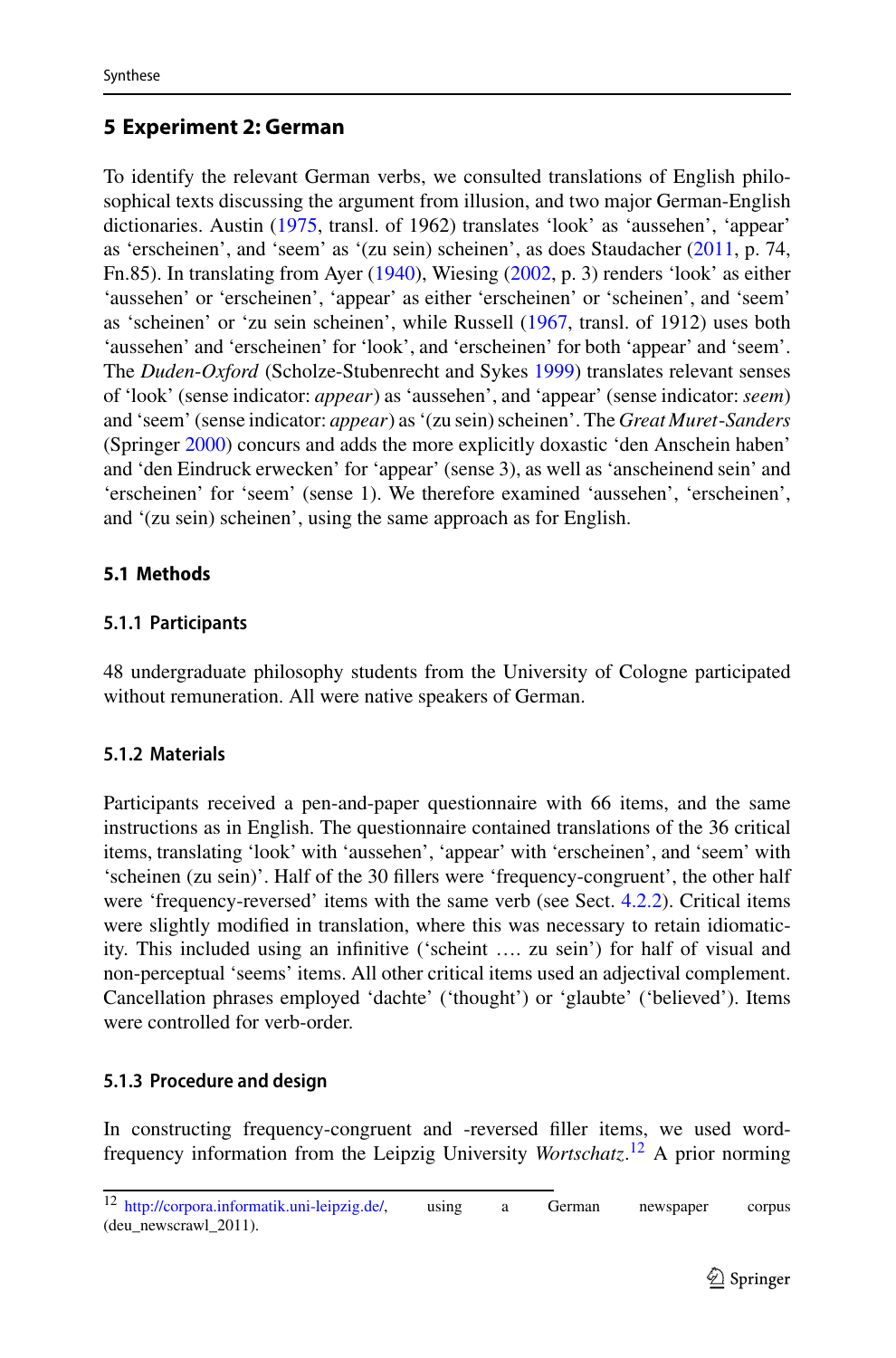## 5 Experiment 2: German

To identify the relevant German verbs, we consulted translations of English philosophical texts discussing the argument from illusion, and two major German-English dictionaries. Austin (1975, transl. of 1962) translates 'look' as 'aussehen', 'appear' as 'erscheinen', and 'seem' as '(zu sein) scheinen', as does Staudacher (2011, p. 74, Fn.85). In translating from Ayer (1940), Wiesing (2002, p. 3) renders 'look' as either 'aussehen' or 'erscheinen', 'appear' as either 'erscheinen' or 'scheinen', and 'seem' as 'scheinen' or 'zu sein scheinen', while Russell (1967, transl. of 1912) uses both 'aussehen' and 'erscheinen' for 'look', and 'erscheinen' for both 'appear' and 'seem'. The *Duden-Oxford* (Scholze-Stubenrecht and Sykes 1999) translates relevant senses of 'look' (sense indicator: *appear*) as 'aussehen', and 'appear' (sense indicator: *seem*) and 'seem' (sense indicator: *appear*) as '(zu sein) scheinen'. The *Great Muret-Sanders* (Springer 2000) concurs and adds the more explicitly doxastic 'den Anschein haben' and 'den Eindruck erwecken' for 'appear' (sense 3), as well as 'anscheinend sein' and 'erscheinen' for 'seem' (sense 1). We therefore examined 'aussehen', 'erscheinen', and '(zu sein) scheinen', using the same approach as for English.

### 5.1 Methods

#### 5.1.1 Participants

48 undergraduate philosophy students from the University of Cologne participated without remuneration. All were native speakers of German.

#### 5.1.2 Materials

Participants received a pen-and-paper questionnaire with 66 items, and the same instructions as in English. The questionnaire contained translations of the 36 critical items, translating 'look' with 'aussehen', 'appear' with 'erscheinen', and 'seem' with 'scheinen (zu sein)'. Half of the 30 fillers were 'frequency-congruent', the other half were 'frequency-reversed' items with the same verb (see Sect. 4.2.2). Critical items were slightly modified in translation, where this was necessary to retain idiomaticity. This included using an infinitive ('scheint …. zu sein') for half of visual and non-perceptual 'seems' items. All other critical items used an adjectival complement. Cancellation phrases employed 'dachte' ('thought') or 'glaubte' ('believed'). Items were controlled for verb-order.

#### 5.1.3 Procedure and design

In constructing frequency-congruent and -reversed filler items, we used word-frequency information from the Leipzig University *Wortschatz*.[12] A prior norming

[12] http://corpora.informatik.uni-leipzig.de/, using a German newspaper corpus (deu_newscrawl_2011).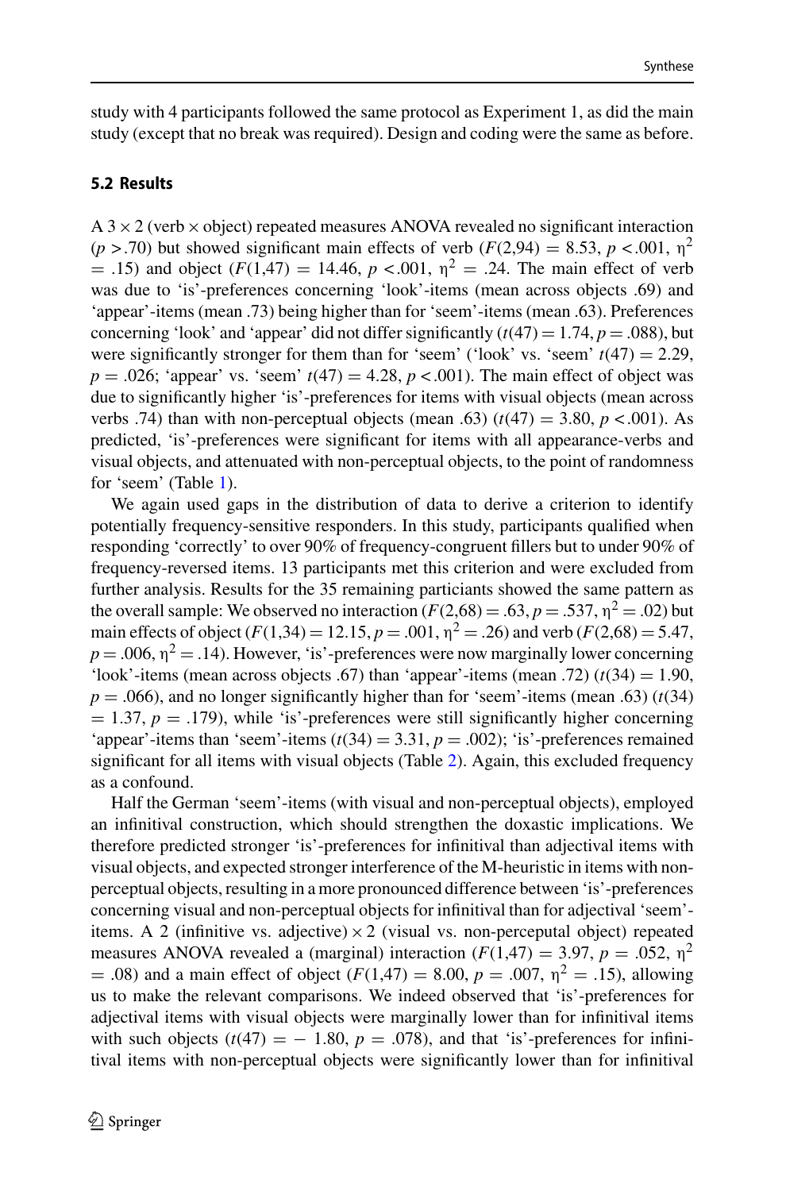study with 4 participants followed the same protocol as Experiment 1, as did the main study (except that no break was required). Design and coding were the same as before.

### 5.2 Results

A $3 \times 2$ (verb $\times$ object) repeated measures ANOVA revealed no significant interaction ($p > .70$) but showed significant main effects of verb ($F(2,94) = 8.53$, $p < .001$, $\eta^2 = .15$) and object ($F(1,47) = 14.46$, $p < .001$, $\eta^2 = .24$. The main effect of verb was due to 'is'-preferences concerning 'look'-items (mean across objects .69) and 'appear'-items (mean .73) being higher than for 'seem'-items (mean .63). Preferences concerning 'look' and 'appear' did not differ significantly ($t(47) = 1.74$, $p = .088$), but were significantly stronger for them than for 'seem' ('look' vs. 'seem' $t(47) = 2.29$, $p = .026$; 'appear' vs. 'seem' $t(47) = 4.28$, $p < .001$). The main effect of object was due to significantly higher 'is'-preferences for items with visual objects (mean across verbs .74) than with non-perceptual objects (mean .63) ($t(47) = 3.80$, $p < .001$). As predicted, 'is'-preferences were significant for items with all appearance-verbs and visual objects, and attenuated with non-perceptual objects, to the point of randomness for 'seem' (Table 1).

We again used gaps in the distribution of data to derive a criterion to identify potentially frequency-sensitive responders. In this study, participants qualified when responding 'correctly' to over 90% of frequency-congruent fillers but to under 90% of frequency-reversed items. 13 participants met this criterion and were excluded from further analysis. Results for the 35 remaining particiants showed the same pattern as the overall sample: We observed no interaction ($F(2,68) = .63$, $p = .537$, $\eta^2 = .02$) but main effects of object ($F(1,34) = 12.15$, $p = .001$, $\eta^2 = .26$) and verb ($F(2,68) = 5.47$, $p = .006$, $\eta^2 = .14$). However, 'is'-preferences were now marginally lower concerning 'look'-items (mean across objects .67) than 'appear'-items (mean .72) ($t(34) = 1.90$, $p = .066$), and no longer significantly higher than for 'seem'-items (mean .63) ($t(34) = 1.37$, $p = .179$), while 'is'-preferences were still significantly higher concerning 'appear'-items than 'seem'-items ($t(34) = 3.31$, $p = .002$); 'is'-preferences remained significant for all items with visual objects (Table 2). Again, this excluded frequency as a confound.

Half the German 'seem'-items (with visual and non-perceptual objects), employed an infinitival construction, which should strengthen the doxastic implications. We therefore predicted stronger 'is'-preferences for infinitival than adjectival items with visual objects, and expected stronger interference of the M-heuristic in items with non-perceptual objects, resulting in a more pronounced difference between 'is'-preferences concerning visual and non-perceptual objects for infinitival than for adjectival 'seem'-items. A 2 (infinitive vs. adjective) $\times$ 2 (visual vs. non-perceputal object) repeated measures ANOVA revealed a (marginal) interaction ($F(1,47) = 3.97$, $p = .052$, $\eta^2 = .08$) and a main effect of object ($F(1,47) = 8.00$, $p = .007$, $\eta^2 = .15$), allowing us to make the relevant comparisons. We indeed observed that 'is'-preferences for adjectival items with visual objects were marginally lower than for infinitival items with such objects ($t(47) = -1.80$, $p = .078$), and that 'is'-preferences for infinitival items with non-perceptual objects were significantly lower than for infinitival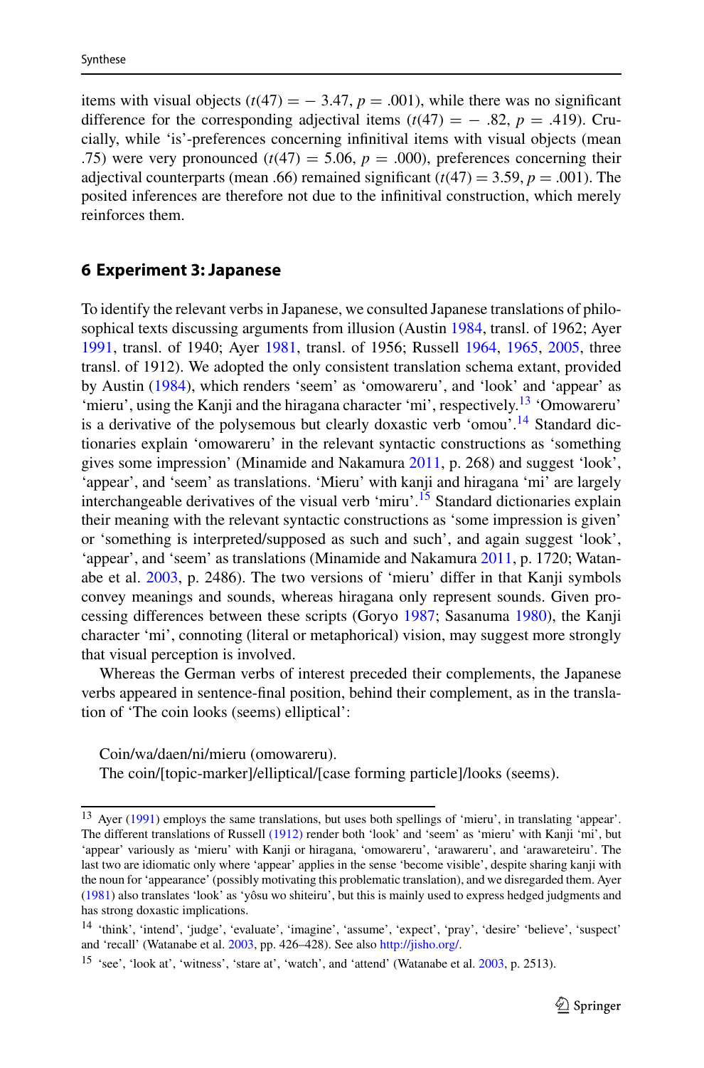items with visual objects ($t(47) = -3.47$, $p = .001$), while there was no significant difference for the corresponding adjectival items ($t(47) = -.82$, $p = .419$). Crucially, while 'is'-preferences concerning infinitival items with visual objects (mean .75) were very pronounced ($t(47) = 5.06$, $p = .000$), preferences concerning their adjectival counterparts (mean .66) remained significant ($t(47) = 3.59$, $p = .001$). The posited inferences are therefore not due to the infinitival construction, which merely reinforces them.

## 6 Experiment 3: Japanese

To identify the relevant verbs in Japanese, we consulted Japanese translations of philosophical texts discussing arguments from illusion (Austin 1984, transl. of 1962; Ayer 1991, transl. of 1940; Ayer 1981, transl. of 1956; Russell 1964, 1965, 2005, three transl. of 1912). We adopted the only consistent translation schema extant, provided by Austin (1984), which renders 'seem' as 'omowareru', and 'look' and 'appear' as 'mieru', using the Kanji and the hiragana character 'mi', respectively.[13] 'Omowareru' is a derivative of the polysemous but clearly doxastic verb 'omou'.[14] Standard dictionaries explain 'omowareru' in the relevant syntactic constructions as 'something gives some impression' (Minamide and Nakamura 2011, p. 268) and suggest 'look', 'appear', and 'seem' as translations. 'Mieru' with kanji and hiragana 'mi' are largely interchangeable derivatives of the visual verb 'miru'.[15] Standard dictionaries explain their meaning with the relevant syntactic constructions as 'some impression is given' or 'something is interpreted/supposed as such and such', and again suggest 'look', 'appear', and 'seem' as translations (Minamide and Nakamura 2011, p. 1720; Watanabe et al. 2003, p. 2486). The two versions of 'mieru' differ in that Kanji symbols convey meanings and sounds, whereas hiragana only represent sounds. Given processing differences between these scripts (Goryo 1987; Sasanuma 1980), the Kanji character 'mi', connoting (literal or metaphorical) vision, may suggest more strongly that visual perception is involved.

Whereas the German verbs of interest preceded their complements, the Japanese verbs appeared in sentence-final position, behind their complement, as in the translation of 'The coin looks (seems) elliptical':

Coin/wa/daen/ni/mieru (omowareru).
The coin/[topic-marker]/elliptical/[case forming particle]/looks (seems).

---

[13] Ayer (1991) employs the same translations, but uses both spellings of 'mieru', in translating 'appear'. The different translations of Russell (1912) render both 'look' and 'seem' as 'mieru' with Kanji 'mi', but 'appear' variously as 'mieru' with Kanji or hiragana, 'omowareru', 'arawareru', and 'arawareteiru'. The last two are idiomatic only where 'appear' applies in the sense 'become visible', despite sharing kanji with the noun for 'appearance' (possibly motivating this problematic translation), and we disregarded them. Ayer (1981) also translates 'look' as 'yôsu wo shiteiru', but this is mainly used to express hedged judgments and has strong doxastic implications.

[14] 'think', 'intend', 'judge', 'evaluate', 'imagine', 'assume', 'expect', 'pray', 'desire' 'believe', 'suspect' and 'recall' (Watanabe et al. 2003, pp. 426–428). See also http://jisho.org/.

[15] 'see', 'look at', 'witness', 'stare at', 'watch', and 'attend' (Watanabe et al. 2003, p. 2513).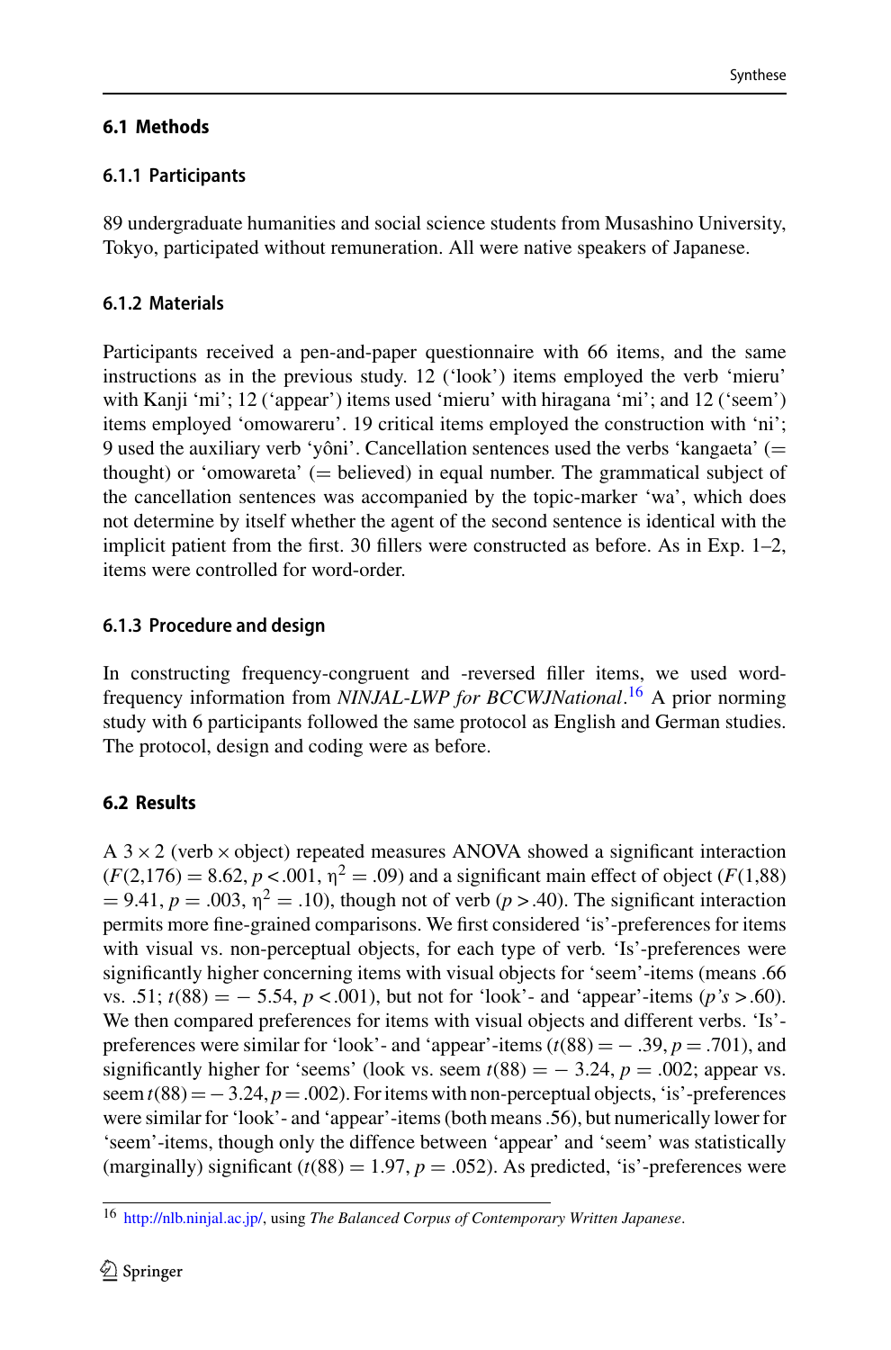### 6.1 Methods

#### 6.1.1 Participants

89 undergraduate humanities and social science students from Musashino University, Tokyo, participated without remuneration. All were native speakers of Japanese.

#### 6.1.2 Materials

Participants received a pen-and-paper questionnaire with 66 items, and the same instructions as in the previous study. 12 ('look') items employed the verb 'mieru' with Kanji 'mi'; 12 ('appear') items used 'mieru' with hiragana 'mi'; and 12 ('seem') items employed 'omowareru'. 19 critical items employed the construction with 'ni'; 9 used the auxiliary verb 'yôni'. Cancellation sentences used the verbs 'kangaeta' (= thought) or 'omowareta' (= believed) in equal number. The grammatical subject of the cancellation sentences was accompanied by the topic-marker 'wa', which does not determine by itself whether the agent of the second sentence is identical with the implicit patient from the first. 30 fillers were constructed as before. As in Exp. 1–2, items were controlled for word-order.

#### 6.1.3 Procedure and design

In constructing frequency-congruent and -reversed filler items, we used word-frequency information from *NINJAL-LWP for BCCWJNational*.[16] A prior norming study with 6 participants followed the same protocol as English and German studies. The protocol, design and coding were as before.

### 6.2 Results

A 3 × 2 (verb × object) repeated measures ANOVA showed a significant interaction ($F(2,176) = 8.62$, $p < .001$, $\eta^2 = .09$) and a significant main effect of object ($F(1,88) = 9.41$, $p = .003$, $\eta^2 = .10$), though not of verb ($p > .40$). The significant interaction permits more fine-grained comparisons. We first considered 'is'-preferences for items with visual vs. non-perceptual objects, for each type of verb. 'Is'-preferences were significantly higher concerning items with visual objects for 'seem'-items (means .66 vs. .51; $t(88) = -5.54$, $p < .001$), but not for 'look'- and 'appear'-items (*p's* > .60). We then compared preferences for items with visual objects and different verbs. 'Is'-preferences were similar for 'look'- and 'appear'-items ($t(88) = -.39$, $p = .701$), and significantly higher for 'seems' (look vs. seem $t(88) = -3.24$, $p = .002$; appear vs. seem $t(88) = -3.24$, $p = .002$). For items with non-perceptual objects, 'is'-preferences were similar for 'look'- and 'appear'-items (both means .56), but numerically lower for 'seem'-items, though only the diffence between 'appear' and 'seem' was statistically (marginally) significant ($t(88) = 1.97$, $p = .052$). As predicted, 'is'-preferences were

[16] http://nlb.ninjal.ac.jp/, using *The Balanced Corpus of Contemporary Written Japanese*.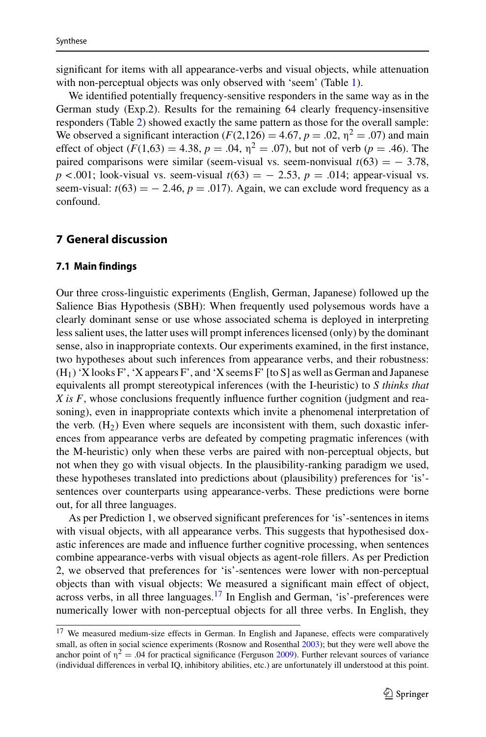significant for items with all appearance-verbs and visual objects, while attenuation with non-perceptual objects was only observed with 'seem' (Table 1).

We identified potentially frequency-sensitive responders in the same way as in the German study (Exp.2). Results for the remaining 64 clearly frequency-insensitive responders (Table 2) showed exactly the same pattern as those for the overall sample: We observed a significant interaction ($F(2,126) = 4.67$, $p = .02$, $\eta^2 = .07$) and main effect of object ($F(1,63) = 4.38$, $p = .04$, $\eta^2 = .07$), but not of verb ($p = .46$). The paired comparisons were similar (seem-visual vs. seem-nonvisual $t(63) = -3.78$, $p < .001$; look-visual vs. seem-visual $t(63) = -2.53$, $p = .014$; appear-visual vs. seem-visual: $t(63) = -2.46$, $p = .017$). Again, we can exclude word frequency as a confound.

## 7 General discussion

### 7.1 Main findings

Our three cross-linguistic experiments (English, German, Japanese) followed up the Salience Bias Hypothesis (SBH): When frequently used polysemous words have a clearly dominant sense or use whose associated schema is deployed in interpreting less salient uses, the latter uses will prompt inferences licensed (only) by the dominant sense, also in inappropriate contexts. Our experiments examined, in the first instance, two hypotheses about such inferences from appearance verbs, and their robustness: ($H_1$) 'X looks F', 'X appears F', and 'X seems F' [to S] as well as German and Japanese equivalents all prompt stereotypical inferences (with the I-heuristic) to *S thinks that X is F*, whose conclusions frequently influence further cognition (judgment and reasoning), even in inappropriate contexts which invite a phenomenal interpretation of the verb. ($H_2$) Even where sequels are inconsistent with them, such doxastic inferences from appearance verbs are defeated by competing pragmatic inferences (with the M-heuristic) only when these verbs are paired with non-perceptual objects, but not when they go with visual objects. In the plausibility-ranking paradigm we used, these hypotheses translated into predictions about (plausibility) preferences for 'is'-sentences over counterparts using appearance-verbs. These predictions were borne out, for all three languages.

As per Prediction 1, we observed significant preferences for 'is'-sentences in items with visual objects, with all appearance verbs. This suggests that hypothesised doxastic inferences are made and influence further cognitive processing, when sentences combine appearance-verbs with visual objects as agent-role fillers. As per Prediction 2, we observed that preferences for 'is'-sentences were lower with non-perceptual objects than with visual objects: We measured a significant main effect of object, across verbs, in all three languages.[17] In English and German, 'is'-preferences were numerically lower with non-perceptual objects for all three verbs. In English, they

[17] We measured medium-size effects in German. In English and Japanese, effects were comparatively small, as often in social science experiments (Rosnow and Rosenthal 2003); but they were well above the anchor point of $\eta^2 = .04$ for practical significance (Ferguson 2009). Further relevant sources of variance (individual differences in verbal IQ, inhibitory abilities, etc.) are unfortunately ill understood at this point.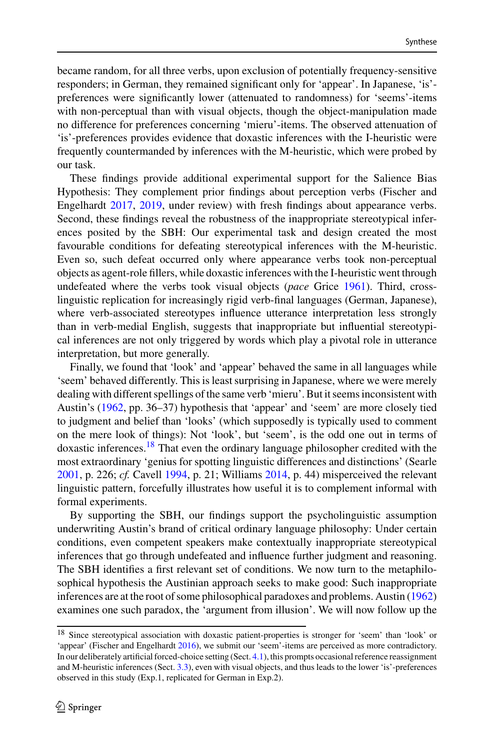became random, for all three verbs, upon exclusion of potentially frequency-sensitive responders; in German, they remained significant only for 'appear'. In Japanese, 'is'-preferences were significantly lower (attenuated to randomness) for 'seems'-items with non-perceptual than with visual objects, though the object-manipulation made no difference for preferences concerning 'mieru'-items. The observed attenuation of 'is'-preferences provides evidence that doxastic inferences with the I-heuristic were frequently countermanded by inferences with the M-heuristic, which were probed by our task.

These findings provide additional experimental support for the Salience Bias Hypothesis: They complement prior findings about perception verbs (Fischer and Engelhardt 2017, 2019, under review) with fresh findings about appearance verbs. Second, these findings reveal the robustness of the inappropriate stereotypical inferences posited by the SBH: Our experimental task and design created the most favourable conditions for defeating stereotypical inferences with the M-heuristic. Even so, such defeat occurred only where appearance verbs took non-perceptual objects as agent-role fillers, while doxastic inferences with the I-heuristic went through undefeated where the verbs took visual objects (*pace* Grice 1961). Third, cross-linguistic replication for increasingly rigid verb-final languages (German, Japanese), where verb-associated stereotypes influence utterance interpretation less strongly than in verb-medial English, suggests that inappropriate but influential stereotypical inferences are not only triggered by words which play a pivotal role in utterance interpretation, but more generally.

Finally, we found that 'look' and 'appear' behaved the same in all languages while 'seem' behaved differently. This is least surprising in Japanese, where we were merely dealing with different spellings of the same verb 'mieru'. But it seems inconsistent with Austin's (1962, pp. 36–37) hypothesis that 'appear' and 'seem' are more closely tied to judgment and belief than 'looks' (which supposedly is typically used to comment on the mere look of things): Not 'look', but 'seem', is the odd one out in terms of doxastic inferences.[18] That even the ordinary language philosopher credited with the most extraordinary 'genius for spotting linguistic differences and distinctions' (Searle 2001, p. 226; *cf.* Cavell 1994, p. 21; Williams 2014, p. 44) misperceived the relevant linguistic pattern, forcefully illustrates how useful it is to complement informal with formal experiments.

By supporting the SBH, our findings support the psycholinguistic assumption underwriting Austin's brand of critical ordinary language philosophy: Under certain conditions, even competent speakers make contextually inappropriate stereotypical inferences that go through undefeated and influence further judgment and reasoning. The SBH identifies a first relevant set of conditions. We now turn to the metaphilosophical hypothesis the Austinian approach seeks to make good: Such inappropriate inferences are at the root of some philosophical paradoxes and problems. Austin (1962) examines one such paradox, the 'argument from illusion'. We will now follow up the

[18] Since stereotypical association with doxastic patient-properties is stronger for 'seem' than 'look' or 'appear' (Fischer and Engelhardt 2016), we submit our 'seem'-items are perceived as more contradictory. In our deliberately artificial forced-choice setting (Sect. 4.1), this prompts occasional reference reassignment and M-heuristic inferences (Sect. 3.3), even with visual objects, and thus leads to the lower 'is'-preferences observed in this study (Exp.1, replicated for German in Exp.2).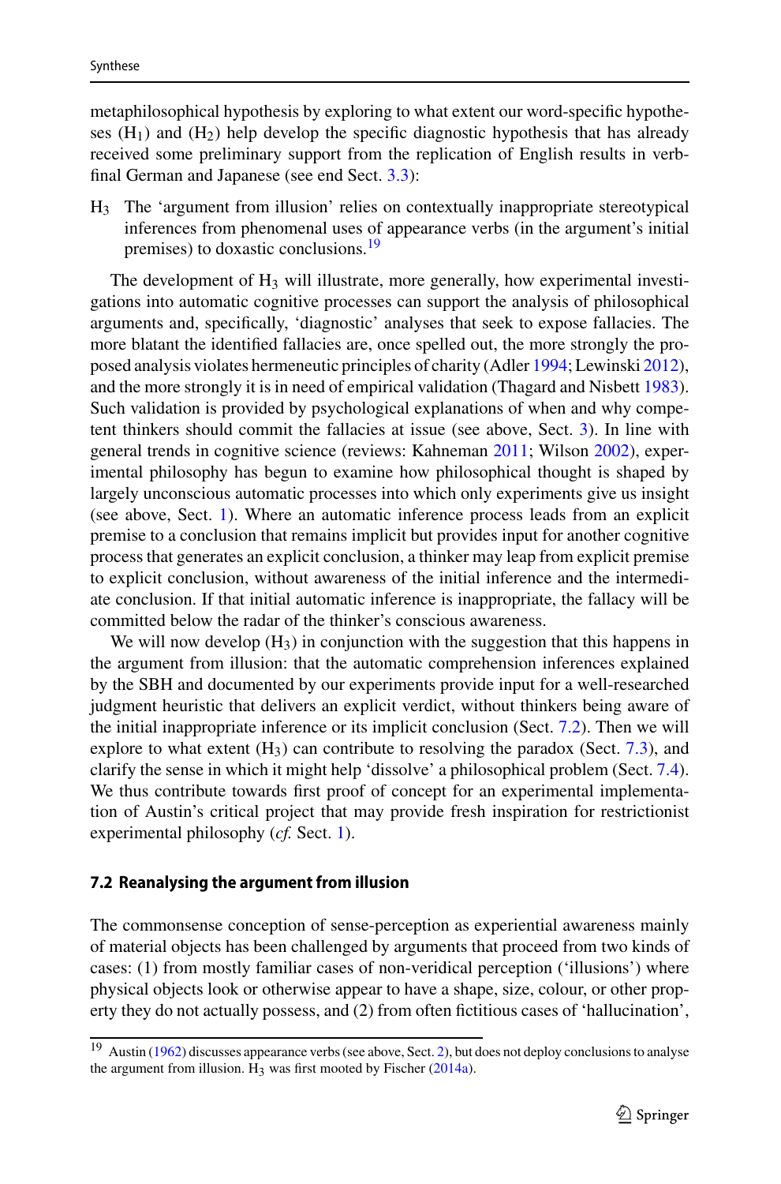metaphilosophical hypothesis by exploring to what extent our word-specific hypotheses ($H_1$) and ($H_2$) help develop the specific diagnostic hypothesis that has already received some preliminary support from the replication of English results in verb-final German and Japanese (see end Sect. 3.3):

$H_3$ The 'argument from illusion' relies on contextually inappropriate stereotypical inferences from phenomenal uses of appearance verbs (in the argument's initial premises) to doxastic conclusions.[19]

The development of $H_3$ will illustrate, more generally, how experimental investigations into automatic cognitive processes can support the analysis of philosophical arguments and, specifically, 'diagnostic' analyses that seek to expose fallacies. The more blatant the identified fallacies are, once spelled out, the more strongly the proposed analysis violates hermeneutic principles of charity (Adler 1994; Lewinski 2012), and the more strongly it is in need of empirical validation (Thagard and Nisbett 1983). Such validation is provided by psychological explanations of when and why competent thinkers should commit the fallacies at issue (see above, Sect. 3). In line with general trends in cognitive science (reviews: Kahneman 2011; Wilson 2002), experimental philosophy has begun to examine how philosophical thought is shaped by largely unconscious automatic processes into which only experiments give us insight (see above, Sect. 1). Where an automatic inference process leads from an explicit premise to a conclusion that remains implicit but provides input for another cognitive process that generates an explicit conclusion, a thinker may leap from explicit premise to explicit conclusion, without awareness of the initial inference and the intermediate conclusion. If that initial automatic inference is inappropriate, the fallacy will be committed below the radar of the thinker's conscious awareness.

We will now develop ($H_3$) in conjunction with the suggestion that this happens in the argument from illusion: that the automatic comprehension inferences explained by the SBH and documented by our experiments provide input for a well-researched judgment heuristic that delivers an explicit verdict, without thinkers being aware of the initial inappropriate inference or its implicit conclusion (Sect. 7.2). Then we will explore to what extent ($H_3$) can contribute to resolving the paradox (Sect. 7.3), and clarify the sense in which it might help 'dissolve' a philosophical problem (Sect. 7.4). We thus contribute towards first proof of concept for an experimental implementation of Austin's critical project that may provide fresh inspiration for restrictionist experimental philosophy (*cf.* Sect. 1).

### 7.2 Reanalysing the argument from illusion

The commonsense conception of sense-perception as experiential awareness mainly of material objects has been challenged by arguments that proceed from two kinds of cases: (1) from mostly familiar cases of non-veridical perception ('illusions') where physical objects look or otherwise appear to have a shape, size, colour, or other property they do not actually possess, and (2) from often fictitious cases of 'hallucination',

[19] Austin (1962) discusses appearance verbs (see above, Sect. 2), but does not deploy conclusions to analyse the argument from illusion. $H_3$ was first mooted by Fischer (2014a).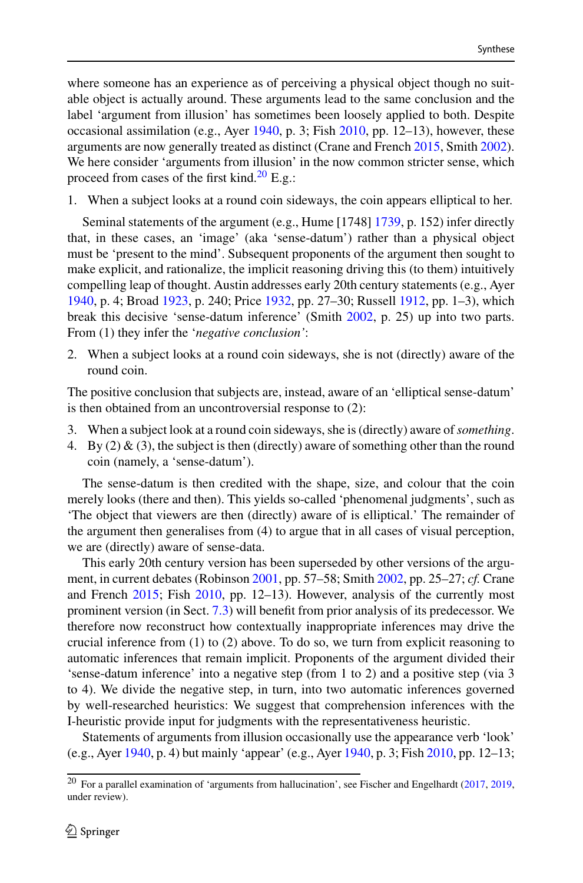where someone has an experience as of perceiving a physical object though no suitable object is actually around. These arguments lead to the same conclusion and the label 'argument from illusion' has sometimes been loosely applied to both. Despite occasional assimilation (e.g., Ayer 1940, p. 3; Fish 2010, pp. 12–13), however, these arguments are now generally treated as distinct (Crane and French 2015, Smith 2002). We here consider 'arguments from illusion' in the now common stricter sense, which proceed from cases of the first kind.[20] E.g.:

1. When a subject looks at a round coin sideways, the coin appears elliptical to her.

Seminal statements of the argument (e.g., Hume [1748] 1739, p. 152) infer directly that, in these cases, an 'image' (aka 'sense-datum') rather than a physical object must be 'present to the mind'. Subsequent proponents of the argument then sought to make explicit, and rationalize, the implicit reasoning driving this (to them) intuitively compelling leap of thought. Austin addresses early 20th century statements (e.g., Ayer 1940, p. 4; Broad 1923, p. 240; Price 1932, pp. 27–30; Russell 1912, pp. 1–3), which break this decisive 'sense-datum inference' (Smith 2002, p. 25) up into two parts. From (1) they infer the '*negative conclusion*':

2. When a subject looks at a round coin sideways, she is not (directly) aware of the round coin.

The positive conclusion that subjects are, instead, aware of an 'elliptical sense-datum' is then obtained from an uncontroversial response to (2):

3. When a subject look at a round coin sideways, she is (directly) aware of *something*.
4. By (2) & (3), the subject is then (directly) aware of something other than the round coin (namely, a 'sense-datum').

The sense-datum is then credited with the shape, size, and colour that the coin merely looks (there and then). This yields so-called 'phenomenal judgments', such as 'The object that viewers are then (directly) aware of is elliptical.' The remainder of the argument then generalises from (4) to argue that in all cases of visual perception, we are (directly) aware of sense-data.

This early 20th century version has been superseded by other versions of the argument, in current debates (Robinson 2001, pp. 57–58; Smith 2002, pp. 25–27; *cf.* Crane and French 2015; Fish 2010, pp. 12–13). However, analysis of the currently most prominent version (in Sect. 7.3) will benefit from prior analysis of its predecessor. We therefore now reconstruct how contextually inappropriate inferences may drive the crucial inference from (1) to (2) above. To do so, we turn from explicit reasoning to automatic inferences that remain implicit. Proponents of the argument divided their 'sense-datum inference' into a negative step (from 1 to 2) and a positive step (via 3 to 4). We divide the negative step, in turn, into two automatic inferences governed by well-researched heuristics: We suggest that comprehension inferences with the I-heuristic provide input for judgments with the representativeness heuristic.

Statements of arguments from illusion occasionally use the appearance verb 'look' (e.g., Ayer 1940, p. 4) but mainly 'appear' (e.g., Ayer 1940, p. 3; Fish 2010, pp. 12–13;

[20] For a parallel examination of 'arguments from hallucination', see Fischer and Engelhardt (2017, 2019, under review).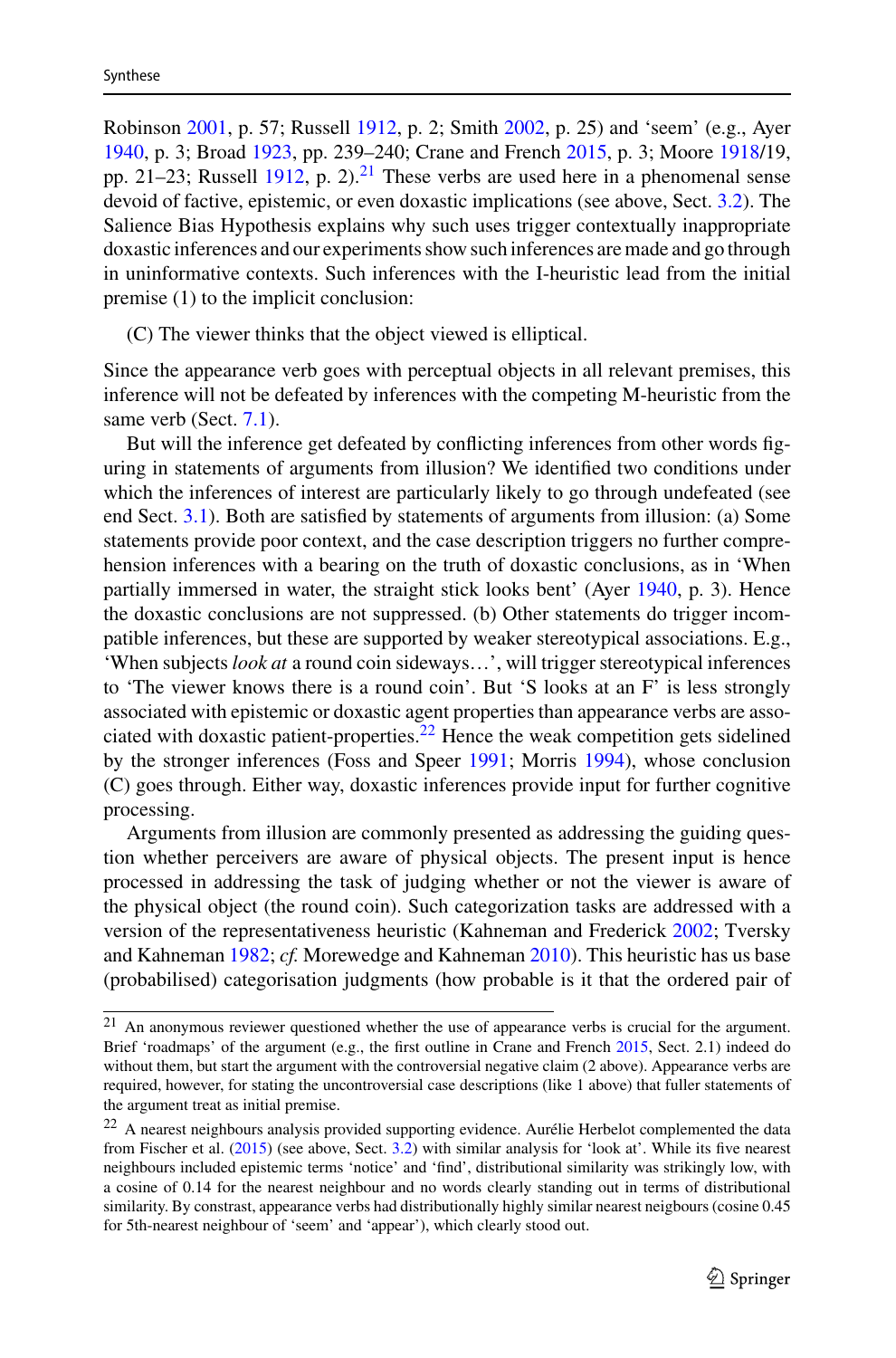Robinson 2001, p. 57; Russell 1912, p. 2; Smith 2002, p. 25) and 'seem' (e.g., Ayer 1940, p. 3; Broad 1923, pp. 239–240; Crane and French 2015, p. 3; Moore 1918/19, pp. 21–23; Russell 1912, p. 2).[21] These verbs are used here in a phenomenal sense devoid of factive, epistemic, or even doxastic implications (see above, Sect. 3.2). The Salience Bias Hypothesis explains why such uses trigger contextually inappropriate doxastic inferences and our experiments show such inferences are made and go through in uninformative contexts. Such inferences with the I-heuristic lead from the initial premise (1) to the implicit conclusion:

(C) The viewer thinks that the object viewed is elliptical.

Since the appearance verb goes with perceptual objects in all relevant premises, this inference will not be defeated by inferences with the competing M-heuristic from the same verb (Sect. 7.1).

But will the inference get defeated by conflicting inferences from other words figuring in statements of arguments from illusion? We identified two conditions under which the inferences of interest are particularly likely to go through undefeated (see end Sect. 3.1). Both are satisfied by statements of arguments from illusion: (a) Some statements provide poor context, and the case description triggers no further comprehension inferences with a bearing on the truth of doxastic conclusions, as in 'When partially immersed in water, the straight stick looks bent' (Ayer 1940, p. 3). Hence the doxastic conclusions are not suppressed. (b) Other statements do trigger incompatible inferences, but these are supported by weaker stereotypical associations. E.g., 'When subjects *look at* a round coin sideways…', will trigger stereotypical inferences to 'The viewer knows there is a round coin'. But 'S looks at an F' is less strongly associated with epistemic or doxastic agent properties than appearance verbs are associated with doxastic patient-properties.[22] Hence the weak competition gets sidelined by the stronger inferences (Foss and Speer 1991; Morris 1994), whose conclusion (C) goes through. Either way, doxastic inferences provide input for further cognitive processing.

Arguments from illusion are commonly presented as addressing the guiding question whether perceivers are aware of physical objects. The present input is hence processed in addressing the task of judging whether or not the viewer is aware of the physical object (the round coin). Such categorization tasks are addressed with a version of the representativeness heuristic (Kahneman and Frederick 2002; Tversky and Kahneman 1982; *cf.* Morewedge and Kahneman 2010). This heuristic has us base (probabilised) categorisation judgments (how probable is it that the ordered pair of

---

[21] An anonymous reviewer questioned whether the use of appearance verbs is crucial for the argument. Brief 'roadmaps' of the argument (e.g., the first outline in Crane and French 2015, Sect. 2.1) indeed do without them, but start the argument with the controversial negative claim (2 above). Appearance verbs are required, however, for stating the uncontroversial case descriptions (like 1 above) that fuller statements of the argument treat as initial premise.

[22] A nearest neighbours analysis provided supporting evidence. Aurélie Herbelot complemented the data from Fischer et al. (2015) (see above, Sect. 3.2) with similar analysis for 'look at'. While its five nearest neighbours included epistemic terms 'notice' and 'find', distributional similarity was strikingly low, with a cosine of 0.14 for the nearest neighbour and no words clearly standing out in terms of distributional similarity. By constrast, appearance verbs had distributionally highly similar nearest neigbours (cosine 0.45 for 5th-nearest neighbour of 'seem' and 'appear'), which clearly stood out.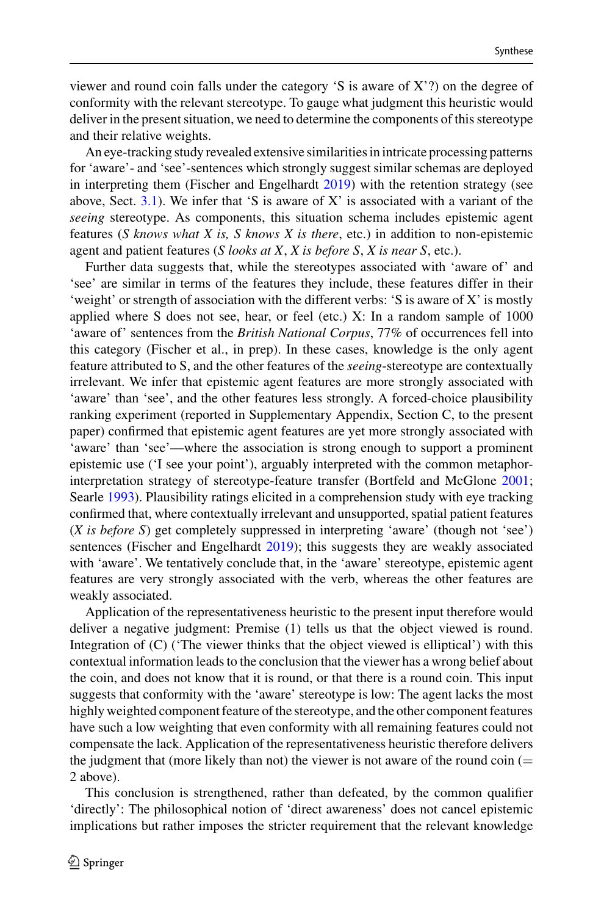viewer and round coin falls under the category 'S is aware of X'?) on the degree of conformity with the relevant stereotype. To gauge what judgment this heuristic would deliver in the present situation, we need to determine the components of this stereotype and their relative weights.

An eye-tracking study revealed extensive similarities in intricate processing patterns for 'aware'- and 'see'-sentences which strongly suggest similar schemas are deployed in interpreting them (Fischer and Engelhardt 2019) with the retention strategy (see above, Sect. 3.1). We infer that 'S is aware of X' is associated with a variant of the *seeing* stereotype. As components, this situation schema includes epistemic agent features (*S knows what X is, S knows X is there*, etc.) in addition to non-epistemic agent and patient features (*S looks at X*, *X is before S*, *X is near S*, etc.).

Further data suggests that, while the stereotypes associated with 'aware of' and 'see' are similar in terms of the features they include, these features differ in their 'weight' or strength of association with the different verbs: 'S is aware of X' is mostly applied where S does not see, hear, or feel (etc.) X: In a random sample of 1000 'aware of' sentences from the *British National Corpus*, 77% of occurrences fell into this category (Fischer et al., in prep). In these cases, knowledge is the only agent feature attributed to S, and the other features of the *seeing*-stereotype are contextually irrelevant. We infer that epistemic agent features are more strongly associated with 'aware' than 'see', and the other features less strongly. A forced-choice plausibility ranking experiment (reported in Supplementary Appendix, Section C, to the present paper) confirmed that epistemic agent features are yet more strongly associated with 'aware' than 'see'—where the association is strong enough to support a prominent epistemic use ('I see your point'), arguably interpreted with the common metaphor-interpretation strategy of stereotype-feature transfer (Bortfeld and McGlone 2001; Searle 1993). Plausibility ratings elicited in a comprehension study with eye tracking confirmed that, where contextually irrelevant and unsupported, spatial patient features (*X is before S*) get completely suppressed in interpreting 'aware' (though not 'see') sentences (Fischer and Engelhardt 2019); this suggests they are weakly associated with 'aware'. We tentatively conclude that, in the 'aware' stereotype, epistemic agent features are very strongly associated with the verb, whereas the other features are weakly associated.

Application of the representativeness heuristic to the present input therefore would deliver a negative judgment: Premise (1) tells us that the object viewed is round. Integration of (C) ('The viewer thinks that the object viewed is elliptical') with this contextual information leads to the conclusion that the viewer has a wrong belief about the coin, and does not know that it is round, or that there is a round coin. This input suggests that conformity with the 'aware' stereotype is low: The agent lacks the most highly weighted component feature of the stereotype, and the other component features have such a low weighting that even conformity with all remaining features could not compensate the lack. Application of the representativeness heuristic therefore delivers the judgment that (more likely than not) the viewer is not aware of the round coin (= 2 above).

This conclusion is strengthened, rather than defeated, by the common qualifier 'directly': The philosophical notion of 'direct awareness' does not cancel epistemic implications but rather imposes the stricter requirement that the relevant knowledge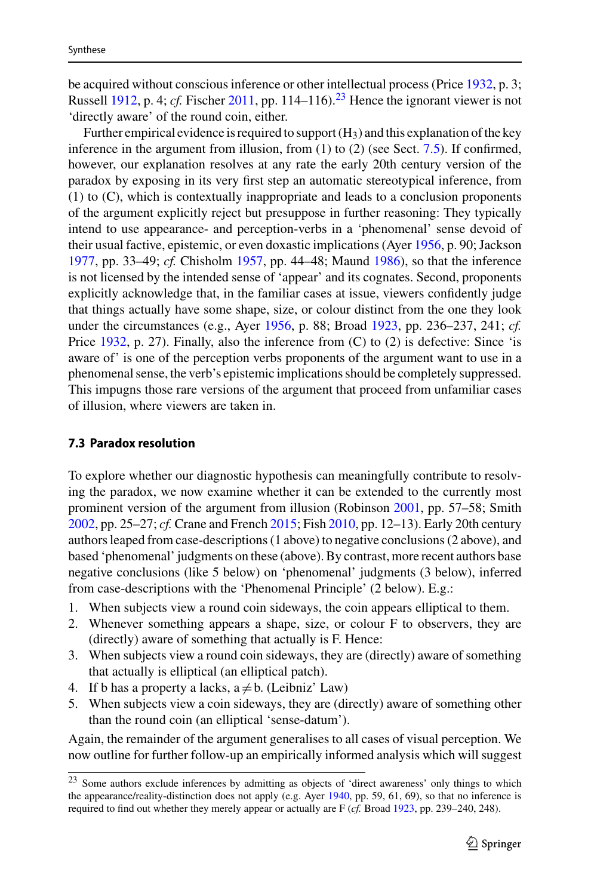be acquired without conscious inference or other intellectual process (Price 1932, p. 3; Russell 1912, p. 4; *cf.* Fischer 2011, pp. 114–116).[23] Hence the ignorant viewer is not 'directly aware' of the round coin, either.

Further empirical evidence is required to support ($H_3$) and this explanation of the key inference in the argument from illusion, from (1) to (2) (see Sect. 7.5). If confirmed, however, our explanation resolves at any rate the early 20th century version of the paradox by exposing in its very first step an automatic stereotypical inference, from (1) to (C), which is contextually inappropriate and leads to a conclusion proponents of the argument explicitly reject but presuppose in further reasoning: They typically intend to use appearance- and perception-verbs in a 'phenomenal' sense devoid of their usual factive, epistemic, or even doxastic implications (Ayer 1956, p. 90; Jackson 1977, pp. 33–49; *cf.* Chisholm 1957, pp. 44–48; Maund 1986), so that the inference is not licensed by the intended sense of 'appear' and its cognates. Second, proponents explicitly acknowledge that, in the familiar cases at issue, viewers confidently judge that things actually have some shape, size, or colour distinct from the one they look under the circumstances (e.g., Ayer 1956, p. 88; Broad 1923, pp. 236–237, 241; *cf.* Price 1932, p. 27). Finally, also the inference from (C) to (2) is defective: Since 'is aware of' is one of the perception verbs proponents of the argument want to use in a phenomenal sense, the verb's epistemic implications should be completely suppressed. This impugns those rare versions of the argument that proceed from unfamiliar cases of illusion, where viewers are taken in.

### 7.3 Paradox resolution

To explore whether our diagnostic hypothesis can meaningfully contribute to resolving the paradox, we now examine whether it can be extended to the currently most prominent version of the argument from illusion (Robinson 2001, pp. 57–58; Smith 2002, pp. 25–27; *cf.* Crane and French 2015; Fish 2010, pp. 12–13). Early 20th century authors leaped from case-descriptions (1 above) to negative conclusions (2 above), and based 'phenomenal' judgments on these (above). By contrast, more recent authors base negative conclusions (like 5 below) on 'phenomenal' judgments (3 below), inferred from case-descriptions with the 'Phenomenal Principle' (2 below). E.g.:

1. When subjects view a round coin sideways, the coin appears elliptical to them.
2. Whenever something appears a shape, size, or colour F to observers, they are (directly) aware of something that actually is F. Hence:
3. When subjects view a round coin sideways, they are (directly) aware of something that actually is elliptical (an elliptical patch).
4. If b has a property a lacks, $a \neq b$. (Leibniz' Law)
5. When subjects view a coin sideways, they are (directly) aware of something other than the round coin (an elliptical 'sense-datum').

Again, the remainder of the argument generalises to all cases of visual perception. We now outline for further follow-up an empirically informed analysis which will suggest

[23] Some authors exclude inferences by admitting as objects of 'direct awareness' only things to which the appearance/reality-distinction does not apply (e.g. Ayer 1940, pp. 59, 61, 69), so that no inference is required to find out whether they merely appear or actually are F (*cf.* Broad 1923, pp. 239–240, 248).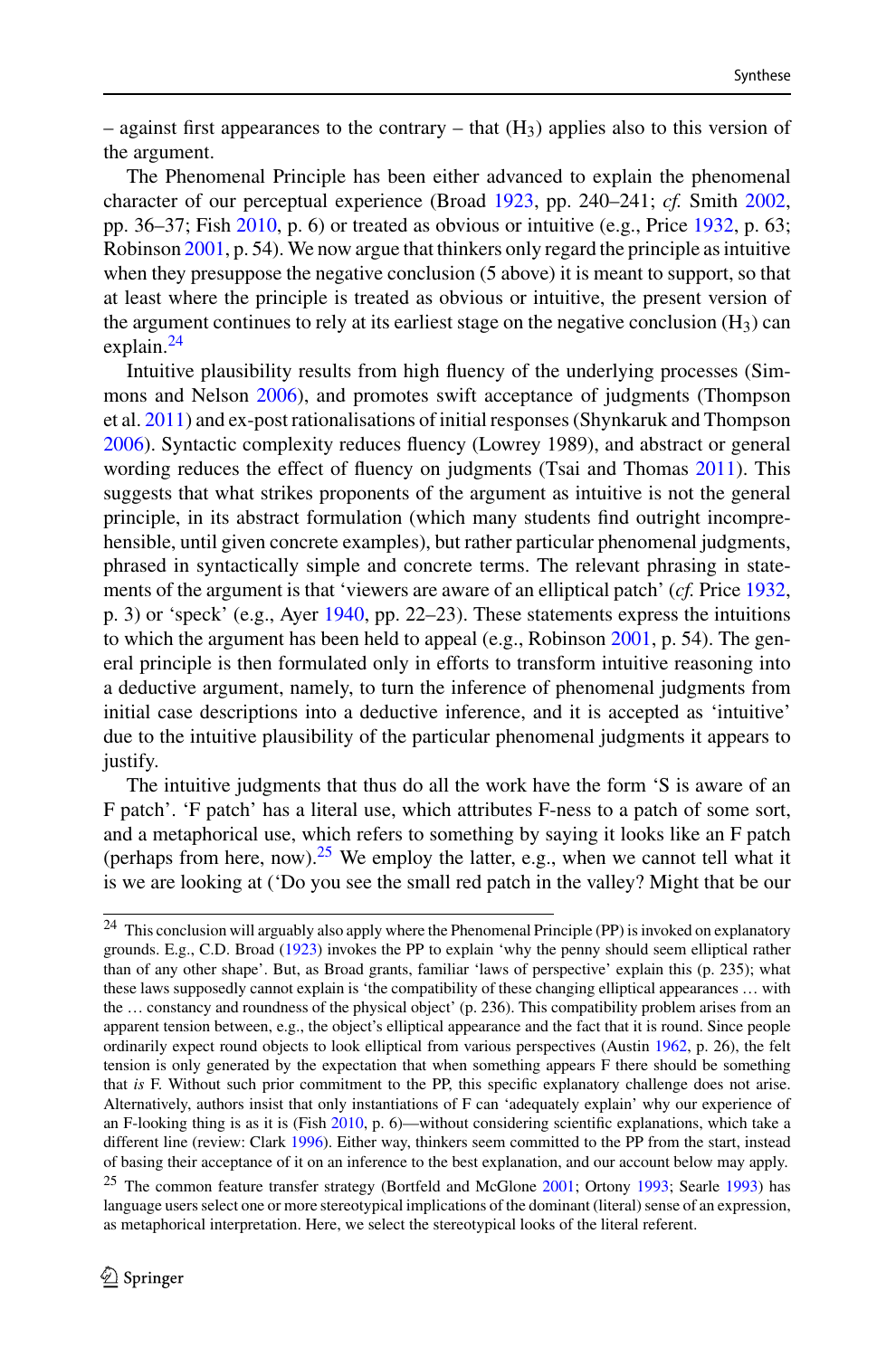– against first appearances to the contrary – that ($H_3$) applies also to this version of the argument.

The Phenomenal Principle has been either advanced to explain the phenomenal character of our perceptual experience (Broad 1923, pp. 240–241; *cf.* Smith 2002, pp. 36–37; Fish 2010, p. 6) or treated as obvious or intuitive (e.g., Price 1932, p. 63; Robinson 2001, p. 54). We now argue that thinkers only regard the principle as intuitive when they presuppose the negative conclusion (5 above) it is meant to support, so that at least where the principle is treated as obvious or intuitive, the present version of the argument continues to rely at its earliest stage on the negative conclusion ($H_3$) can explain.[24]

Intuitive plausibility results from high fluency of the underlying processes (Simmons and Nelson 2006), and promotes swift acceptance of judgments (Thompson et al. 2011) and ex-post rationalisations of initial responses (Shynkaruk and Thompson 2006). Syntactic complexity reduces fluency (Lowrey 1989), and abstract or general wording reduces the effect of fluency on judgments (Tsai and Thomas 2011). This suggests that what strikes proponents of the argument as intuitive is not the general principle, in its abstract formulation (which many students find outright incomprehensible, until given concrete examples), but rather particular phenomenal judgments, phrased in syntactically simple and concrete terms. The relevant phrasing in statements of the argument is that 'viewers are aware of an elliptical patch' (*cf.* Price 1932, p. 3) or 'speck' (e.g., Ayer 1940, pp. 22–23). These statements express the intuitions to which the argument has been held to appeal (e.g., Robinson 2001, p. 54). The general principle is then formulated only in efforts to transform intuitive reasoning into a deductive argument, namely, to turn the inference of phenomenal judgments from initial case descriptions into a deductive inference, and it is accepted as 'intuitive' due to the intuitive plausibility of the particular phenomenal judgments it appears to justify.

The intuitive judgments that thus do all the work have the form 'S is aware of an F patch'. 'F patch' has a literal use, which attributes F-ness to a patch of some sort, and a metaphorical use, which refers to something by saying it looks like an F patch (perhaps from here, now).[25] We employ the latter, e.g., when we cannot tell what it is we are looking at ('Do you see the small red patch in the valley? Might that be our

---

[24] This conclusion will arguably also apply where the Phenomenal Principle (PP) is invoked on explanatory grounds. E.g., C.D. Broad (1923) invokes the PP to explain 'why the penny should seem elliptical rather than of any other shape'. But, as Broad grants, familiar 'laws of perspective' explain this (p. 235); what these laws supposedly cannot explain is 'the compatibility of these changing elliptical appearances … with the … constancy and roundness of the physical object' (p. 236). This compatibility problem arises from an apparent tension between, e.g., the object's elliptical appearance and the fact that it is round. Since people ordinarily expect round objects to look elliptical from various perspectives (Austin 1962, p. 26), the felt tension is only generated by the expectation that when something appears F there should be something that *is* F. Without such prior commitment to the PP, this specific explanatory challenge does not arise. Alternatively, authors insist that only instantiations of F can 'adequately explain' why our experience of an F-looking thing is as it is (Fish 2010, p. 6)—without considering scientific explanations, which take a different line (review: Clark 1996). Either way, thinkers seem committed to the PP from the start, instead of basing their acceptance of it on an inference to the best explanation, and our account below may apply.

[25] The common feature transfer strategy (Bortfeld and McGlone 2001; Ortony 1993; Searle 1993) has language users select one or more stereotypical implications of the dominant (literal) sense of an expression, as metaphorical interpretation. Here, we select the stereotypical looks of the literal referent.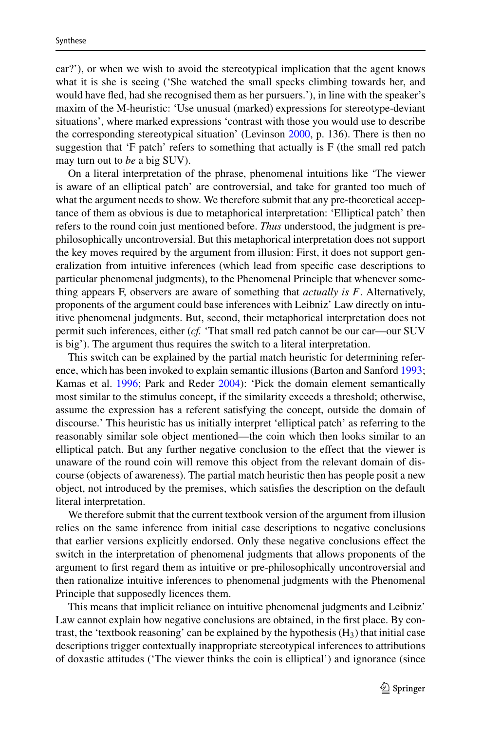car?'), or when we wish to avoid the stereotypical implication that the agent knows what it is she is seeing ('She watched the small specks climbing towards her, and would have fled, had she recognised them as her pursuers.'), in line with the speaker's maxim of the M-heuristic: 'Use unusual (marked) expressions for stereotype-deviant situations', where marked expressions 'contrast with those you would use to describe the corresponding stereotypical situation' (Levinson 2000, p. 136). There is then no suggestion that 'F patch' refers to something that actually is F (the small red patch may turn out to *be* a big SUV).

On a literal interpretation of the phrase, phenomenal intuitions like 'The viewer is aware of an elliptical patch' are controversial, and take for granted too much of what the argument needs to show. We therefore submit that any pre-theoretical acceptance of them as obvious is due to metaphorical interpretation: 'Elliptical patch' then refers to the round coin just mentioned before. *Thus* understood, the judgment is pre-philosophically uncontroversial. But this metaphorical interpretation does not support the key moves required by the argument from illusion: First, it does not support generalization from intuitive inferences (which lead from specific case descriptions to particular phenomenal judgments), to the Phenomenal Principle that whenever something appears F, observers are aware of something that *actually is F*. Alternatively, proponents of the argument could base inferences with Leibniz' Law directly on intuitive phenomenal judgments. But, second, their metaphorical interpretation does not permit such inferences, either (*cf.* 'That small red patch cannot be our car—our SUV is big'). The argument thus requires the switch to a literal interpretation.

This switch can be explained by the partial match heuristic for determining reference, which has been invoked to explain semantic illusions (Barton and Sanford 1993; Kamas et al. 1996; Park and Reder 2004): 'Pick the domain element semantically most similar to the stimulus concept, if the similarity exceeds a threshold; otherwise, assume the expression has a referent satisfying the concept, outside the domain of discourse.' This heuristic has us initially interpret 'elliptical patch' as referring to the reasonably similar sole object mentioned—the coin which then looks similar to an elliptical patch. But any further negative conclusion to the effect that the viewer is unaware of the round coin will remove this object from the relevant domain of discourse (objects of awareness). The partial match heuristic then has people posit a new object, not introduced by the premises, which satisfies the description on the default literal interpretation.

We therefore submit that the current textbook version of the argument from illusion relies on the same inference from initial case descriptions to negative conclusions that earlier versions explicitly endorsed. Only these negative conclusions effect the switch in the interpretation of phenomenal judgments that allows proponents of the argument to first regard them as intuitive or pre-philosophically uncontroversial and then rationalize intuitive inferences to phenomenal judgments with the Phenomenal Principle that supposedly licences them.

This means that implicit reliance on intuitive phenomenal judgments and Leibniz' Law cannot explain how negative conclusions are obtained, in the first place. By contrast, the 'textbook reasoning' can be explained by the hypothesis ($H_3$) that initial case descriptions trigger contextually inappropriate stereotypical inferences to attributions of doxastic attitudes ('The viewer thinks the coin is elliptical') and ignorance (since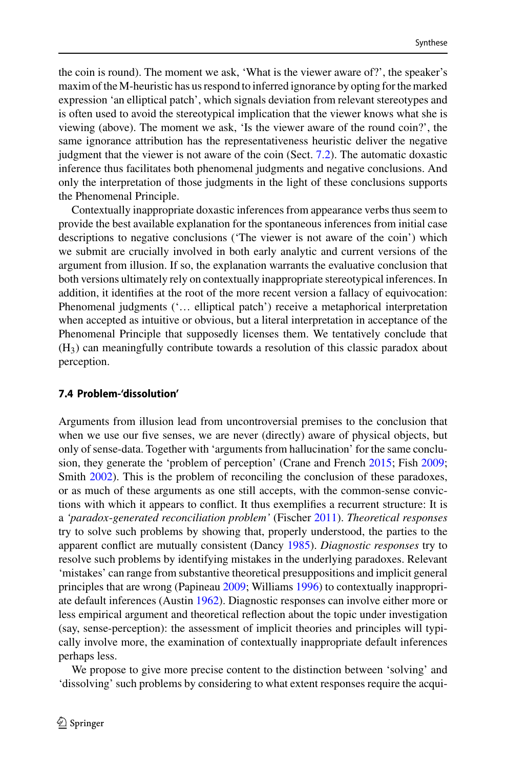the coin is round). The moment we ask, 'What is the viewer aware of?', the speaker's maxim of the M-heuristic has us respond to inferred ignorance by opting for the marked expression 'an elliptical patch', which signals deviation from relevant stereotypes and is often used to avoid the stereotypical implication that the viewer knows what she is viewing (above). The moment we ask, 'Is the viewer aware of the round coin?', the same ignorance attribution has the representativeness heuristic deliver the negative judgment that the viewer is not aware of the coin (Sect. 7.2). The automatic doxastic inference thus facilitates both phenomenal judgments and negative conclusions. And only the interpretation of those judgments in the light of these conclusions supports the Phenomenal Principle.

Contextually inappropriate doxastic inferences from appearance verbs thus seem to provide the best available explanation for the spontaneous inferences from initial case descriptions to negative conclusions ('The viewer is not aware of the coin') which we submit are crucially involved in both early analytic and current versions of the argument from illusion. If so, the explanation warrants the evaluative conclusion that both versions ultimately rely on contextually inappropriate stereotypical inferences. In addition, it identifies at the root of the more recent version a fallacy of equivocation: Phenomenal judgments ('… elliptical patch') receive a metaphorical interpretation when accepted as intuitive or obvious, but a literal interpretation in acceptance of the Phenomenal Principle that supposedly licenses them. We tentatively conclude that ($H_3$) can meaningfully contribute towards a resolution of this classic paradox about perception.

### 7.4 Problem-'dissolution'

Arguments from illusion lead from uncontroversial premises to the conclusion that when we use our five senses, we are never (directly) aware of physical objects, but only of sense-data. Together with 'arguments from hallucination' for the same conclusion, they generate the 'problem of perception' (Crane and French 2015; Fish 2009; Smith 2002). This is the problem of reconciling the conclusion of these paradoxes, or as much of these arguments as one still accepts, with the common-sense convictions with which it appears to conflict. It thus exemplifies a recurrent structure: It is a *'paradox-generated reconciliation problem'* (Fischer 2011). *Theoretical responses* try to solve such problems by showing that, properly understood, the parties to the apparent conflict are mutually consistent (Dancy 1985). *Diagnostic responses* try to resolve such problems by identifying mistakes in the underlying paradoxes. Relevant 'mistakes' can range from substantive theoretical presuppositions and implicit general principles that are wrong (Papineau 2009; Williams 1996) to contextually inappropriate default inferences (Austin 1962). Diagnostic responses can involve either more or less empirical argument and theoretical reflection about the topic under investigation (say, sense-perception): the assessment of implicit theories and principles will typically involve more, the examination of contextually inappropriate default inferences perhaps less.

We propose to give more precise content to the distinction between 'solving' and 'dissolving' such problems by considering to what extent responses require the acqui-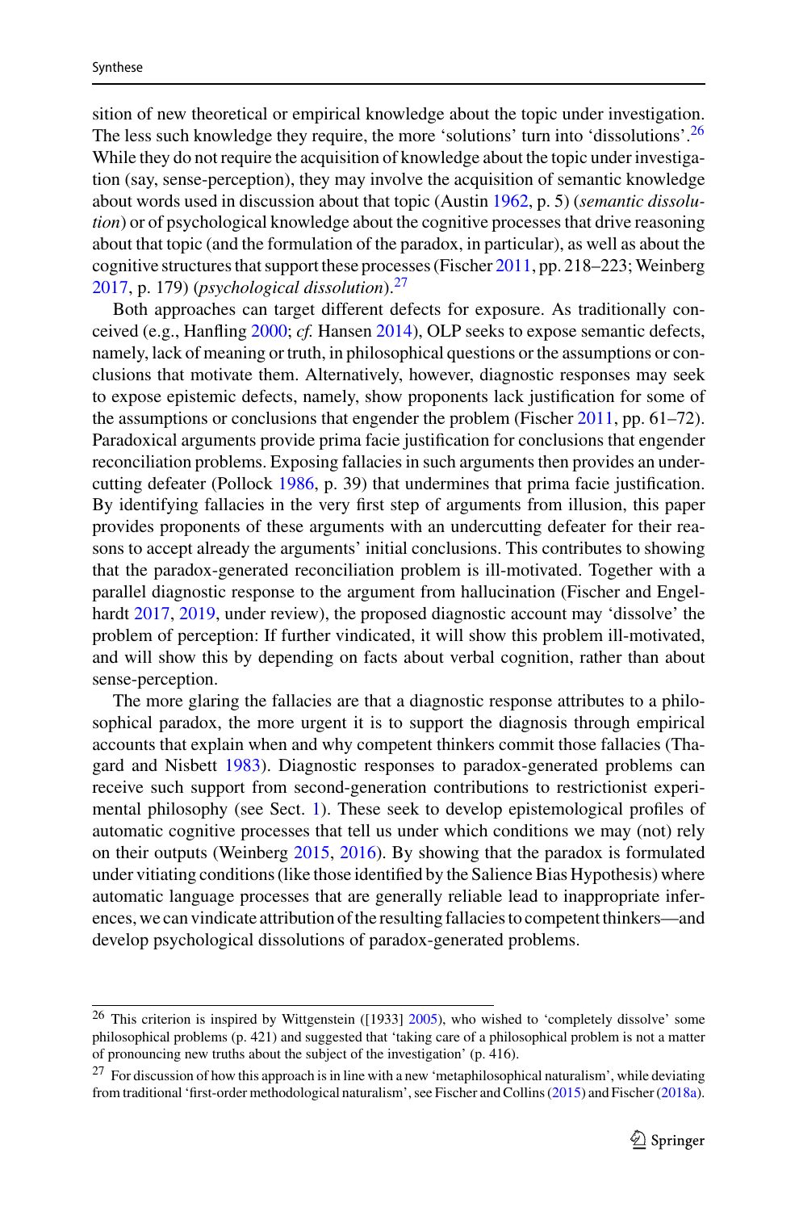sition of new theoretical or empirical knowledge about the topic under investigation. The less such knowledge they require, the more 'solutions' turn into 'dissolutions'.[26] While they do not require the acquisition of knowledge about the topic under investigation (say, sense-perception), they may involve the acquisition of semantic knowledge about words used in discussion about that topic (Austin 1962, p. 5) (*semantic dissolution*) or of psychological knowledge about the cognitive processes that drive reasoning about that topic (and the formulation of the paradox, in particular), as well as about the cognitive structures that support these processes (Fischer 2011, pp. 218–223; Weinberg 2017, p. 179) (*psychological dissolution*).[27]

Both approaches can target different defects for exposure. As traditionally conceived (e.g., Hanfling 2000; *cf.* Hansen 2014), OLP seeks to expose semantic defects, namely, lack of meaning or truth, in philosophical questions or the assumptions or conclusions that motivate them. Alternatively, however, diagnostic responses may seek to expose epistemic defects, namely, show proponents lack justification for some of the assumptions or conclusions that engender the problem (Fischer 2011, pp. 61–72). Paradoxical arguments provide prima facie justification for conclusions that engender reconciliation problems. Exposing fallacies in such arguments then provides an undercutting defeater (Pollock 1986, p. 39) that undermines that prima facie justification. By identifying fallacies in the very first step of arguments from illusion, this paper provides proponents of these arguments with an undercutting defeater for their reasons to accept already the arguments' initial conclusions. This contributes to showing that the paradox-generated reconciliation problem is ill-motivated. Together with a parallel diagnostic response to the argument from hallucination (Fischer and Engelhardt 2017, 2019, under review), the proposed diagnostic account may 'dissolve' the problem of perception: If further vindicated, it will show this problem ill-motivated, and will show this by depending on facts about verbal cognition, rather than about sense-perception.

The more glaring the fallacies are that a diagnostic response attributes to a philosophical paradox, the more urgent it is to support the diagnosis through empirical accounts that explain when and why competent thinkers commit those fallacies (Thagard and Nisbett 1983). Diagnostic responses to paradox-generated problems can receive such support from second-generation contributions to restrictionist experimental philosophy (see Sect. 1). These seek to develop epistemological profiles of automatic cognitive processes that tell us under which conditions we may (not) rely on their outputs (Weinberg 2015, 2016). By showing that the paradox is formulated under vitiating conditions (like those identified by the Salience Bias Hypothesis) where automatic language processes that are generally reliable lead to inappropriate inferences, we can vindicate attribution of the resulting fallacies to competent thinkers—and develop psychological dissolutions of paradox-generated problems.

---

[26] This criterion is inspired by Wittgenstein ([1933] 2005), who wished to 'completely dissolve' some philosophical problems (p. 421) and suggested that 'taking care of a philosophical problem is not a matter of pronouncing new truths about the subject of the investigation' (p. 416).

[27] For discussion of how this approach is in line with a new 'metaphilosophical naturalism', while deviating from traditional 'first-order methodological naturalism', see Fischer and Collins (2015) and Fischer (2018a).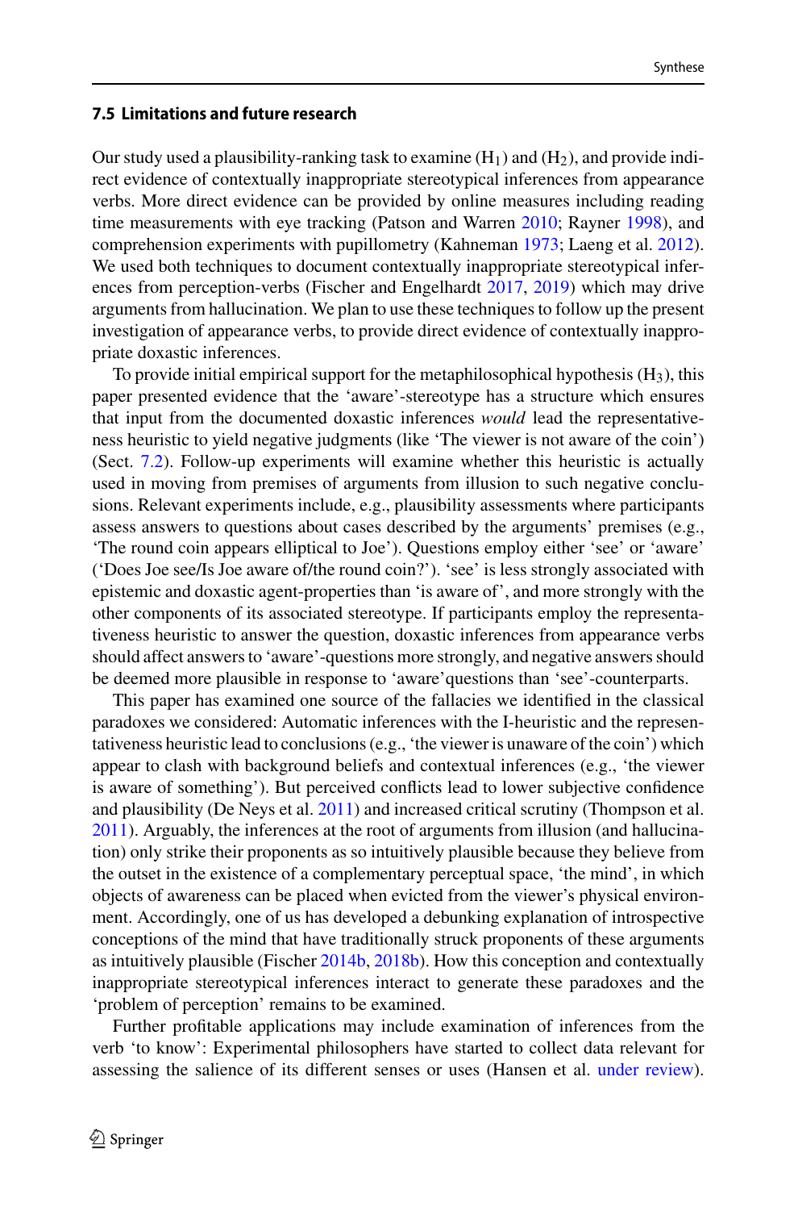### 7.5 Limitations and future research

Our study used a plausibility-ranking task to examine ($H_1$) and ($H_2$), and provide indirect evidence of contextually inappropriate stereotypical inferences from appearance verbs. More direct evidence can be provided by online measures including reading time measurements with eye tracking (Patson and Warren 2010; Rayner 1998), and comprehension experiments with pupillometry (Kahneman 1973; Laeng et al. 2012). We used both techniques to document contextually inappropriate stereotypical inferences from perception-verbs (Fischer and Engelhardt 2017, 2019) which may drive arguments from hallucination. We plan to use these techniques to follow up the present investigation of appearance verbs, to provide direct evidence of contextually inappropriate doxastic inferences.

To provide initial empirical support for the metaphilosophical hypothesis ($H_3$), this paper presented evidence that the 'aware'-stereotype has a structure which ensures that input from the documented doxastic inferences *would* lead the representativeness heuristic to yield negative judgments (like 'The viewer is not aware of the coin') (Sect. 7.2). Follow-up experiments will examine whether this heuristic is actually used in moving from premises of arguments from illusion to such negative conclusions. Relevant experiments include, e.g., plausibility assessments where participants assess answers to questions about cases described by the arguments' premises (e.g., 'The round coin appears elliptical to Joe'). Questions employ either 'see' or 'aware' ('Does Joe see/Is Joe aware of/the round coin?'). 'see' is less strongly associated with epistemic and doxastic agent-properties than 'is aware of', and more strongly with the other components of its associated stereotype. If participants employ the representativeness heuristic to answer the question, doxastic inferences from appearance verbs should affect answers to 'aware'-questions more strongly, and negative answers should be deemed more plausible in response to 'aware'questions than 'see'-counterparts.

This paper has examined one source of the fallacies we identified in the classical paradoxes we considered: Automatic inferences with the I-heuristic and the representativeness heuristic lead to conclusions (e.g., 'the viewer is unaware of the coin') which appear to clash with background beliefs and contextual inferences (e.g., 'the viewer is aware of something'). But perceived conflicts lead to lower subjective confidence and plausibility (De Neys et al. 2011) and increased critical scrutiny (Thompson et al. 2011). Arguably, the inferences at the root of arguments from illusion (and hallucination) only strike their proponents as so intuitively plausible because they believe from the outset in the existence of a complementary perceptual space, 'the mind', in which objects of awareness can be placed when evicted from the viewer's physical environment. Accordingly, one of us has developed a debunking explanation of introspective conceptions of the mind that have traditionally struck proponents of these arguments as intuitively plausible (Fischer 2014b, 2018b). How this conception and contextually inappropriate stereotypical inferences interact to generate these paradoxes and the 'problem of perception' remains to be examined.

Further profitable applications may include examination of inferences from the verb 'to know': Experimental philosophers have started to collect data relevant for assessing the salience of its different senses or uses (Hansen et al. under review).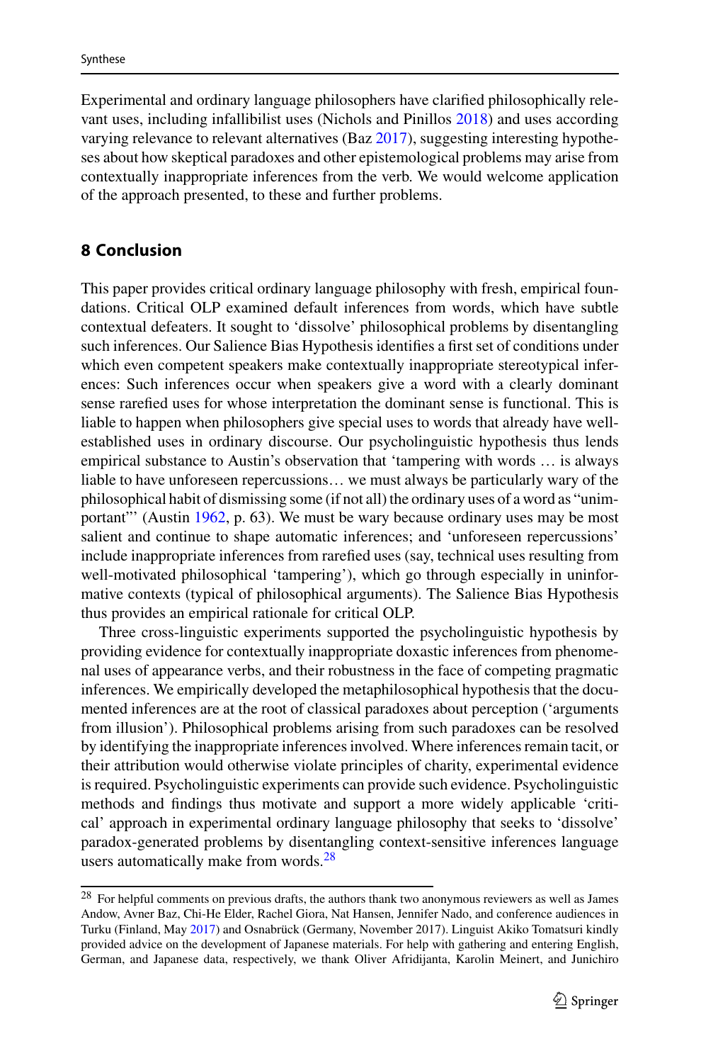Experimental and ordinary language philosophers have clarified philosophically relevant uses, including infallibilist uses (Nichols and Pinillos 2018) and uses according varying relevance to relevant alternatives (Baz 2017), suggesting interesting hypotheses about how skeptical paradoxes and other epistemological problems may arise from contextually inappropriate inferences from the verb. We would welcome application of the approach presented, to these and further problems.

## 8 Conclusion

This paper provides critical ordinary language philosophy with fresh, empirical foundations. Critical OLP examined default inferences from words, which have subtle contextual defeaters. It sought to 'dissolve' philosophical problems by disentangling such inferences. Our Salience Bias Hypothesis identifies a first set of conditions under which even competent speakers make contextually inappropriate stereotypical inferences: Such inferences occur when speakers give a word with a clearly dominant sense rarefied uses for whose interpretation the dominant sense is functional. This is liable to happen when philosophers give special uses to words that already have well-established uses in ordinary discourse. Our psycholinguistic hypothesis thus lends empirical substance to Austin's observation that 'tampering with words … is always liable to have unforeseen repercussions… we must always be particularly wary of the philosophical habit of dismissing some (if not all) the ordinary uses of a word as "unimportant"' (Austin 1962, p. 63). We must be wary because ordinary uses may be most salient and continue to shape automatic inferences; and 'unforeseen repercussions' include inappropriate inferences from rarefied uses (say, technical uses resulting from well-motivated philosophical 'tampering'), which go through especially in uninformative contexts (typical of philosophical arguments). The Salience Bias Hypothesis thus provides an empirical rationale for critical OLP.

Three cross-linguistic experiments supported the psycholinguistic hypothesis by providing evidence for contextually inappropriate doxastic inferences from phenomenal uses of appearance verbs, and their robustness in the face of competing pragmatic inferences. We empirically developed the metaphilosophical hypothesis that the documented inferences are at the root of classical paradoxes about perception ('arguments from illusion'). Philosophical problems arising from such paradoxes can be resolved by identifying the inappropriate inferences involved. Where inferences remain tacit, or their attribution would otherwise violate principles of charity, experimental evidence is required. Psycholinguistic experiments can provide such evidence. Psycholinguistic methods and findings thus motivate and support a more widely applicable 'critical' approach in experimental ordinary language philosophy that seeks to 'dissolve' paradox-generated problems by disentangling context-sensitive inferences language users automatically make from words.[28]

[28] For helpful comments on previous drafts, the authors thank two anonymous reviewers as well as James Andow, Avner Baz, Chi-He Elder, Rachel Giora, Nat Hansen, Jennifer Nado, and conference audiences in Turku (Finland, May 2017) and Osnabrück (Germany, November 2017). Linguist Akiko Tomatsuri kindly provided advice on the development of Japanese materials. For help with gathering and entering English, German, and Japanese data, respectively, we thank Oliver Afridijanta, Karolin Meinert, and Junichiro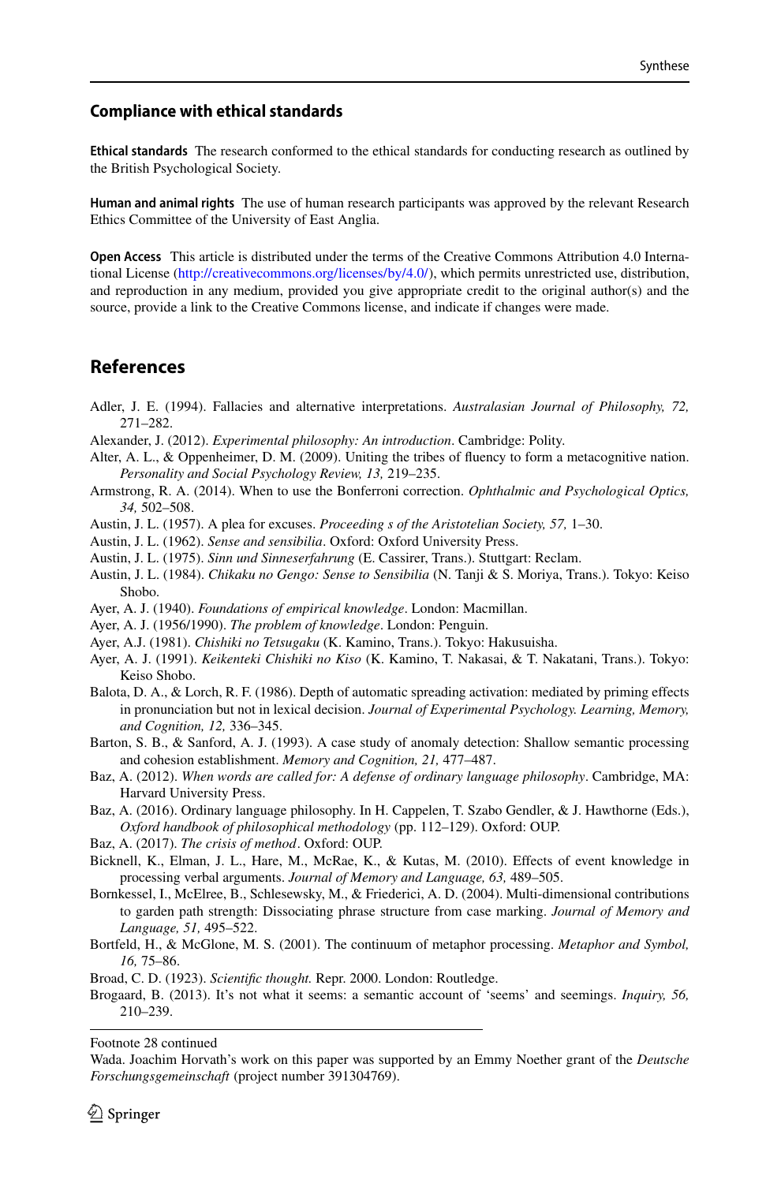## Compliance with ethical standards

**Ethical standards** The research conformed to the ethical standards for conducting research as outlined by the British Psychological Society.

**Human and animal rights** The use of human research participants was approved by the relevant Research Ethics Committee of the University of East Anglia.

**Open Access** This article is distributed under the terms of the Creative Commons Attribution 4.0 International License (http://creativecommons.org/licenses/by/4.0/), which permits unrestricted use, distribution, and reproduction in any medium, provided you give appropriate credit to the original author(s) and the source, provide a link to the Creative Commons license, and indicate if changes were made.

## References

Adler, J. E. (1994). Fallacies and alternative interpretations. *Australasian Journal of Philosophy, 72,* 271–282.

Alexander, J. (2012). *Experimental philosophy: An introduction*. Cambridge: Polity.

Alter, A. L., & Oppenheimer, D. M. (2009). Uniting the tribes of fluency to form a metacognitive nation. *Personality and Social Psychology Review, 13,* 219–235.

Armstrong, R. A. (2014). When to use the Bonferroni correction. *Ophthalmic and Psychological Optics, 34,* 502–508.

Austin, J. L. (1957). A plea for excuses. *Proceeding s of the Aristotelian Society, 57,* 1–30.

Austin, J. L. (1962). *Sense and sensibilia*. Oxford: Oxford University Press.

Austin, J. L. (1975). *Sinn und Sinneserfahrung* (E. Cassirer, Trans.). Stuttgart: Reclam.

Austin, J. L. (1984). *Chikaku no Gengo: Sense to Sensibilia* (N. Tanji & S. Moriya, Trans.). Tokyo: Keiso Shobo.

Ayer, A. J. (1940). *Foundations of empirical knowledge*. London: Macmillan.

Ayer, A. J. (1956/1990). *The problem of knowledge*. London: Penguin.

Ayer, A.J. (1981). *Chishiki no Tetsugaku* (K. Kamino, Trans.). Tokyo: Hakusuisha.

Ayer, A. J. (1991). *Keikenteki Chishiki no Kiso* (K. Kamino, T. Nakasai, & T. Nakatani, Trans.). Tokyo: Keiso Shobo.

Balota, D. A., & Lorch, R. F. (1986). Depth of automatic spreading activation: mediated by priming effects in pronunciation but not in lexical decision. *Journal of Experimental Psychology. Learning, Memory, and Cognition, 12,* 336–345.

Barton, S. B., & Sanford, A. J. (1993). A case study of anomaly detection: Shallow semantic processing and cohesion establishment. *Memory and Cognition, 21,* 477–487.

Baz, A. (2012). *When words are called for: A defense of ordinary language philosophy*. Cambridge, MA: Harvard University Press.

Baz, A. (2016). Ordinary language philosophy. In H. Cappelen, T. Szabo Gendler, & J. Hawthorne (Eds.), *Oxford handbook of philosophical methodology* (pp. 112–129). Oxford: OUP.

Baz, A. (2017). *The crisis of method*. Oxford: OUP.

Bicknell, K., Elman, J. L., Hare, M., McRae, K., & Kutas, M. (2010). Effects of event knowledge in processing verbal arguments. *Journal of Memory and Language, 63,* 489–505.

Bornkessel, I., McElree, B., Schlesewsky, M., & Friederici, A. D. (2004). Multi-dimensional contributions to garden path strength: Dissociating phrase structure from case marking. *Journal of Memory and Language, 51,* 495–522.

Bortfeld, H., & McGlone, M. S. (2001). The continuum of metaphor processing. *Metaphor and Symbol, 16,* 75–86.

Broad, C. D. (1923). *Scientific thought.* Repr. 2000. London: Routledge.

Brogaard, B. (2013). It's not what it seems: a semantic account of 'seems' and seemings. *Inquiry, 56,* 210–239.

---

Footnote 28 continued

Wada. Joachim Horvath's work on this paper was supported by an Emmy Noether grant of the *Deutsche Forschungsgemeinschaft* (project number 391304769).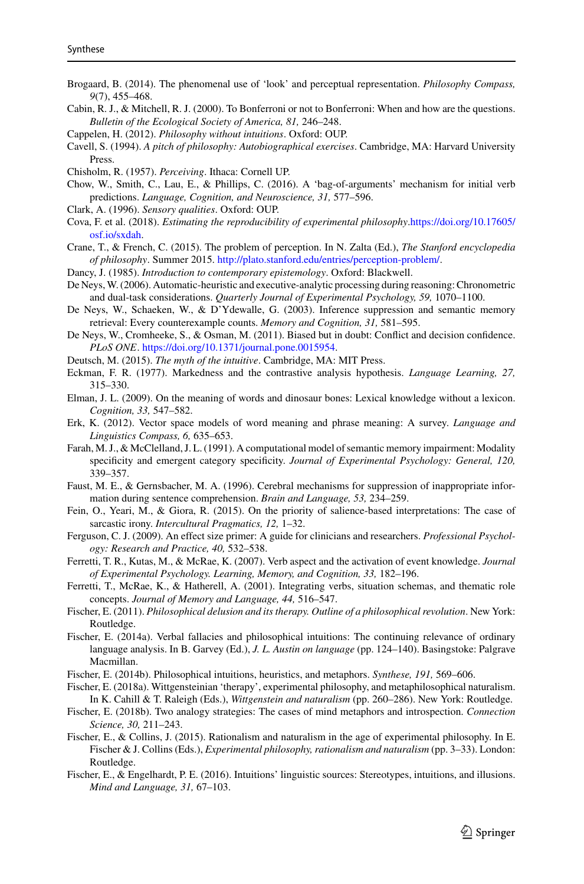Brogaard, B. (2014). The phenomenal use of 'look' and perceptual representation. *Philosophy Compass, 9*(7), 455–468.

Cabin, R. J., & Mitchell, R. J. (2000). To Bonferroni or not to Bonferroni: When and how are the questions. *Bulletin of the Ecological Society of America, 81,* 246–248.

Cappelen, H. (2012). *Philosophy without intuitions*. Oxford: OUP.

Cavell, S. (1994). *A pitch of philosophy: Autobiographical exercises*. Cambridge, MA: Harvard University Press.

Chisholm, R. (1957). *Perceiving*. Ithaca: Cornell UP.

Chow, W., Smith, C., Lau, E., & Phillips, C. (2016). A 'bag-of-arguments' mechanism for initial verb predictions. *Language, Cognition, and Neuroscience, 31,* 577–596.

Clark, A. (1996). *Sensory qualities*. Oxford: OUP.

Cova, F. et al. (2018). *Estimating the reproducibility of experimental philosophy*.https://doi.org/10.17605/osf.io/sxdah.

Crane, T., & French, C. (2015). The problem of perception. In N. Zalta (Ed.), *The Stanford encyclopedia of philosophy*. Summer 2015. http://plato.stanford.edu/entries/perception-problem/.

Dancy, J. (1985). *Introduction to contemporary epistemology*. Oxford: Blackwell.

De Neys, W. (2006). Automatic-heuristic and executive-analytic processing during reasoning: Chronometric and dual-task considerations. *Quarterly Journal of Experimental Psychology, 59,* 1070–1100.

De Neys, W., Schaeken, W., & D'Ydewalle, G. (2003). Inference suppression and semantic memory retrieval: Every counterexample counts. *Memory and Cognition, 31,* 581–595.

De Neys, W., Cromheeke, S., & Osman, M. (2011). Biased but in doubt: Conflict and decision confidence. *PLoS ONE*. https://doi.org/10.1371/journal.pone.0015954.

Deutsch, M. (2015). *The myth of the intuitive*. Cambridge, MA: MIT Press.

Eckman, F. R. (1977). Markedness and the contrastive analysis hypothesis. *Language Learning, 27,* 315–330.

Elman, J. L. (2009). On the meaning of words and dinosaur bones: Lexical knowledge without a lexicon. *Cognition, 33,* 547–582.

Erk, K. (2012). Vector space models of word meaning and phrase meaning: A survey. *Language and Linguistics Compass, 6,* 635–653.

Farah, M. J., & McClelland, J. L. (1991). A computational model of semantic memory impairment: Modality specificity and emergent category specificity. *Journal of Experimental Psychology: General, 120,* 339–357.

Faust, M. E., & Gernsbacher, M. A. (1996). Cerebral mechanisms for suppression of inappropriate information during sentence comprehension. *Brain and Language, 53,* 234–259.

Fein, O., Yeari, M., & Giora, R. (2015). On the priority of salience-based interpretations: The case of sarcastic irony. *Intercultural Pragmatics, 12,* 1–32.

Ferguson, C. J. (2009). An effect size primer: A guide for clinicians and researchers. *Professional Psychology: Research and Practice, 40,* 532–538.

Ferretti, T. R., Kutas, M., & McRae, K. (2007). Verb aspect and the activation of event knowledge. *Journal of Experimental Psychology. Learning, Memory, and Cognition, 33,* 182–196.

Ferretti, T., McRae, K., & Hatherell, A. (2001). Integrating verbs, situation schemas, and thematic role concepts. *Journal of Memory and Language, 44,* 516–547.

Fischer, E. (2011). *Philosophical delusion and its therapy. Outline of a philosophical revolution*. New York: Routledge.

Fischer, E. (2014a). Verbal fallacies and philosophical intuitions: The continuing relevance of ordinary language analysis. In B. Garvey (Ed.), *J. L. Austin on language* (pp. 124–140). Basingstoke: Palgrave Macmillan.

Fischer, E. (2014b). Philosophical intuitions, heuristics, and metaphors. *Synthese, 191,* 569–606.

Fischer, E. (2018a). Wittgensteinian 'therapy', experimental philosophy, and metaphilosophical naturalism. In K. Cahill & T. Raleigh (Eds.), *Wittgenstein and naturalism* (pp. 260–286). New York: Routledge.

Fischer, E. (2018b). Two analogy strategies: The cases of mind metaphors and introspection. *Connection Science, 30,* 211–243.

Fischer, E., & Collins, J. (2015). Rationalism and naturalism in the age of experimental philosophy. In E. Fischer & J. Collins (Eds.), *Experimental philosophy, rationalism and naturalism* (pp. 3–33). London: Routledge.

Fischer, E., & Engelhardt, P. E. (2016). Intuitions' linguistic sources: Stereotypes, intuitions, and illusions. *Mind and Language, 31,* 67–103.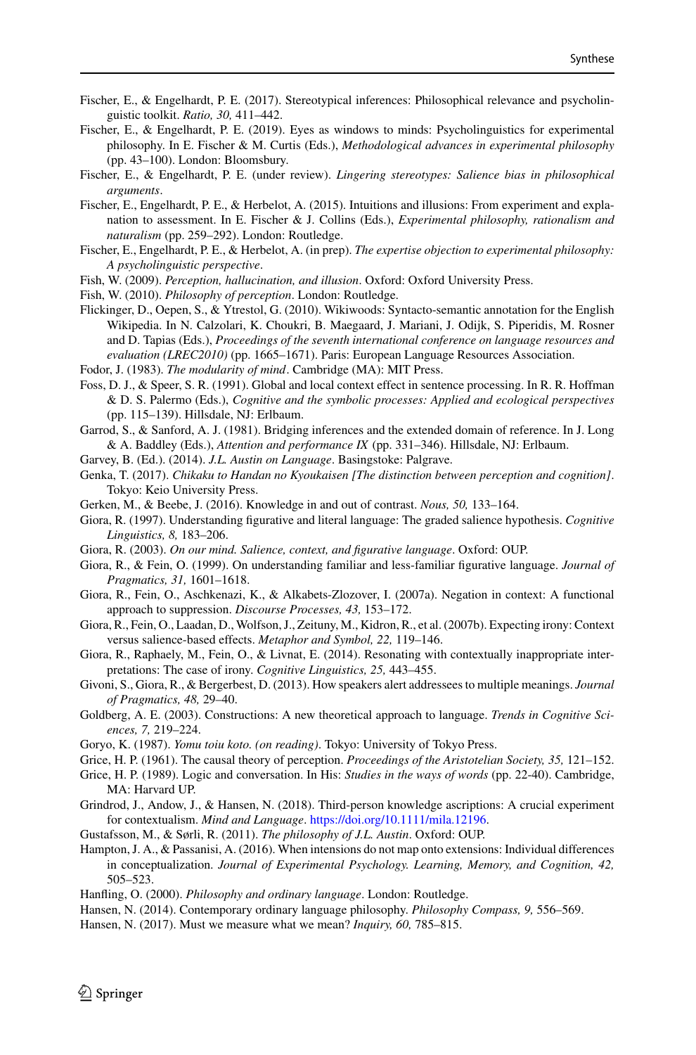Fischer, E., & Engelhardt, P. E. (2017). Stereotypical inferences: Philosophical relevance and psycholinguistic toolkit. *Ratio, 30,* 411–442.

Fischer, E., & Engelhardt, P. E. (2019). Eyes as windows to minds: Psycholinguistics for experimental philosophy. In E. Fischer & M. Curtis (Eds.), *Methodological advances in experimental philosophy* (pp. 43–100). London: Bloomsbury.

Fischer, E., & Engelhardt, P. E. (under review). *Lingering stereotypes: Salience bias in philosophical arguments*.

Fischer, E., Engelhardt, P. E., & Herbelot, A. (2015). Intuitions and illusions: From experiment and explanation to assessment. In E. Fischer & J. Collins (Eds.), *Experimental philosophy, rationalism and naturalism* (pp. 259–292). London: Routledge.

Fischer, E., Engelhardt, P. E., & Herbelot, A. (in prep). *The expertise objection to experimental philosophy: A psycholinguistic perspective*.

Fish, W. (2009). *Perception, hallucination, and illusion*. Oxford: Oxford University Press.

Fish, W. (2010). *Philosophy of perception*. London: Routledge.

Flickinger, D., Oepen, S., & Ytrestol, G. (2010). Wikiwoods: Syntacto-semantic annotation for the English Wikipedia. In N. Calzolari, K. Choukri, B. Maegaard, J. Mariani, J. Odijk, S. Piperidis, M. Rosner and D. Tapias (Eds.), *Proceedings of the seventh international conference on language resources and evaluation (LREC2010)* (pp. 1665–1671). Paris: European Language Resources Association.

Fodor, J. (1983). *The modularity of mind*. Cambridge (MA): MIT Press.

Foss, D. J., & Speer, S. R. (1991). Global and local context effect in sentence processing. In R. R. Hoffman & D. S. Palermo (Eds.), *Cognitive and the symbolic processes: Applied and ecological perspectives* (pp. 115–139). Hillsdale, NJ: Erlbaum.

Garrod, S., & Sanford, A. J. (1981). Bridging inferences and the extended domain of reference. In J. Long & A. Baddley (Eds.), *Attention and performance IX* (pp. 331–346). Hillsdale, NJ: Erlbaum.

Garvey, B. (Ed.). (2014). *J.L. Austin on Language*. Basingstoke: Palgrave.

Genka, T. (2017). *Chikaku to Handan no Kyoukaisen [The distinction between perception and cognition]*. Tokyo: Keio University Press.

Gerken, M., & Beebe, J. (2016). Knowledge in and out of contrast. *Nous, 50,* 133–164.

Giora, R. (1997). Understanding figurative and literal language: The graded salience hypothesis. *Cognitive Linguistics, 8,* 183–206.

Giora, R. (2003). *On our mind. Salience, context, and figurative language*. Oxford: OUP.

Giora, R., & Fein, O. (1999). On understanding familiar and less-familiar figurative language. *Journal of Pragmatics, 31,* 1601–1618.

Giora, R., Fein, O., Aschkenazi, K., & Alkabets-Zlozover, I. (2007a). Negation in context: A functional approach to suppression. *Discourse Processes, 43,* 153–172.

Giora, R., Fein, O., Laadan, D., Wolfson, J., Zeituny, M., Kidron, R., et al. (2007b). Expecting irony: Context versus salience-based effects. *Metaphor and Symbol, 22,* 119–146.

Giora, R., Raphaely, M., Fein, O., & Livnat, E. (2014). Resonating with contextually inappropriate interpretations: The case of irony. *Cognitive Linguistics, 25,* 443–455.

Givoni, S., Giora, R., & Bergerbest, D. (2013). How speakers alert addressees to multiple meanings. *Journal of Pragmatics, 48,* 29–40.

Goldberg, A. E. (2003). Constructions: A new theoretical approach to language. *Trends in Cognitive Sciences, 7,* 219–224.

Goryo, K. (1987). *Yomu toiu koto. (on reading)*. Tokyo: University of Tokyo Press.

Grice, H. P. (1961). The causal theory of perception. *Proceedings of the Aristotelian Society, 35,* 121–152.

Grice, H. P. (1989). Logic and conversation. In His: *Studies in the ways of words* (pp. 22-40). Cambridge, MA: Harvard UP.

Grindrod, J., Andow, J., & Hansen, N. (2018). Third-person knowledge ascriptions: A crucial experiment for contextualism. *Mind and Language*. https://doi.org/10.1111/mila.12196.

Gustafsson, M., & Sørli, R. (2011). *The philosophy of J.L. Austin*. Oxford: OUP.

Hampton, J. A., & Passanisi, A. (2016). When intensions do not map onto extensions: Individual differences in conceptualization. *Journal of Experimental Psychology. Learning, Memory, and Cognition, 42,* 505–523.

Hanfling, O. (2000). *Philosophy and ordinary language*. London: Routledge.

Hansen, N. (2014). Contemporary ordinary language philosophy. *Philosophy Compass, 9,* 556–569.

Hansen, N. (2017). Must we measure what we mean? *Inquiry, 60,* 785–815.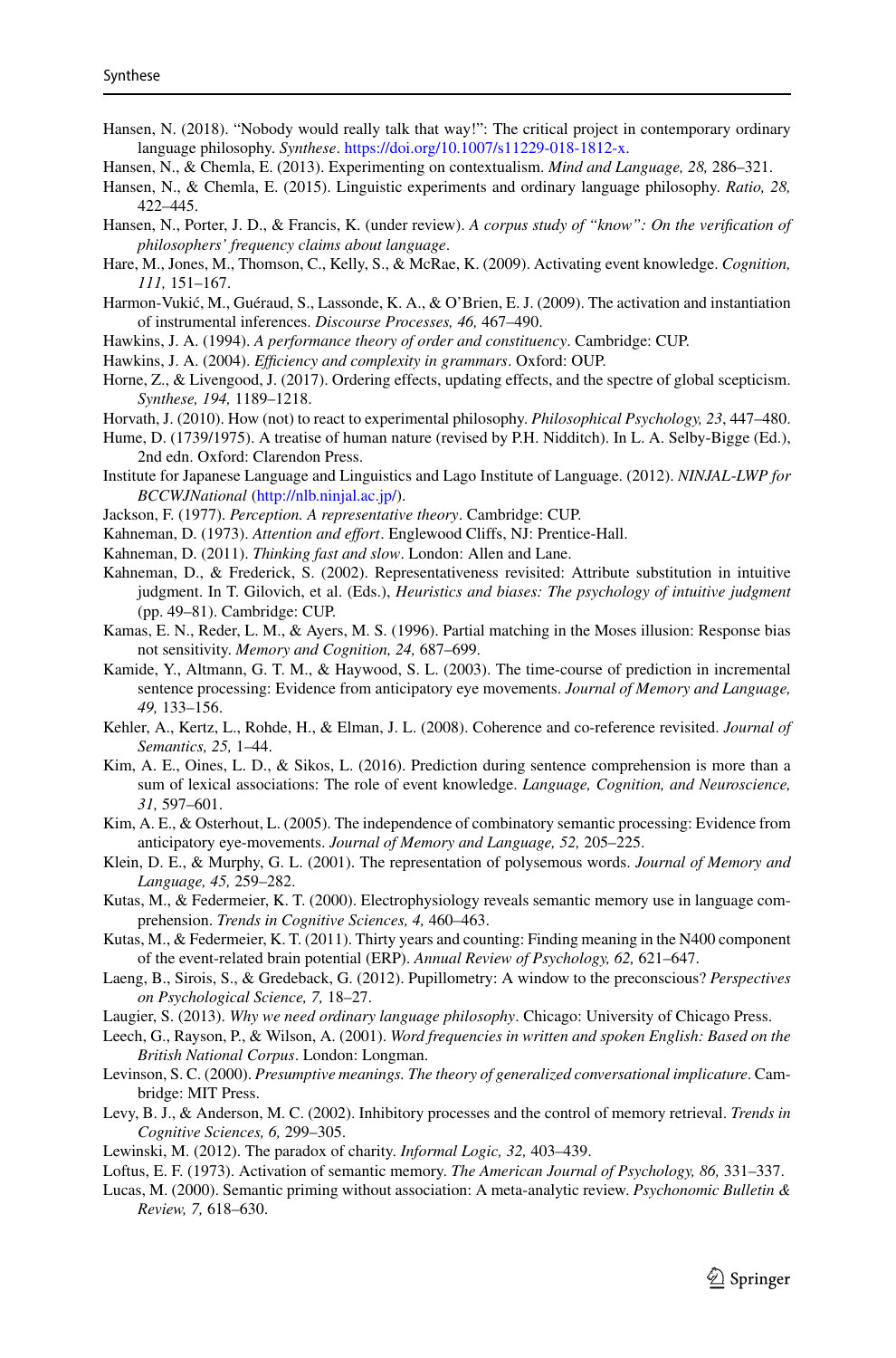Hansen, N. (2018). "Nobody would really talk that way!": The critical project in contemporary ordinary language philosophy. *Synthese*. https://doi.org/10.1007/s11229-018-1812-x.

Hansen, N., & Chemla, E. (2013). Experimenting on contextualism. *Mind and Language, 28,* 286–321.

Hansen, N., & Chemla, E. (2015). Linguistic experiments and ordinary language philosophy. *Ratio, 28,* 422–445.

Hansen, N., Porter, J. D., & Francis, K. (under review). *A corpus study of "know": On the verification of philosophers' frequency claims about language*.

Hare, M., Jones, M., Thomson, C., Kelly, S., & McRae, K. (2009). Activating event knowledge. *Cognition, 111,* 151–167.

Harmon-Vukić, M., Guéraud, S., Lassonde, K. A., & O'Brien, E. J. (2009). The activation and instantiation of instrumental inferences. *Discourse Processes, 46,* 467–490.

Hawkins, J. A. (1994). *A performance theory of order and constituency*. Cambridge: CUP.

Hawkins, J. A. (2004). *Efficiency and complexity in grammars*. Oxford: OUP.

Horne, Z., & Livengood, J. (2017). Ordering effects, updating effects, and the spectre of global scepticism. *Synthese, 194,* 1189–1218.

Horvath, J. (2010). How (not) to react to experimental philosophy. *Philosophical Psychology, 23*, 447–480.

Hume, D. (1739/1975). A treatise of human nature (revised by P.H. Nidditch). In L. A. Selby-Bigge (Ed.), 2nd edn. Oxford: Clarendon Press.

Institute for Japanese Language and Linguistics and Lago Institute of Language. (2012). *NINJAL-LWP for BCCWJNational* (http://nlb.ninjal.ac.jp/).

Jackson, F. (1977). *Perception. A representative theory*. Cambridge: CUP.

Kahneman, D. (1973). *Attention and effort*. Englewood Cliffs, NJ: Prentice-Hall.

Kahneman, D. (2011). *Thinking fast and slow*. London: Allen and Lane.

Kahneman, D., & Frederick, S. (2002). Representativeness revisited: Attribute substitution in intuitive judgment. In T. Gilovich, et al. (Eds.), *Heuristics and biases: The psychology of intuitive judgment* (pp. 49–81). Cambridge: CUP.

Kamas, E. N., Reder, L. M., & Ayers, M. S. (1996). Partial matching in the Moses illusion: Response bias not sensitivity. *Memory and Cognition, 24,* 687–699.

Kamide, Y., Altmann, G. T. M., & Haywood, S. L. (2003). The time-course of prediction in incremental sentence processing: Evidence from anticipatory eye movements. *Journal of Memory and Language, 49,* 133–156.

Kehler, A., Kertz, L., Rohde, H., & Elman, J. L. (2008). Coherence and co-reference revisited. *Journal of Semantics, 25,* 1–44.

Kim, A. E., Oines, L. D., & Sikos, L. (2016). Prediction during sentence comprehension is more than a sum of lexical associations: The role of event knowledge. *Language, Cognition, and Neuroscience, 31,* 597–601.

Kim, A. E., & Osterhout, L. (2005). The independence of combinatory semantic processing: Evidence from anticipatory eye-movements. *Journal of Memory and Language, 52,* 205–225.

Klein, D. E., & Murphy, G. L. (2001). The representation of polysemous words. *Journal of Memory and Language, 45,* 259–282.

Kutas, M., & Federmeier, K. T. (2000). Electrophysiology reveals semantic memory use in language comprehension. *Trends in Cognitive Sciences, 4,* 460–463.

Kutas, M., & Federmeier, K. T. (2011). Thirty years and counting: Finding meaning in the N400 component of the event-related brain potential (ERP). *Annual Review of Psychology, 62,* 621–647.

Laeng, B., Sirois, S., & Gredeback, G. (2012). Pupillometry: A window to the preconscious? *Perspectives on Psychological Science, 7,* 18–27.

Laugier, S. (2013). *Why we need ordinary language philosophy*. Chicago: University of Chicago Press.

Leech, G., Rayson, P., & Wilson, A. (2001). *Word frequencies in written and spoken English: Based on the British National Corpus*. London: Longman.

Levinson, S. C. (2000). *Presumptive meanings. The theory of generalized conversational implicature*. Cambridge: MIT Press.

Levy, B. J., & Anderson, M. C. (2002). Inhibitory processes and the control of memory retrieval. *Trends in Cognitive Sciences, 6,* 299–305.

Lewinski, M. (2012). The paradox of charity. *Informal Logic, 32,* 403–439.

Loftus, E. F. (1973). Activation of semantic memory. *The American Journal of Psychology, 86,* 331–337.

Lucas, M. (2000). Semantic priming without association: A meta-analytic review. *Psychonomic Bulletin & Review, 7,* 618–630.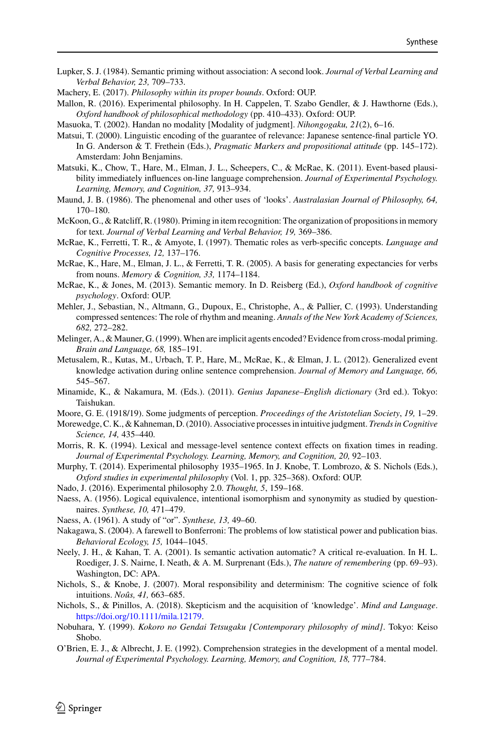Lupker, S. J. (1984). Semantic priming without association: A second look. *Journal of Verbal Learning and Verbal Behavior, 23,* 709–733.

Machery, E. (2017). *Philosophy within its proper bounds*. Oxford: OUP.

Mallon, R. (2016). Experimental philosophy. In H. Cappelen, T. Szabo Gendler, & J. Hawthorne (Eds.), *Oxford handbook of philosophical methodology* (pp. 410–433). Oxford: OUP.

Masuoka, T. (2002). Handan no modality [Modality of judgment]. *Nihongogaku, 21*(2), 6–16.

Matsui, T. (2000). Linguistic encoding of the guarantee of relevance: Japanese sentence-final particle YO. In G. Anderson & T. Frethein (Eds.), *Pragmatic Markers and propositional attitude* (pp. 145–172). Amsterdam: John Benjamins.

Matsuki, K., Chow, T., Hare, M., Elman, J. L., Scheepers, C., & McRae, K. (2011). Event-based plausibility immediately influences on-line language comprehension. *Journal of Experimental Psychology. Learning, Memory, and Cognition, 37,* 913–934.

Maund, J. B. (1986). The phenomenal and other uses of 'looks'. *Australasian Journal of Philosophy, 64,* 170–180.

McKoon, G., & Ratcliff, R. (1980). Priming in item recognition: The organization of propositions in memory for text. *Journal of Verbal Learning and Verbal Behavior, 19,* 369–386.

McRae, K., Ferretti, T. R., & Amyote, I. (1997). Thematic roles as verb-specific concepts. *Language and Cognitive Processes, 12,* 137–176.

McRae, K., Hare, M., Elman, J. L., & Ferretti, T. R. (2005). A basis for generating expectancies for verbs from nouns. *Memory & Cognition, 33,* 1174–1184.

McRae, K., & Jones, M. (2013). Semantic memory. In D. Reisberg (Ed.), *Oxford handbook of cognitive psychology*. Oxford: OUP.

Mehler, J., Sebastian, N., Altmann, G., Dupoux, E., Christophe, A., & Pallier, C. (1993). Understanding compressed sentences: The role of rhythm and meaning. *Annals of the New York Academy of Sciences, 682,* 272–282.

Melinger, A., & Mauner, G. (1999). When are implicit agents encoded? Evidence from cross-modal priming. *Brain and Language, 68,* 185–191.

Metusalem, R., Kutas, M., Urbach, T. P., Hare, M., McRae, K., & Elman, J. L. (2012). Generalized event knowledge activation during online sentence comprehension. *Journal of Memory and Language, 66,* 545–567.

Minamide, K., & Nakamura, M. (Eds.). (2011). *Genius Japanese–English dictionary* (3rd ed.). Tokyo: Taishukan.

Moore, G. E. (1918/19). Some judgments of perception. *Proceedings of the Aristotelian Society*, *19,* 1–29.

Morewedge, C. K., & Kahneman, D. (2010). Associative processes in intuitive judgment. *Trends in Cognitive Science, 14,* 435–440.

Morris, R. K. (1994). Lexical and message-level sentence context effects on fixation times in reading. *Journal of Experimental Psychology. Learning, Memory, and Cognition, 20,* 92–103.

Murphy, T. (2014). Experimental philosophy 1935–1965. In J. Knobe, T. Lombrozo, & S. Nichols (Eds.), *Oxford studies in experimental philosophy* (Vol. 1, pp. 325–368). Oxford: OUP.

Nado, J. (2016). Experimental philosophy 2.0. *Thought, 5*, 159–168.

Naess, A. (1956). Logical equivalence, intentional isomorphism and synonymity as studied by questionnaires. *Synthese, 10,* 471–479.

Naess, A. (1961). A study of "or". *Synthese, 13,* 49–60.

Nakagawa, S. (2004). A farewell to Bonferroni: The problems of low statistical power and publication bias. *Behavioral Ecology, 15,* 1044–1045.

Neely, J. H., & Kahan, T. A. (2001). Is semantic activation automatic? A critical re-evaluation. In H. L. Roediger, J. S. Nairne, I. Neath, & A. M. Surprenant (Eds.), *The nature of remembering* (pp. 69–93). Washington, DC: APA.

Nichols, S., & Knobe, J. (2007). Moral responsibility and determinism: The cognitive science of folk intuitions. *Noûs, 41,* 663–685.

Nichols, S., & Pinillos, A. (2018). Skepticism and the acquisition of 'knowledge'. *Mind and Language*. https://doi.org/10.1111/mila.12179.

Nobuhara, Y. (1999). *Kokoro no Gendai Tetsugaku [Contemporary philosophy of mind]*. Tokyo: Keiso Shobo.

O'Brien, E. J., & Albrecht, J. E. (1992). Comprehension strategies in the development of a mental model. *Journal of Experimental Psychology. Learning, Memory, and Cognition, 18,* 777–784.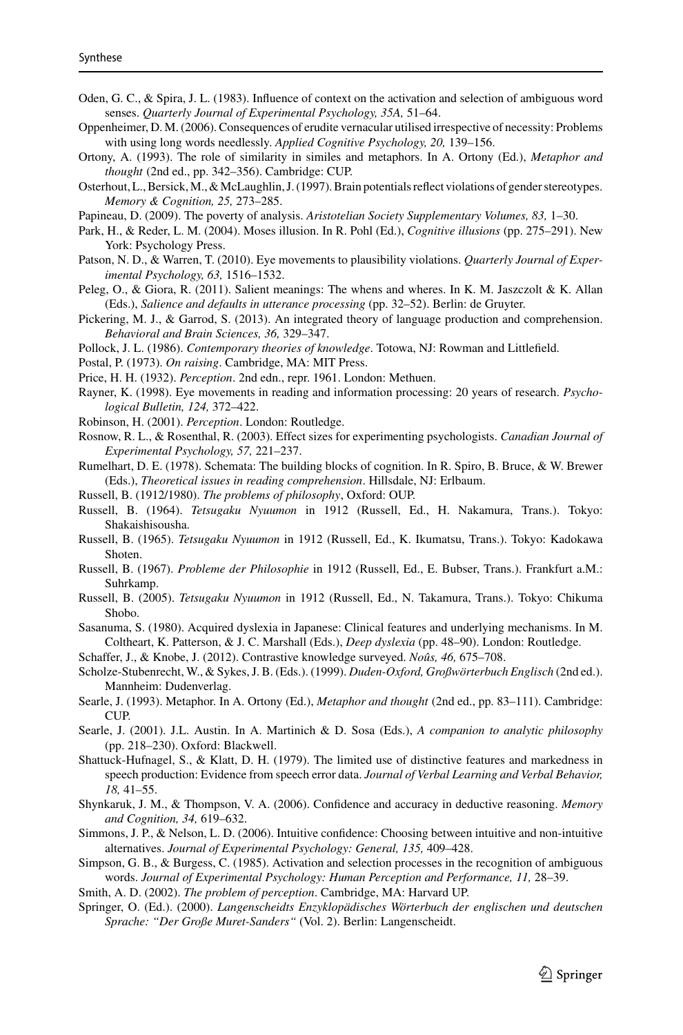Oden, G. C., & Spira, J. L. (1983). Influence of context on the activation and selection of ambiguous word senses. *Quarterly Journal of Experimental Psychology, 35A,* 51–64.

Oppenheimer, D. M. (2006). Consequences of erudite vernacular utilised irrespective of necessity: Problems with using long words needlessly. *Applied Cognitive Psychology, 20,* 139–156.

Ortony, A. (1993). The role of similarity in similes and metaphors. In A. Ortony (Ed.), *Metaphor and thought* (2nd ed., pp. 342–356). Cambridge: CUP.

Osterhout, L., Bersick, M., & McLaughlin, J. (1997). Brain potentials reflect violations of gender stereotypes. *Memory & Cognition, 25,* 273–285.

Papineau, D. (2009). The poverty of analysis. *Aristotelian Society Supplementary Volumes, 83,* 1–30.

Park, H., & Reder, L. M. (2004). Moses illusion. In R. Pohl (Ed.), *Cognitive illusions* (pp. 275–291). New York: Psychology Press.

Patson, N. D., & Warren, T. (2010). Eye movements to plausibility violations. *Quarterly Journal of Experimental Psychology, 63,* 1516–1532.

Peleg, O., & Giora, R. (2011). Salient meanings: The whens and wheres. In K. M. Jaszczolt & K. Allan (Eds.), *Salience and defaults in utterance processing* (pp. 32–52). Berlin: de Gruyter.

Pickering, M. J., & Garrod, S. (2013). An integrated theory of language production and comprehension. *Behavioral and Brain Sciences, 36,* 329–347.

Pollock, J. L. (1986). *Contemporary theories of knowledge*. Totowa, NJ: Rowman and Littlefield.

Postal, P. (1973). *On raising*. Cambridge, MA: MIT Press.

Price, H. H. (1932). *Perception*. 2nd edn., repr. 1961. London: Methuen.

Rayner, K. (1998). Eye movements in reading and information processing: 20 years of research. *Psychological Bulletin, 124,* 372–422.

Robinson, H. (2001). *Perception*. London: Routledge.

Rosnow, R. L., & Rosenthal, R. (2003). Effect sizes for experimenting psychologists. *Canadian Journal of Experimental Psychology, 57,* 221–237.

Rumelhart, D. E. (1978). Schemata: The building blocks of cognition. In R. Spiro, B. Bruce, & W. Brewer (Eds.), *Theoretical issues in reading comprehension*. Hillsdale, NJ: Erlbaum.

Russell, B. (1912/1980). *The problems of philosophy*, Oxford: OUP.

Russell, B. (1964). *Tetsugaku Nyuumon* in 1912 (Russell, Ed., H. Nakamura, Trans.). Tokyo: Shakaishisousha.

Russell, B. (1965). *Tetsugaku Nyuumon* in 1912 (Russell, Ed., K. Ikumatsu, Trans.). Tokyo: Kadokawa Shoten.

Russell, B. (1967). *Probleme der Philosophie* in 1912 (Russell, Ed., E. Bubser, Trans.). Frankfurt a.M.: Suhrkamp.

Russell, B. (2005). *Tetsugaku Nyuumon* in 1912 (Russell, Ed., N. Takamura, Trans.). Tokyo: Chikuma Shobo.

Sasanuma, S. (1980). Acquired dyslexia in Japanese: Clinical features and underlying mechanisms. In M. Coltheart, K. Patterson, & J. C. Marshall (Eds.), *Deep dyslexia* (pp. 48–90). London: Routledge.

Schaffer, J., & Knobe, J. (2012). Contrastive knowledge surveyed. *Noûs, 46,* 675–708.

Scholze-Stubenrecht, W., & Sykes, J. B. (Eds.). (1999). *Duden-Oxford, Großwörterbuch Englisch* (2nd ed.). Mannheim: Dudenverlag.

Searle, J. (1993). Metaphor. In A. Ortony (Ed.), *Metaphor and thought* (2nd ed., pp. 83–111). Cambridge: CUP.

Searle, J. (2001). J.L. Austin. In A. Martinich & D. Sosa (Eds.), *A companion to analytic philosophy* (pp. 218–230). Oxford: Blackwell.

Shattuck-Hufnagel, S., & Klatt, D. H. (1979). The limited use of distinctive features and markedness in speech production: Evidence from speech error data. *Journal of Verbal Learning and Verbal Behavior, 18,* 41–55.

Shynkaruk, J. M., & Thompson, V. A. (2006). Confidence and accuracy in deductive reasoning. *Memory and Cognition, 34,* 619–632.

Simmons, J. P., & Nelson, L. D. (2006). Intuitive confidence: Choosing between intuitive and non-intuitive alternatives. *Journal of Experimental Psychology: General, 135,* 409–428.

Simpson, G. B., & Burgess, C. (1985). Activation and selection processes in the recognition of ambiguous words. *Journal of Experimental Psychology: Human Perception and Performance, 11,* 28–39.

Smith, A. D. (2002). *The problem of perception*. Cambridge, MA: Harvard UP.

Springer, O. (Ed.). (2000). *Langenscheidts Enzyklopädisches Wörterbuch der englischen und deutschen Sprache: "Der Große Muret-Sanders"* (Vol. 2). Berlin: Langenscheidt.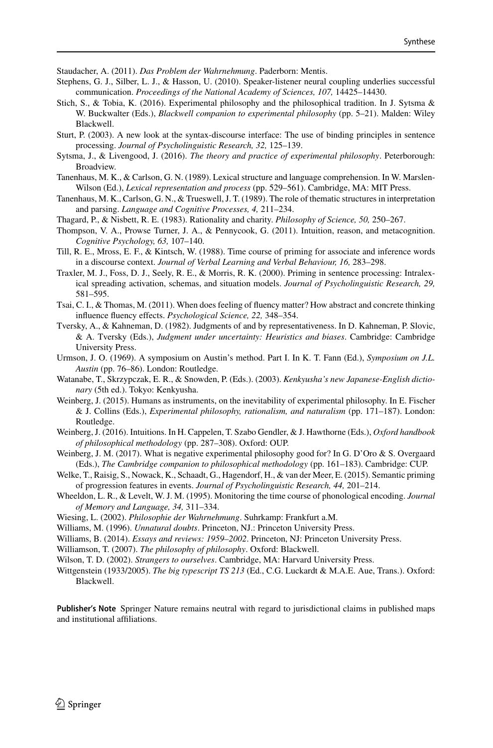Staudacher, A. (2011). *Das Problem der Wahrnehmung*. Paderborn: Mentis.

Stephens, G. J., Silber, L. J., & Hasson, U. (2010). Speaker-listener neural coupling underlies successful communication. *Proceedings of the National Academy of Sciences, 107,* 14425–14430.

Stich, S., & Tobia, K. (2016). Experimental philosophy and the philosophical tradition. In J. Sytsma & W. Buckwalter (Eds.), *Blackwell companion to experimental philosophy* (pp. 5–21). Malden: Wiley Blackwell.

Sturt, P. (2003). A new look at the syntax-discourse interface: The use of binding principles in sentence processing. *Journal of Psycholinguistic Research, 32,* 125–139.

Sytsma, J., & Livengood, J. (2016). *The theory and practice of experimental philosophy*. Peterborough: Broadview.

Tanenhaus, M. K., & Carlson, G. N. (1989). Lexical structure and language comprehension. In W. Marslen-Wilson (Ed.), *Lexical representation and process* (pp. 529–561). Cambridge, MA: MIT Press.

Tanenhaus, M. K., Carlson, G. N., & Trueswell, J. T. (1989). The role of thematic structures in interpretation and parsing. *Language and Cognitive Processes, 4,* 211–234.

Thagard, P., & Nisbett, R. E. (1983). Rationality and charity. *Philosophy of Science, 50,* 250–267.

Thompson, V. A., Prowse Turner, J. A., & Pennycook, G. (2011). Intuition, reason, and metacognition. *Cognitive Psychology, 63,* 107–140.

Till, R. E., Mross, E. F., & Kintsch, W. (1988). Time course of priming for associate and inference words in a discourse context. *Journal of Verbal Learning and Verbal Behaviour, 16,* 283–298.

Traxler, M. J., Foss, D. J., Seely, R. E., & Morris, R. K. (2000). Priming in sentence processing: Intralexical spreading activation, schemas, and situation models. *Journal of Psycholinguistic Research, 29,* 581–595.

Tsai, C. I., & Thomas, M. (2011). When does feeling of fluency matter? How abstract and concrete thinking influence fluency effects. *Psychological Science, 22,* 348–354.

Tversky, A., & Kahneman, D. (1982). Judgments of and by representativeness. In D. Kahneman, P. Slovic, & A. Tversky (Eds.), *Judgment under uncertainty: Heuristics and biases*. Cambridge: Cambridge University Press.

Urmson, J. O. (1969). A symposium on Austin's method. Part I. In K. T. Fann (Ed.), *Symposium on J.L. Austin* (pp. 76–86). London: Routledge.

Watanabe, T., Skrzypczak, E. R., & Snowden, P. (Eds.). (2003). *Kenkyusha's new Japanese-English dictionary* (5th ed.). Tokyo: Kenkyusha.

Weinberg, J. (2015). Humans as instruments, on the inevitability of experimental philosophy. In E. Fischer & J. Collins (Eds.), *Experimental philosophy, rationalism, and naturalism* (pp. 171–187). London: Routledge.

Weinberg, J. (2016). Intuitions. In H. Cappelen, T. Szabo Gendler, & J. Hawthorne (Eds.), *Oxford handbook of philosophical methodology* (pp. 287–308). Oxford: OUP.

Weinberg, J. M. (2017). What is negative experimental philosophy good for? In G. D'Oro & S. Overgaard (Eds.), *The Cambridge companion to philosophical methodology* (pp. 161–183). Cambridge: CUP.

Welke, T., Raisig, S., Nowack, K., Schaadt, G., Hagendorf, H., & van der Meer, E. (2015). Semantic priming of progression features in events. *Journal of Psycholinguistic Research, 44,* 201–214.

Wheeldon, L. R., & Levelt, W. J. M. (1995). Monitoring the time course of phonological encoding. *Journal of Memory and Language, 34,* 311–334.

Wiesing, L. (2002). *Philosophie der Wahrnehmung*. Suhrkamp: Frankfurt a.M.

Williams, M. (1996). *Unnatural doubts*. Princeton, NJ.: Princeton University Press.

Williams, B. (2014). *Essays and reviews: 1959–2002*. Princeton, NJ: Princeton University Press.

Williamson, T. (2007). *The philosophy of philosophy*. Oxford: Blackwell.

Wilson, T. D. (2002). *Strangers to ourselves*. Cambridge, MA: Harvard University Press.

Wittgenstein (1933/2005). *The big typescript TS 213* (Ed., C.G. Luckardt & M.A.E. Aue, Trans.). Oxford: Blackwell.

**Publisher's Note** Springer Nature remains neutral with regard to jurisdictional claims in published maps and institutional affiliations.